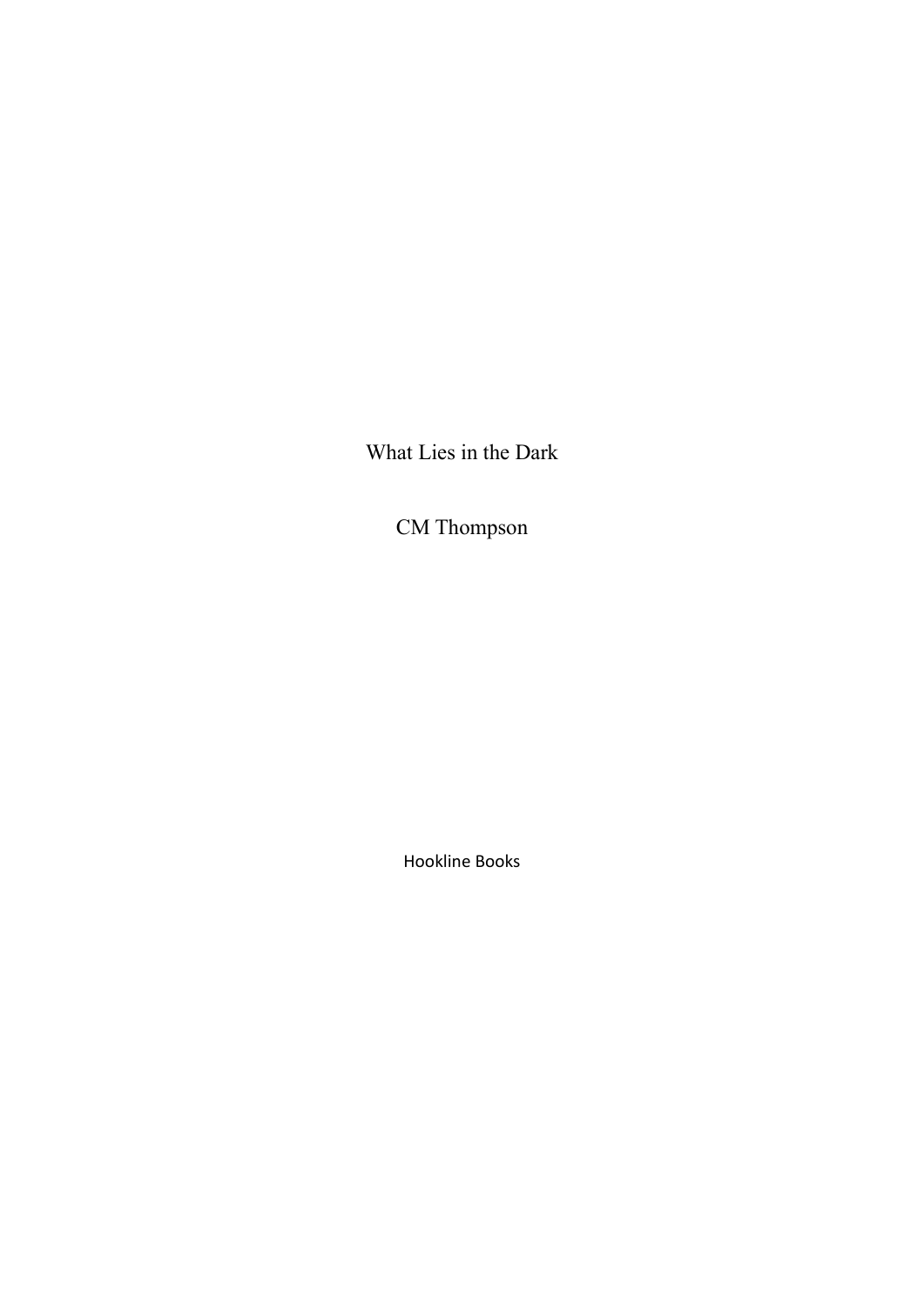# What Lies in the Dark

CM Thompson

Hookline Books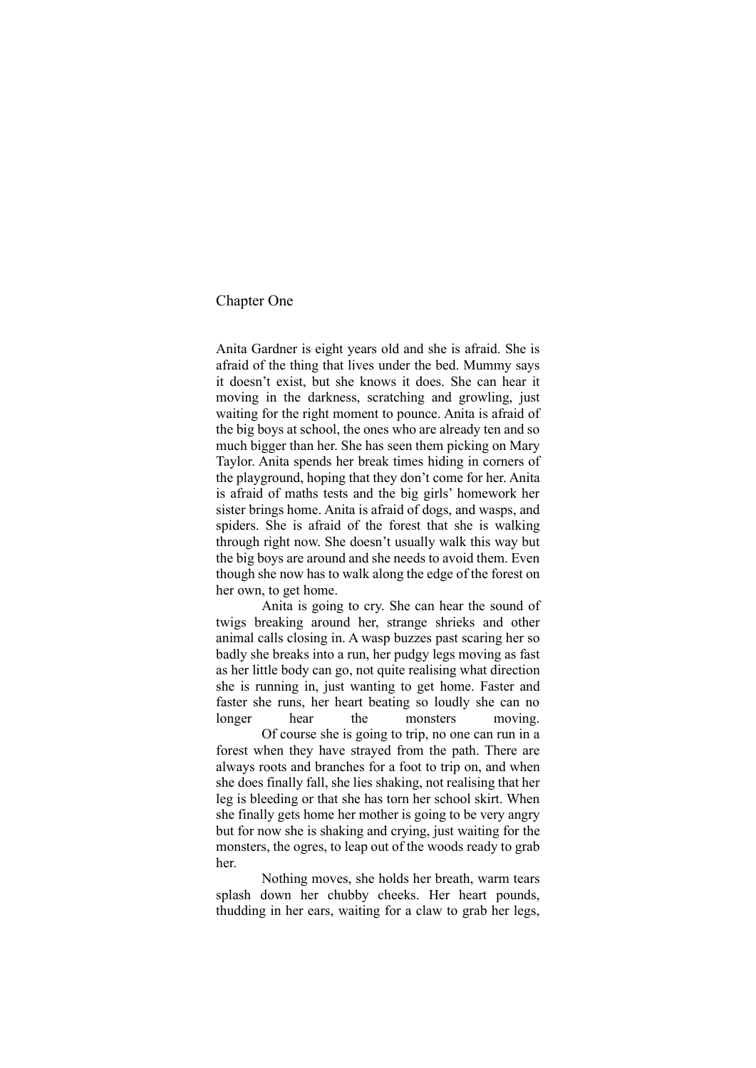# Chapter One

Anita Gardner is eight years old and she is afraid. She is afraid of the thing that lives under the bed. Mummy says it doesn't exist, but she knows it does. She can hear it moving in the darkness, scratching and growling, just waiting for the right moment to pounce. Anita is afraid of the big boys at school, the ones who are already ten and so much bigger than her. She has seen them picking on Mary Taylor. Anita spends her break times hiding in corners of the playground, hoping that they don't come for her. Anita is afraid of maths tests and the big girls' homework her sister brings home. Anita is afraid of dogs, and wasps, and spiders. She is afraid of the forest that she is walking through right now. She doesn't usually walk this way but the big boys are around and she needs to avoid them. Even though she now has to walk along the edge of the forest on her own, to get home.

Anita is going to cry. She can hear the sound of twigs breaking around her, strange shrieks and other animal calls closing in. A wasp buzzes past scaring her so badly she breaks into a run, her pudgy legs moving as fast as her little body can go, not quite realising what direction she is running in, just wanting to get home. Faster and faster she runs, her heart beating so loudly she can no longer hear the monsters moving.

Of course she is going to trip, no one can run in a forest when they have strayed from the path. There are always roots and branches for a foot to trip on, and when she does finally fall, she lies shaking, not realising that her leg is bleeding or that she has torn her school skirt. When she finally gets home her mother is going to be very angry but for now she is shaking and crying, just waiting for the monsters, the ogres, to leap out of the woods ready to grab her.

Nothing moves, she holds her breath, warm tears splash down her chubby cheeks. Her heart pounds, thudding in her ears, waiting for a claw to grab her legs,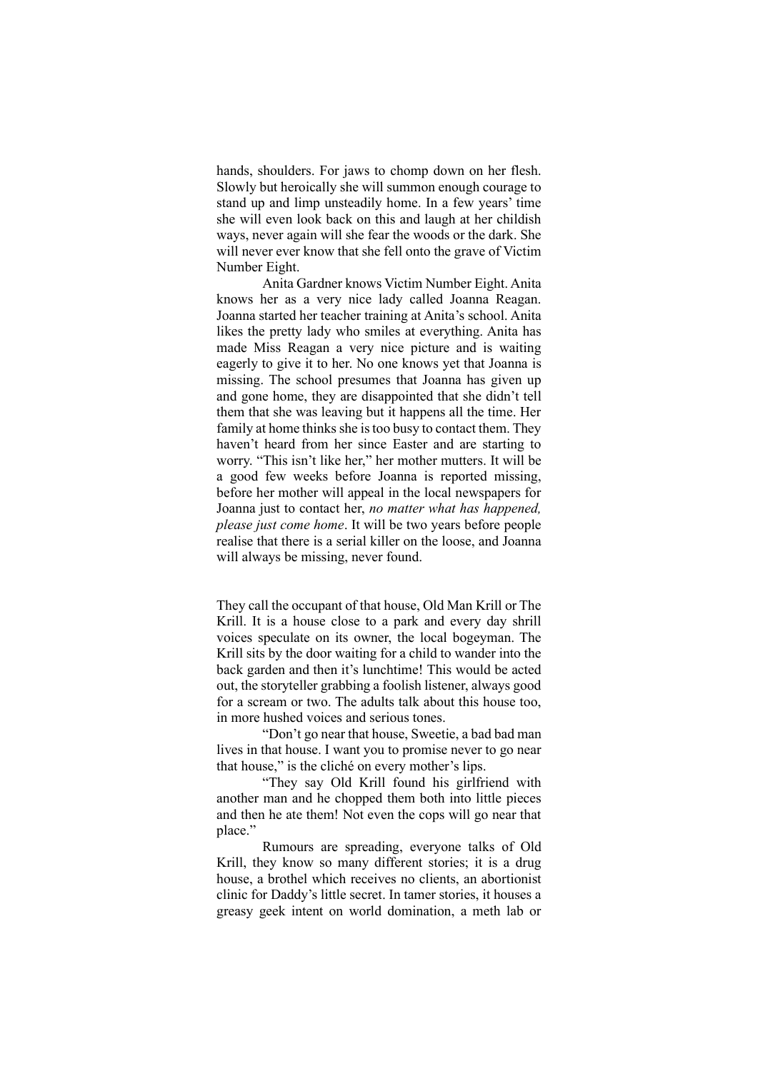hands, shoulders. For jaws to chomp down on her flesh. Slowly but heroically she will summon enough courage to stand up and limp unsteadily home. In a few years' time she will even look back on this and laugh at her childish ways, never again will she fear the woods or the dark. She will never ever know that she fell onto the grave of Victim Number Eight.

Anita Gardner knows Victim Number Eight. Anita knows her as a very nice lady called Joanna Reagan. Joanna started her teacher training at Anita's school. Anita likes the pretty lady who smiles at everything. Anita has made Miss Reagan a very nice picture and is waiting eagerly to give it to her. No one knows yet that Joanna is missing. The school presumes that Joanna has given up and gone home, they are disappointed that she didn't tell them that she was leaving but it happens all the time. Her family at home thinks she is too busy to contact them. They haven't heard from her since Easter and are starting to worry. "This isn't like her," her mother mutters. It will be a good few weeks before Joanna is reported missing, before her mother will appeal in the local newspapers for Joanna just to contact her, *no matter what has happened, please just come home*. It will be two years before people realise that there is a serial killer on the loose, and Joanna will always be missing, never found.

They call the occupant of that house, Old Man Krill or The Krill. It is a house close to a park and every day shrill voices speculate on its owner, the local bogeyman. The Krill sits by the door waiting for a child to wander into the back garden and then it's lunchtime! This would be acted out, the storyteller grabbing a foolish listener, always good for a scream or two. The adults talk about this house too, in more hushed voices and serious tones.

"Don't go near that house, Sweetie, a bad bad man lives in that house. I want you to promise never to go near that house," is the cliché on every mother's lips.

"They say Old Krill found his girlfriend with another man and he chopped them both into little pieces and then he ate them! Not even the cops will go near that place."

Rumours are spreading, everyone talks of Old Krill, they know so many different stories; it is a drug house, a brothel which receives no clients, an abortionist clinic for Daddy's little secret. In tamer stories, it houses a greasy geek intent on world domination, a meth lab or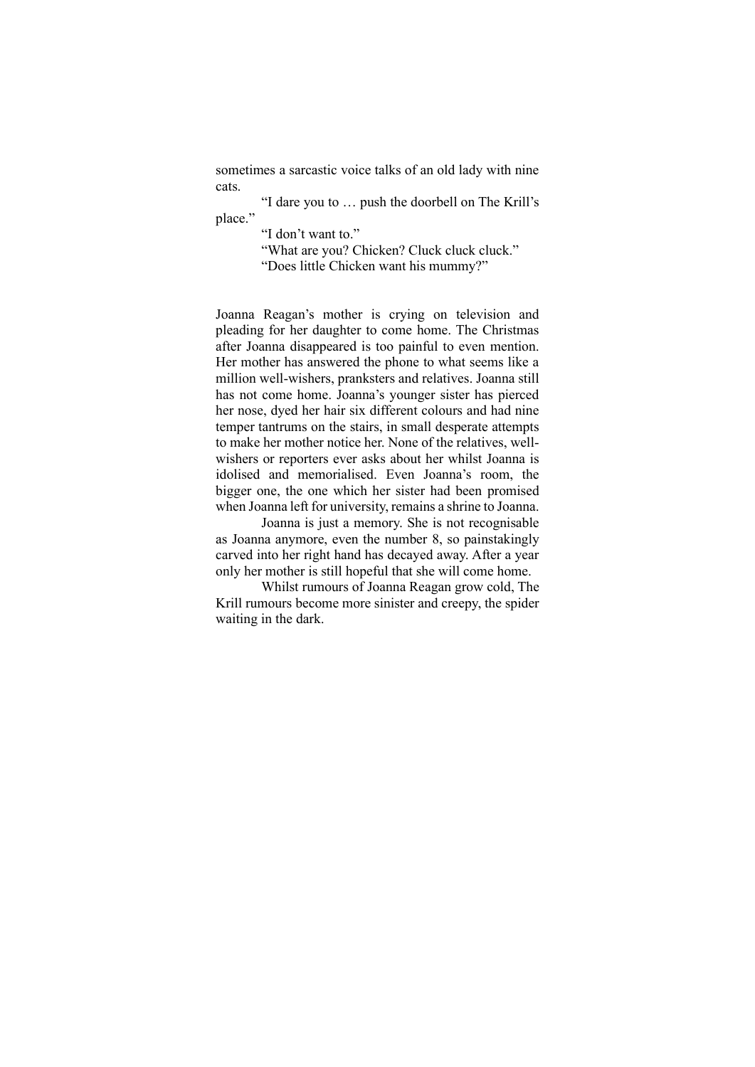sometimes a sarcastic voice talks of an old lady with nine cats.

"I dare you to … push the doorbell on The Krill's place."

"I don't want to."

"What are you? Chicken? Cluck cluck cluck."

"Does little Chicken want his mummy?"

Joanna Reagan's mother is crying on television and pleading for her daughter to come home. The Christmas after Joanna disappeared is too painful to even mention. Her mother has answered the phone to what seems like a million well-wishers, pranksters and relatives. Joanna still has not come home. Joanna's younger sister has pierced her nose, dyed her hair six different colours and had nine temper tantrums on the stairs, in small desperate attempts to make her mother notice her. None of the relatives, well-wishers or reporters ever asks about her whilst Joanna is idolised and memorialised. Even Joanna's room, the bigger one, the one which her sister had been promised when Joanna left for university, remains a shrine to Joanna.

Joanna is just a memory. She is not recognisable as Joanna anymore, even the number 8, so painstakingly carved into her right hand has decayed away. After a year only her mother is still hopeful that she will come home.

Whilst rumours of Joanna Reagan grow cold, The Krill rumours become more sinister and creepy, the spider waiting in the dark.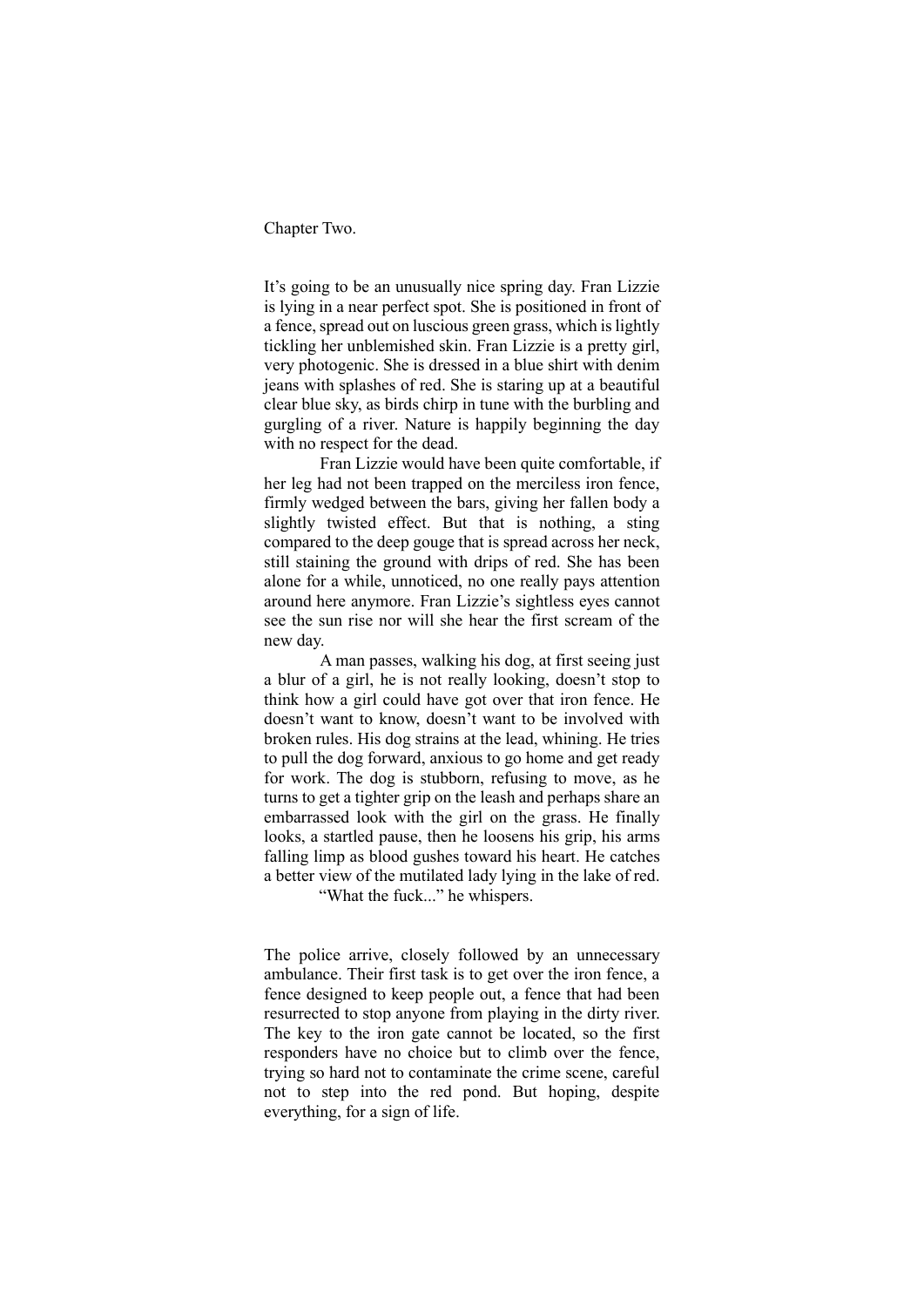# Chapter Two.

It's going to be an unusually nice spring day. Fran Lizzie is lying in a near perfect spot. She is positioned in front of a fence, spread out on luscious green grass, which is lightly tickling her unblemished skin. Fran Lizzie is a pretty girl, very photogenic. She is dressed in a blue shirt with denim jeans with splashes of red. She is staring up at a beautiful clear blue sky, as birds chirp in tune with the burbling and gurgling of a river. Nature is happily beginning the day with no respect for the dead.

Fran Lizzie would have been quite comfortable, if her leg had not been trapped on the merciless iron fence, firmly wedged between the bars, giving her fallen body a slightly twisted effect. But that is nothing, a sting compared to the deep gouge that is spread across her neck, still staining the ground with drips of red. She has been alone for a while, unnoticed, no one really pays attention around here anymore. Fran Lizzie's sightless eyes cannot see the sun rise nor will she hear the first scream of the new day.

A man passes, walking his dog, at first seeing just a blur of a girl, he is not really looking, doesn't stop to think how a girl could have got over that iron fence. He doesn't want to know, doesn't want to be involved with broken rules. His dog strains at the lead, whining. He tries to pull the dog forward, anxious to go home and get ready for work. The dog is stubborn, refusing to move, as he turns to get a tighter grip on the leash and perhaps share an embarrassed look with the girl on the grass. He finally looks, a startled pause, then he loosens his grip, his arms falling limp as blood gushes toward his heart. He catches a better view of the mutilated lady lying in the lake of red.

"What the fuck..." he whispers.

The police arrive, closely followed by an unnecessary ambulance. Their first task is to get over the iron fence, a fence designed to keep people out, a fence that had been resurrected to stop anyone from playing in the dirty river. The key to the iron gate cannot be located, so the first responders have no choice but to climb over the fence, trying so hard not to contaminate the crime scene, careful not to step into the red pond. But hoping, despite everything, for a sign of life.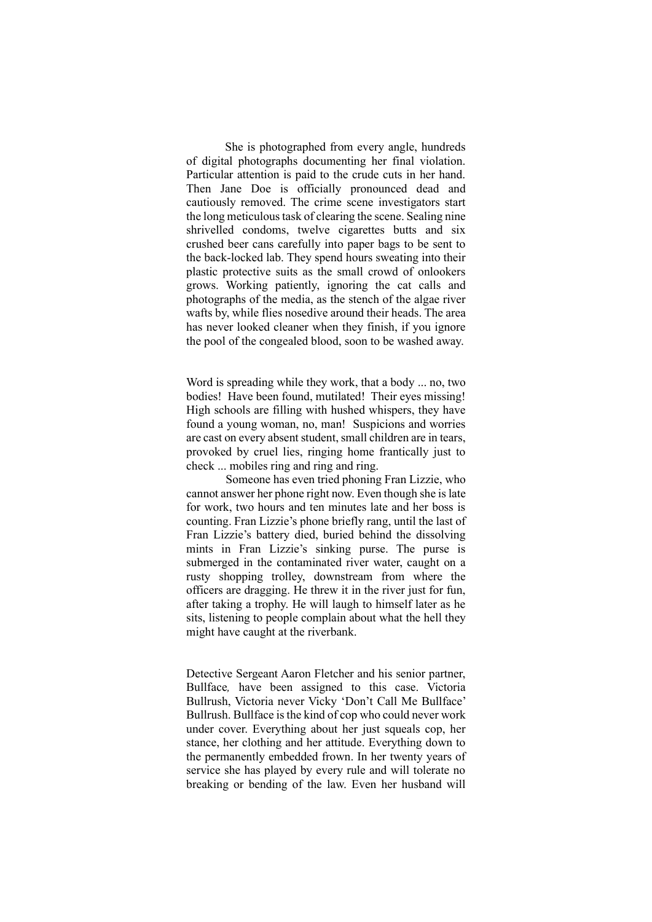She is photographed from every angle, hundreds of digital photographs documenting her final violation. Particular attention is paid to the crude cuts in her hand. Then Jane Doe is officially pronounced dead and cautiously removed. The crime scene investigators start the long meticulous task of clearing the scene. Sealing nine shrivelled condoms, twelve cigarettes butts and six crushed beer cans carefully into paper bags to be sent to the back-locked lab. They spend hours sweating into their plastic protective suits as the small crowd of onlookers grows. Working patiently, ignoring the cat calls and photographs of the media, as the stench of the algae river wafts by, while flies nosedive around their heads. The area has never looked cleaner when they finish, if you ignore the pool of the congealed blood, soon to be washed away.

Word is spreading while they work, that a body ... no, two bodies! Have been found, mutilated! Their eyes missing! High schools are filling with hushed whispers, they have found a young woman, no, man! Suspicions and worries are cast on every absent student, small children are in tears, provoked by cruel lies, ringing home frantically just to check ... mobiles ring and ring and ring.

Someone has even tried phoning Fran Lizzie, who cannot answer her phone right now. Even though she is late for work, two hours and ten minutes late and her boss is counting. Fran Lizzie's phone briefly rang, until the last of Fran Lizzie's battery died, buried behind the dissolving mints in Fran Lizzie's sinking purse. The purse is submerged in the contaminated river water, caught on a rusty shopping trolley, downstream from where the officers are dragging. He threw it in the river just for fun, after taking a trophy. He will laugh to himself later as he sits, listening to people complain about what the hell they might have caught at the riverbank.

Detective Sergeant Aaron Fletcher and his senior partner, Bullface*,* have been assigned to this case. Victoria Bullrush, Victoria never Vicky 'Don't Call Me Bullface' Bullrush. Bullface is the kind of cop who could never work under cover. Everything about her just squeals cop, her stance, her clothing and her attitude. Everything down to the permanently embedded frown. In her twenty years of service she has played by every rule and will tolerate no breaking or bending of the law. Even her husband will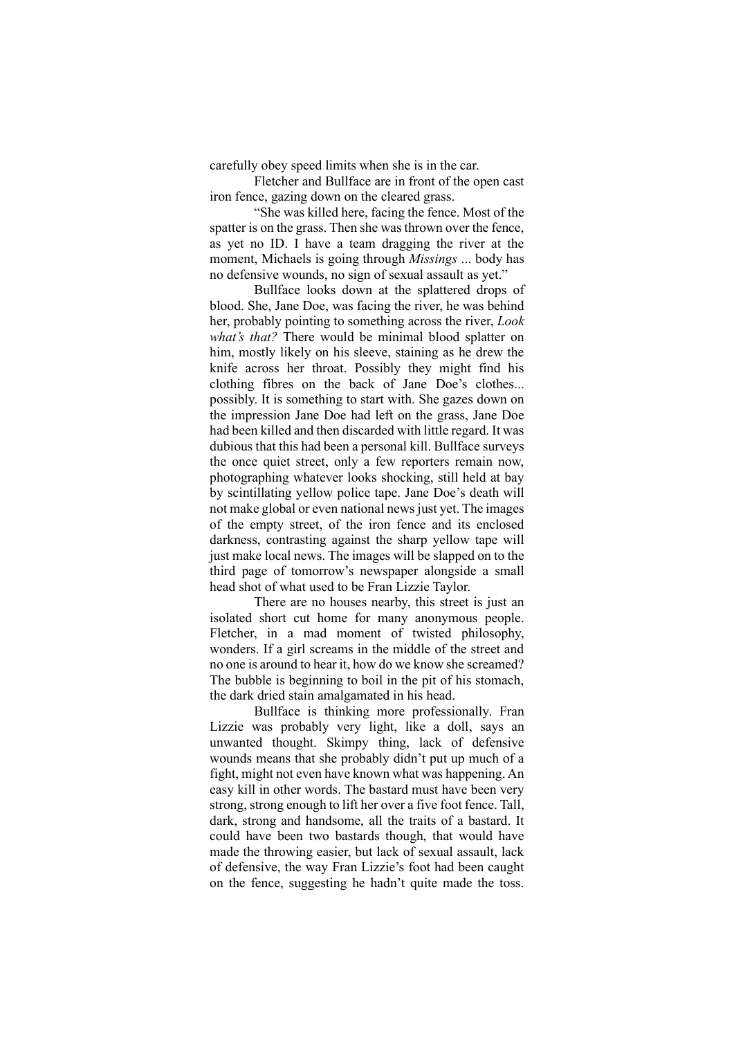carefully obey speed limits when she is in the car.

Fletcher and Bullface are in front of the open cast iron fence, gazing down on the cleared grass.

"She was killed here, facing the fence. Most of the spatter is on the grass. Then she was thrown over the fence, as yet no ID. I have a team dragging the river at the moment, Michaels is going through *Missings* ... body has no defensive wounds, no sign of sexual assault as yet."

Bullface looks down at the splattered drops of blood. She, Jane Doe, was facing the river, he was behind her, probably pointing to something across the river, *Look what's that?* There would be minimal blood splatter on him, mostly likely on his sleeve, staining as he drew the knife across her throat. Possibly they might find his clothing fibres on the back of Jane Doe's clothes... possibly. It is something to start with. She gazes down on the impression Jane Doe had left on the grass, Jane Doe had been killed and then discarded with little regard. It was dubious that this had been a personal kill. Bullface surveys the once quiet street, only a few reporters remain now, photographing whatever looks shocking, still held at bay by scintillating yellow police tape. Jane Doe's death will not make global or even national news just yet. The images of the empty street, of the iron fence and its enclosed darkness, contrasting against the sharp yellow tape will just make local news. The images will be slapped on to the third page of tomorrow's newspaper alongside a small head shot of what used to be Fran Lizzie Taylor.

There are no houses nearby, this street is just an isolated short cut home for many anonymous people. Fletcher, in a mad moment of twisted philosophy, wonders. If a girl screams in the middle of the street and no one is around to hear it, how do we know she screamed? The bubble is beginning to boil in the pit of his stomach, the dark dried stain amalgamated in his head.

Bullface is thinking more professionally. Fran Lizzie was probably very light, like a doll, says an unwanted thought. Skimpy thing, lack of defensive wounds means that she probably didn't put up much of a fight, might not even have known what was happening. An easy kill in other words. The bastard must have been very strong, strong enough to lift her over a five foot fence. Tall, dark, strong and handsome, all the traits of a bastard. It could have been two bastards though, that would have made the throwing easier, but lack of sexual assault, lack of defensive, the way Fran Lizzie's foot had been caught on the fence, suggesting he hadn't quite made the toss.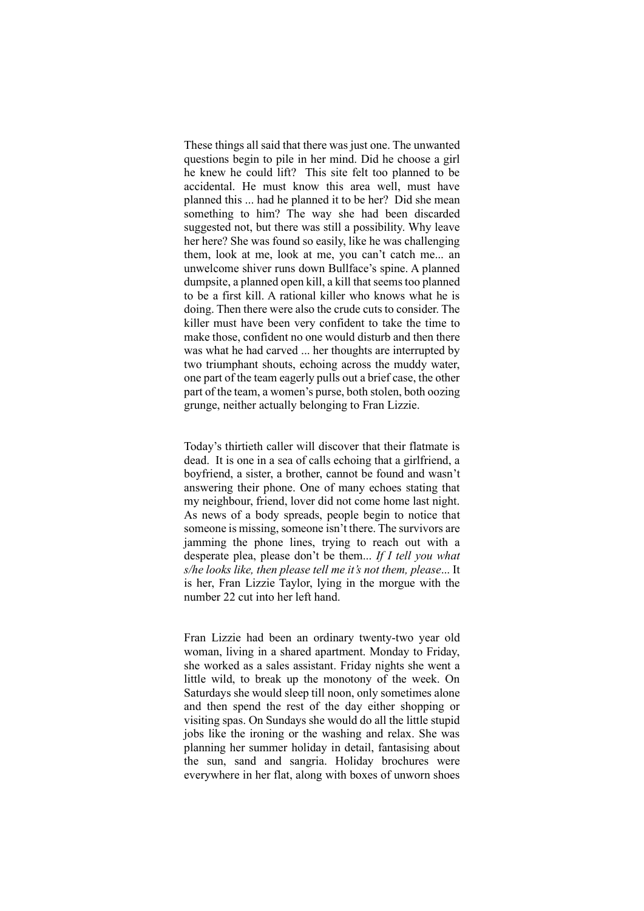These things all said that there was just one. The unwanted questions begin to pile in her mind. Did he choose a girl he knew he could lift? This site felt too planned to be accidental. He must know this area well, must have planned this ... had he planned it to be her? Did she mean something to him? The way she had been discarded suggested not, but there was still a possibility. Why leave her here? She was found so easily, like he was challenging them, look at me, look at me, you can't catch me... an unwelcome shiver runs down Bullface's spine. A planned dumpsite, a planned open kill, a kill that seems too planned to be a first kill. A rational killer who knows what he is doing. Then there were also the crude cuts to consider. The killer must have been very confident to take the time to make those, confident no one would disturb and then there was what he had carved ... her thoughts are interrupted by two triumphant shouts, echoing across the muddy water, one part of the team eagerly pulls out a brief case, the other part of the team, a women's purse, both stolen, both oozing grunge, neither actually belonging to Fran Lizzie.

Today's thirtieth caller will discover that their flatmate is dead. It is one in a sea of calls echoing that a girlfriend, a boyfriend, a sister, a brother, cannot be found and wasn't answering their phone. One of many echoes stating that my neighbour, friend, lover did not come home last night. As news of a body spreads, people begin to notice that someone is missing, someone isn't there. The survivors are jamming the phone lines, trying to reach out with a desperate plea, please don't be them... *If I tell you what s/he looks like, then please tell me it's not them, please*... It is her, Fran Lizzie Taylor, lying in the morgue with the number 22 cut into her left hand.

Fran Lizzie had been an ordinary twenty-two year old woman, living in a shared apartment. Monday to Friday, she worked as a sales assistant. Friday nights she went a little wild, to break up the monotony of the week. On Saturdays she would sleep till noon, only sometimes alone and then spend the rest of the day either shopping or visiting spas. On Sundays she would do all the little stupid jobs like the ironing or the washing and relax. She was planning her summer holiday in detail, fantasising about the sun, sand and sangria. Holiday brochures were everywhere in her flat, along with boxes of unworn shoes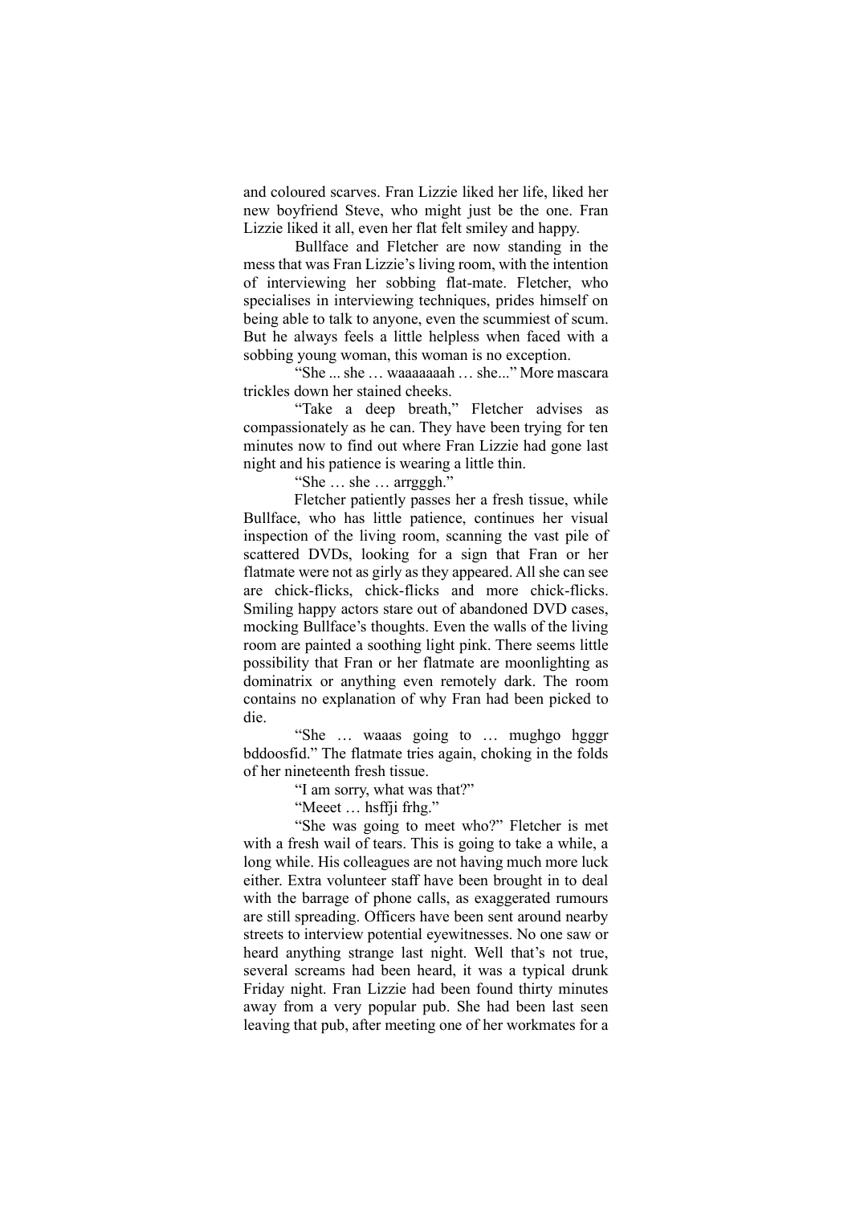and coloured scarves. Fran Lizzie liked her life, liked her new boyfriend Steve, who might just be the one. Fran Lizzie liked it all, even her flat felt smiley and happy.

Bullface and Fletcher are now standing in the mess that was Fran Lizzie's living room, with the intention of interviewing her sobbing flat-mate. Fletcher, who specialises in interviewing techniques, prides himself on being able to talk to anyone, even the scummiest of scum. But he always feels a little helpless when faced with a sobbing young woman, this woman is no exception.

"She ... she … waaaaaaah … she..." More mascara trickles down her stained cheeks.

"Take a deep breath," Fletcher advises as compassionately as he can. They have been trying for ten minutes now to find out where Fran Lizzie had gone last night and his patience is wearing a little thin.

"She … she … arrgggh."

Fletcher patiently passes her a fresh tissue, while Bullface, who has little patience, continues her visual inspection of the living room, scanning the vast pile of scattered DVDs, looking for a sign that Fran or her flatmate were not as girly as they appeared. All she can see are chick-flicks, chick-flicks and more chick-flicks. Smiling happy actors stare out of abandoned DVD cases, mocking Bullface's thoughts. Even the walls of the living room are painted a soothing light pink. There seems little possibility that Fran or her flatmate are moonlighting as dominatrix or anything even remotely dark. The room contains no explanation of why Fran had been picked to die.

"She … waaas going to … mughgo hgggr bddoosfid." The flatmate tries again, choking in the folds of her nineteenth fresh tissue.

"I am sorry, what was that?"

"Meeet … hsffji frhg."

"She was going to meet who?" Fletcher is met with a fresh wail of tears. This is going to take a while, a long while. His colleagues are not having much more luck either. Extra volunteer staff have been brought in to deal with the barrage of phone calls, as exaggerated rumours are still spreading. Officers have been sent around nearby streets to interview potential eyewitnesses. No one saw or heard anything strange last night. Well that's not true, several screams had been heard, it was a typical drunk Friday night. Fran Lizzie had been found thirty minutes away from a very popular pub. She had been last seen leaving that pub, after meeting one of her workmates for a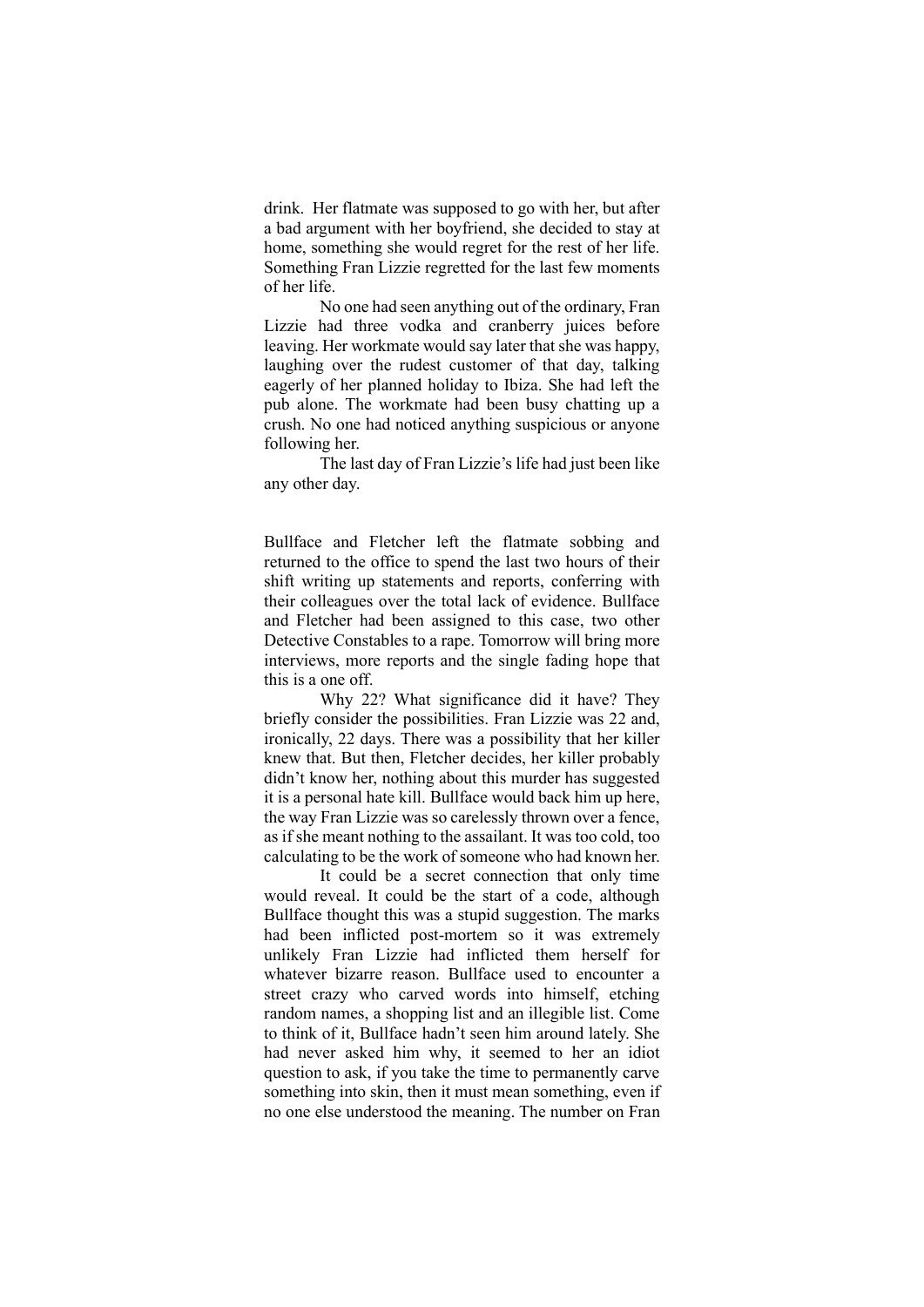drink. Her flatmate was supposed to go with her, but after a bad argument with her boyfriend, she decided to stay at home, something she would regret for the rest of her life. Something Fran Lizzie regretted for the last few moments of her life.

No one had seen anything out of the ordinary, Fran Lizzie had three vodka and cranberry juices before leaving. Her workmate would say later that she was happy, laughing over the rudest customer of that day, talking eagerly of her planned holiday to Ibiza. She had left the pub alone. The workmate had been busy chatting up a crush. No one had noticed anything suspicious or anyone following her.

The last day of Fran Lizzie's life had just been like any other day.

Bullface and Fletcher left the flatmate sobbing and returned to the office to spend the last two hours of their shift writing up statements and reports, conferring with their colleagues over the total lack of evidence. Bullface and Fletcher had been assigned to this case, two other Detective Constables to a rape. Tomorrow will bring more interviews, more reports and the single fading hope that this is a one off.

Why 22? What significance did it have? They briefly consider the possibilities. Fran Lizzie was 22 and, ironically, 22 days. There was a possibility that her killer knew that. But then, Fletcher decides, her killer probably didn't know her, nothing about this murder has suggested it is a personal hate kill. Bullface would back him up here, the way Fran Lizzie was so carelessly thrown over a fence, as if she meant nothing to the assailant. It was too cold, too calculating to be the work of someone who had known her.

It could be a secret connection that only time would reveal. It could be the start of a code, although Bullface thought this was a stupid suggestion. The marks had been inflicted post-mortem so it was extremely unlikely Fran Lizzie had inflicted them herself for whatever bizarre reason. Bullface used to encounter a street crazy who carved words into himself, etching random names, a shopping list and an illegible list. Come to think of it, Bullface hadn't seen him around lately. She had never asked him why, it seemed to her an idiot question to ask, if you take the time to permanently carve something into skin, then it must mean something, even if no one else understood the meaning. The number on Fran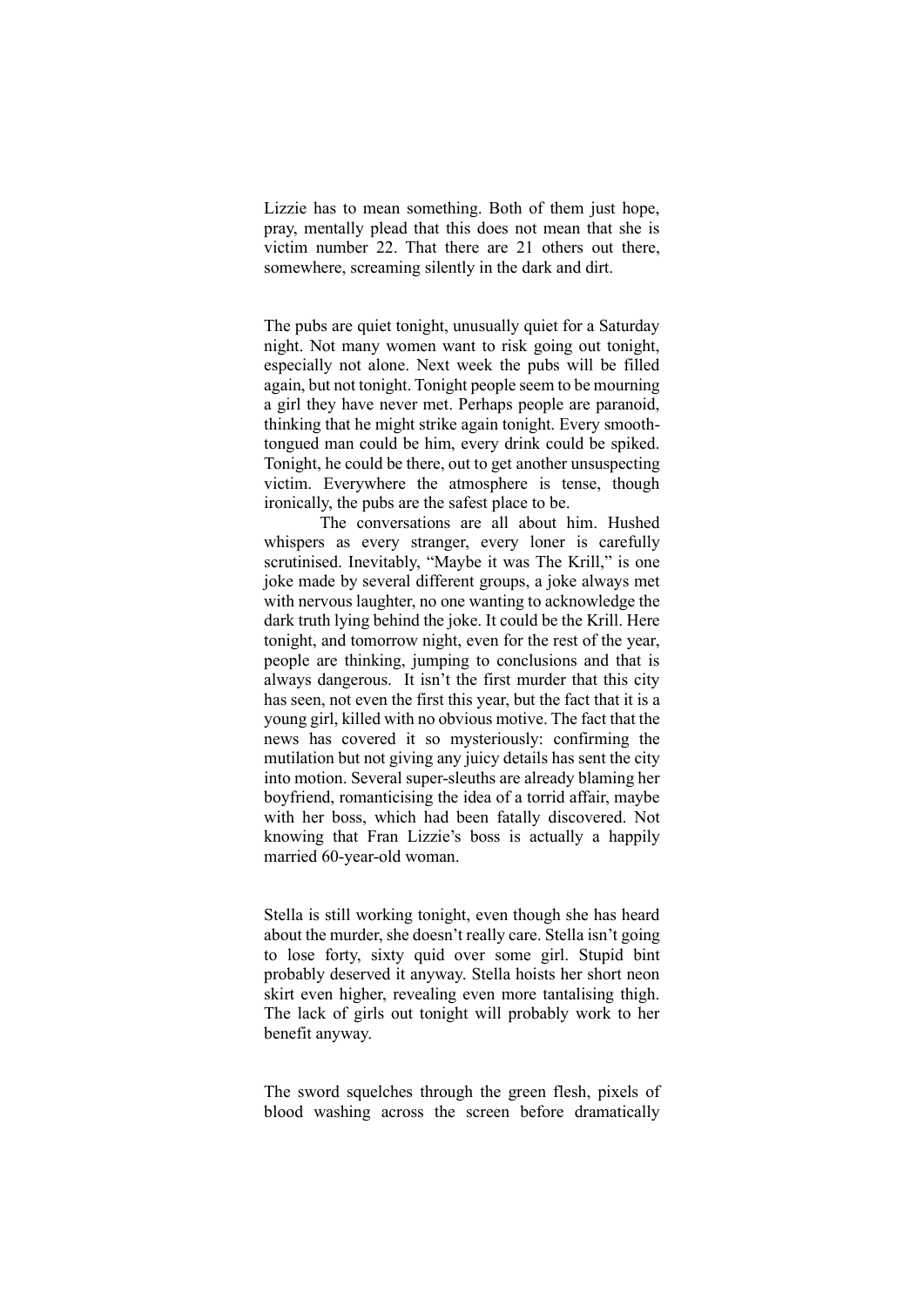Lizzie has to mean something. Both of them just hope, pray, mentally plead that this does not mean that she is victim number 22. That there are 21 others out there, somewhere, screaming silently in the dark and dirt.

The pubs are quiet tonight, unusually quiet for a Saturday night. Not many women want to risk going out tonight, especially not alone. Next week the pubs will be filled again, but not tonight. Tonight people seem to be mourning a girl they have never met. Perhaps people are paranoid, thinking that he might strike again tonight. Every smooth-tongued man could be him, every drink could be spiked. Tonight, he could be there, out to get another unsuspecting victim. Everywhere the atmosphere is tense, though ironically, the pubs are the safest place to be.

The conversations are all about him. Hushed whispers as every stranger, every loner is carefully scrutinised. Inevitably, "Maybe it was The Krill," is one joke made by several different groups, a joke always met with nervous laughter, no one wanting to acknowledge the dark truth lying behind the joke. It could be the Krill. Here tonight, and tomorrow night, even for the rest of the year, people are thinking, jumping to conclusions and that is always dangerous. It isn't the first murder that this city has seen, not even the first this year, but the fact that it is a young girl, killed with no obvious motive. The fact that the news has covered it so mysteriously: confirming the mutilation but not giving any juicy details has sent the city into motion. Several super-sleuths are already blaming her boyfriend, romanticising the idea of a torrid affair, maybe with her boss, which had been fatally discovered. Not knowing that Fran Lizzie's boss is actually a happily married 60-year-old woman.

Stella is still working tonight, even though she has heard about the murder, she doesn't really care. Stella isn't going to lose forty, sixty quid over some girl. Stupid bint probably deserved it anyway. Stella hoists her short neon skirt even higher, revealing even more tantalising thigh. The lack of girls out tonight will probably work to her benefit anyway.

The sword squelches through the green flesh, pixels of blood washing across the screen before dramatically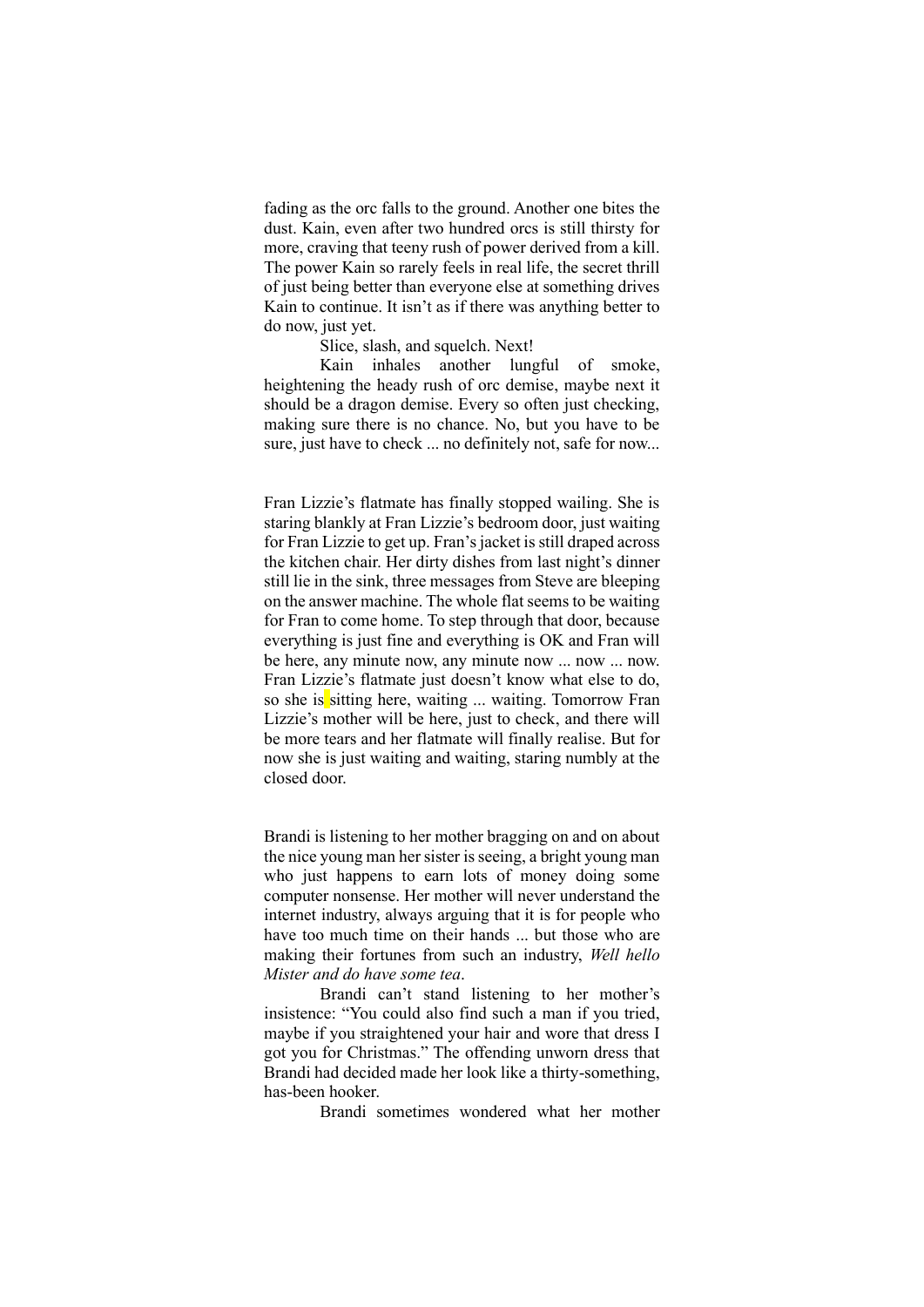fading as the orc falls to the ground. Another one bites the dust. Kain, even after two hundred orcs is still thirsty for more, craving that teeny rush of power derived from a kill. The power Kain so rarely feels in real life, the secret thrill of just being better than everyone else at something drives Kain to continue. It isn't as if there was anything better to do now, just yet.

Slice, slash, and squelch. Next!

Kain inhales another lungful of smoke, heightening the heady rush of orc demise, maybe next it should be a dragon demise. Every so often just checking, making sure there is no chance. No, but you have to be sure, just have to check ... no definitely not, safe for now...

Fran Lizzie's flatmate has finally stopped wailing. She is staring blankly at Fran Lizzie's bedroom door, just waiting for Fran Lizzie to get up. Fran's jacket is still draped across the kitchen chair. Her dirty dishes from last night's dinner still lie in the sink, three messages from Steve are bleeping on the answer machine. The whole flat seems to be waiting for Fran to come home. To step through that door, because everything is just fine and everything is OK and Fran will be here, any minute now, any minute now ... now ... now. Fran Lizzie's flatmate just doesn't know what else to do, so she is sitting here, waiting ... waiting. Tomorrow Fran Lizzie's mother will be here, just to check, and there will be more tears and her flatmate will finally realise. But for now she is just waiting and waiting, staring numbly at the closed door.

Brandi is listening to her mother bragging on and on about the nice young man her sister is seeing, a bright young man who just happens to earn lots of money doing some computer nonsense. Her mother will never understand the internet industry, always arguing that it is for people who have too much time on their hands ... but those who are making their fortunes from such an industry, *Well hello Mister and do have some tea*.

Brandi can't stand listening to her mother's insistence: "You could also find such a man if you tried, maybe if you straightened your hair and wore that dress I got you for Christmas." The offending unworn dress that Brandi had decided made her look like a thirty-something, has-been hooker.

Brandi sometimes wondered what her mother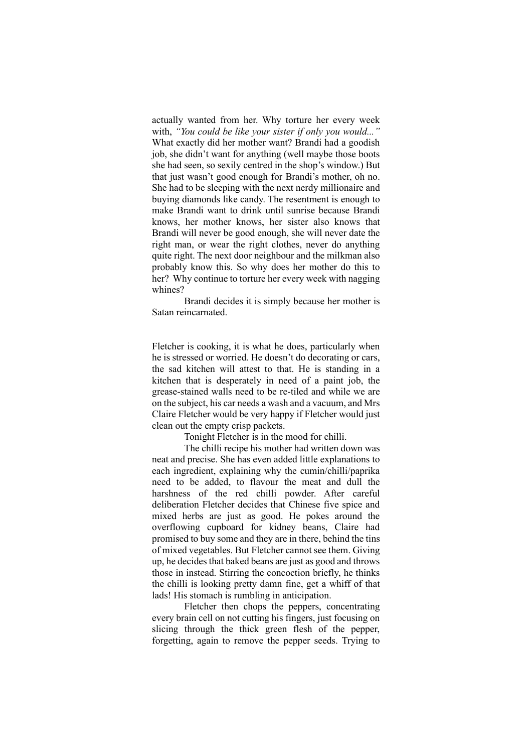actually wanted from her. Why torture her every week with, *"You could be like your sister if only you would..."* What exactly did her mother want? Brandi had a goodish job, she didn't want for anything (well maybe those boots she had seen, so sexily centred in the shop's window.) But that just wasn't good enough for Brandi's mother, oh no. She had to be sleeping with the next nerdy millionaire and buying diamonds like candy. The resentment is enough to make Brandi want to drink until sunrise because Brandi knows, her mother knows, her sister also knows that Brandi will never be good enough, she will never date the right man, or wear the right clothes, never do anything quite right. The next door neighbour and the milkman also probably know this. So why does her mother do this to her? Why continue to torture her every week with nagging whines?

Brandi decides it is simply because her mother is Satan reincarnated.

Fletcher is cooking, it is what he does, particularly when he is stressed or worried. He doesn't do decorating or cars, the sad kitchen will attest to that. He is standing in a kitchen that is desperately in need of a paint job, the grease-stained walls need to be re-tiled and while we are on the subject, his car needs a wash and a vacuum, and Mrs Claire Fletcher would be very happy if Fletcher would just clean out the empty crisp packets.

Tonight Fletcher is in the mood for chilli.

The chilli recipe his mother had written down was neat and precise. She has even added little explanations to each ingredient, explaining why the cumin/chilli/paprika need to be added, to flavour the meat and dull the harshness of the red chilli powder. After careful deliberation Fletcher decides that Chinese five spice and mixed herbs are just as good. He pokes around the overflowing cupboard for kidney beans, Claire had promised to buy some and they are in there, behind the tins of mixed vegetables. But Fletcher cannot see them. Giving up, he decides that baked beans are just as good and throws those in instead. Stirring the concoction briefly, he thinks the chilli is looking pretty damn fine, get a whiff of that lads! His stomach is rumbling in anticipation.

Fletcher then chops the peppers, concentrating every brain cell on not cutting his fingers, just focusing on slicing through the thick green flesh of the pepper, forgetting, again to remove the pepper seeds. Trying to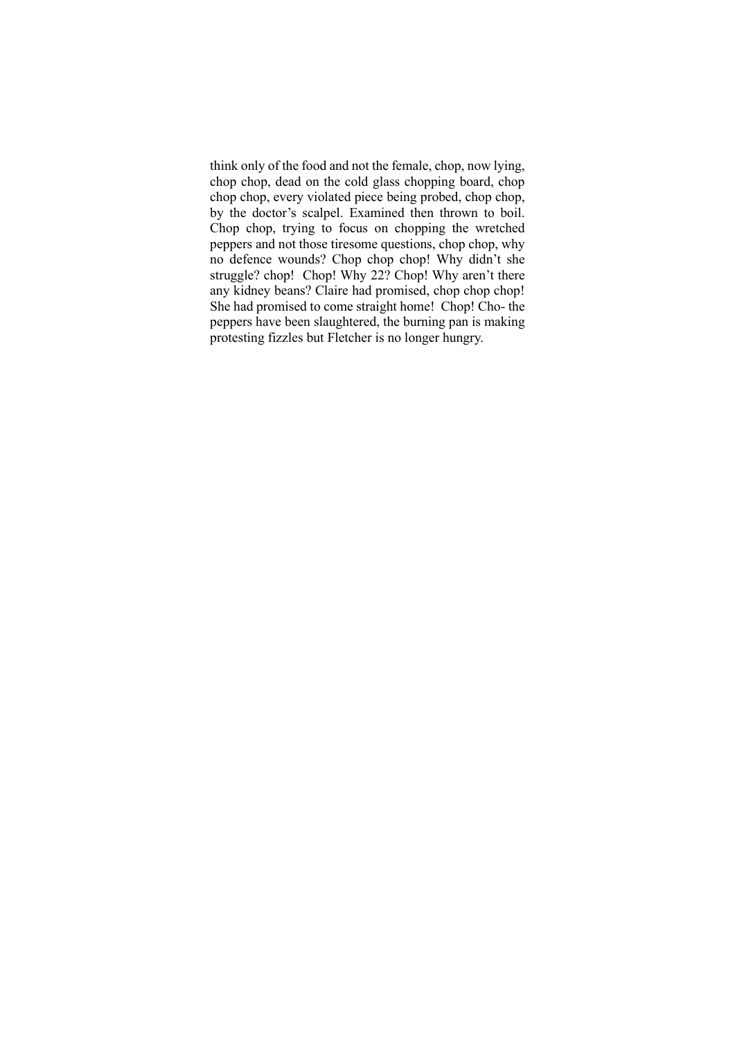think only of the food and not the female, chop, now lying, chop chop, dead on the cold glass chopping board, chop chop chop, every violated piece being probed, chop chop, by the doctor's scalpel. Examined then thrown to boil. Chop chop, trying to focus on chopping the wretched peppers and not those tiresome questions, chop chop, why no defence wounds? Chop chop chop! Why didn't she struggle? chop!  Chop! Why 22? Chop! Why aren't there any kidney beans? Claire had promised, chop chop chop! She had promised to come straight home!  Chop! Cho- the peppers have been slaughtered, the burning pan is making protesting fizzles but Fletcher is no longer hungry.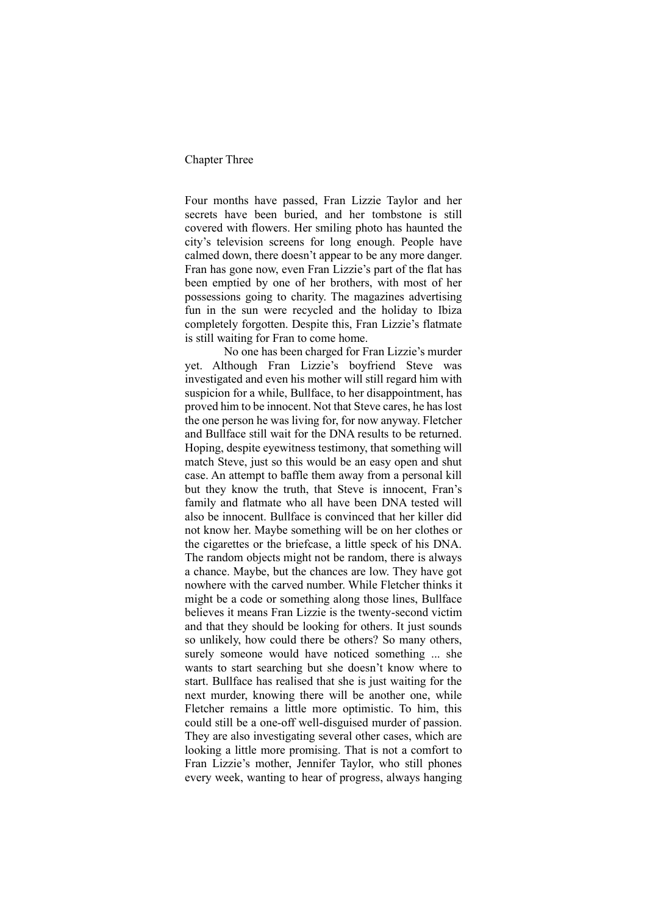# Chapter Three

Four months have passed, Fran Lizzie Taylor and her secrets have been buried, and her tombstone is still covered with flowers. Her smiling photo has haunted the city's television screens for long enough. People have calmed down, there doesn't appear to be any more danger. Fran has gone now, even Fran Lizzie's part of the flat has been emptied by one of her brothers, with most of her possessions going to charity. The magazines advertising fun in the sun were recycled and the holiday to Ibiza completely forgotten. Despite this, Fran Lizzie's flatmate is still waiting for Fran to come home.

No one has been charged for Fran Lizzie's murder yet. Although Fran Lizzie's boyfriend Steve was investigated and even his mother will still regard him with suspicion for a while, Bullface, to her disappointment, has proved him to be innocent. Not that Steve cares, he has lost the one person he was living for, for now anyway. Fletcher and Bullface still wait for the DNA results to be returned. Hoping, despite eyewitness testimony, that something will match Steve, just so this would be an easy open and shut case. An attempt to baffle them away from a personal kill but they know the truth, that Steve is innocent, Fran's family and flatmate who all have been DNA tested will also be innocent. Bullface is convinced that her killer did not know her. Maybe something will be on her clothes or the cigarettes or the briefcase, a little speck of his DNA. The random objects might not be random, there is always a chance. Maybe, but the chances are low. They have got nowhere with the carved number. While Fletcher thinks it might be a code or something along those lines, Bullface believes it means Fran Lizzie is the twenty-second victim and that they should be looking for others. It just sounds so unlikely, how could there be others? So many others, surely someone would have noticed something ... she wants to start searching but she doesn't know where to start. Bullface has realised that she is just waiting for the next murder, knowing there will be another one, while Fletcher remains a little more optimistic. To him, this could still be a one-off well-disguised murder of passion. They are also investigating several other cases, which are looking a little more promising. That is not a comfort to Fran Lizzie's mother, Jennifer Taylor, who still phones every week, wanting to hear of progress, always hanging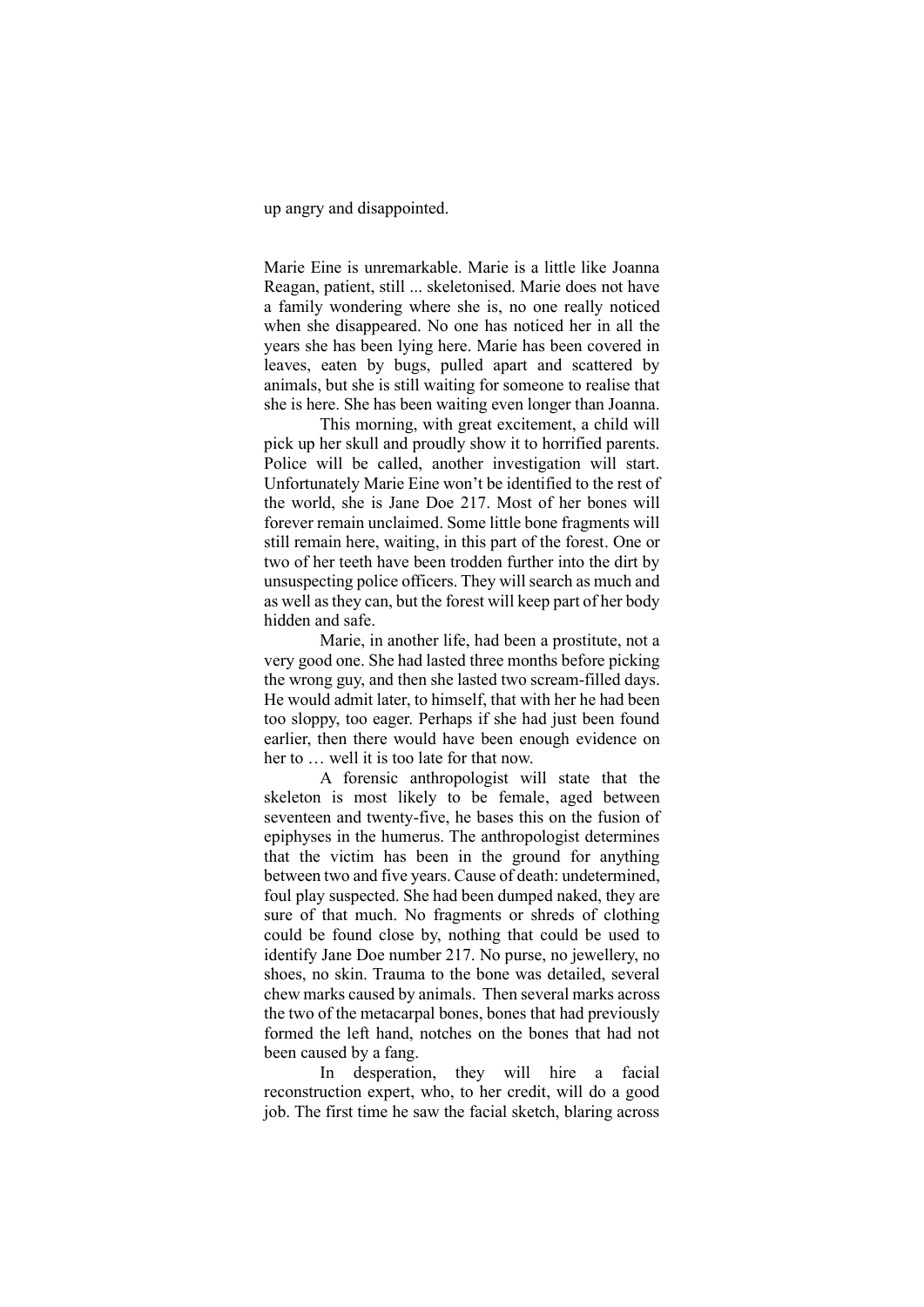up angry and disappointed.

Marie Eine is unremarkable. Marie is a little like Joanna Reagan, patient, still ... skeletonised. Marie does not have a family wondering where she is, no one really noticed when she disappeared. No one has noticed her in all the years she has been lying here. Marie has been covered in leaves, eaten by bugs, pulled apart and scattered by animals, but she is still waiting for someone to realise that she is here. She has been waiting even longer than Joanna.

This morning, with great excitement, a child will pick up her skull and proudly show it to horrified parents. Police will be called, another investigation will start. Unfortunately Marie Eine won't be identified to the rest of the world, she is Jane Doe 217. Most of her bones will forever remain unclaimed. Some little bone fragments will still remain here, waiting, in this part of the forest. One or two of her teeth have been trodden further into the dirt by unsuspecting police officers. They will search as much and as well as they can, but the forest will keep part of her body hidden and safe.

Marie, in another life, had been a prostitute, not a very good one. She had lasted three months before picking the wrong guy, and then she lasted two scream-filled days. He would admit later, to himself, that with her he had been too sloppy, too eager. Perhaps if she had just been found earlier, then there would have been enough evidence on her to … well it is too late for that now.

A forensic anthropologist will state that the skeleton is most likely to be female, aged between seventeen and twenty-five, he bases this on the fusion of epiphyses in the humerus. The anthropologist determines that the victim has been in the ground for anything between two and five years. Cause of death: undetermined, foul play suspected. She had been dumped naked, they are sure of that much. No fragments or shreds of clothing could be found close by, nothing that could be used to identify Jane Doe number 217. No purse, no jewellery, no shoes, no skin. Trauma to the bone was detailed, several chew marks caused by animals. Then several marks across the two of the metacarpal bones, bones that had previously formed the left hand, notches on the bones that had not been caused by a fang.

In desperation, they will hire a facial reconstruction expert, who, to her credit, will do a good job. The first time he saw the facial sketch, blaring across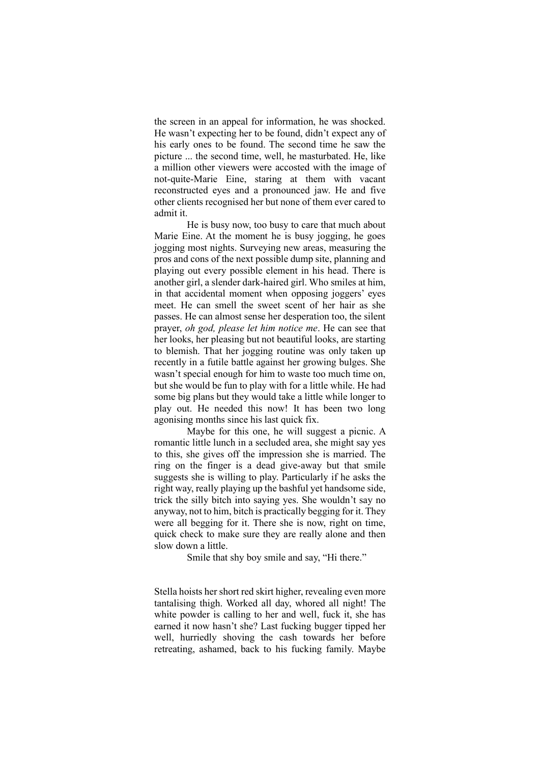the screen in an appeal for information, he was shocked. He wasn't expecting her to be found, didn't expect any of his early ones to be found. The second time he saw the picture ... the second time, well, he masturbated. He, like a million other viewers were accosted with the image of not-quite-Marie Eine, staring at them with vacant reconstructed eyes and a pronounced jaw. He and five other clients recognised her but none of them ever cared to admit it.

He is busy now, too busy to care that much about Marie Eine. At the moment he is busy jogging, he goes jogging most nights. Surveying new areas, measuring the pros and cons of the next possible dump site, planning and playing out every possible element in his head. There is another girl, a slender dark-haired girl. Who smiles at him, in that accidental moment when opposing joggers' eyes meet. He can smell the sweet scent of her hair as she passes. He can almost sense her desperation too, the silent prayer, *oh god, please let him notice me*. He can see that her looks, her pleasing but not beautiful looks, are starting to blemish. That her jogging routine was only taken up recently in a futile battle against her growing bulges. She wasn't special enough for him to waste too much time on, but she would be fun to play with for a little while. He had some big plans but they would take a little while longer to play out. He needed this now! It has been two long agonising months since his last quick fix.

Maybe for this one, he will suggest a picnic. A romantic little lunch in a secluded area, she might say yes to this, she gives off the impression she is married. The ring on the finger is a dead give-away but that smile suggests she is willing to play. Particularly if he asks the right way, really playing up the bashful yet handsome side, trick the silly bitch into saying yes. She wouldn't say no anyway, not to him, bitch is practically begging for it. They were all begging for it. There she is now, right on time, quick check to make sure they are really alone and then slow down a little.

Smile that shy boy smile and say, "Hi there."

Stella hoists her short red skirt higher, revealing even more tantalising thigh. Worked all day, whored all night! The white powder is calling to her and well, fuck it, she has earned it now hasn't she? Last fucking bugger tipped her well, hurriedly shoving the cash towards her before retreating, ashamed, back to his fucking family. Maybe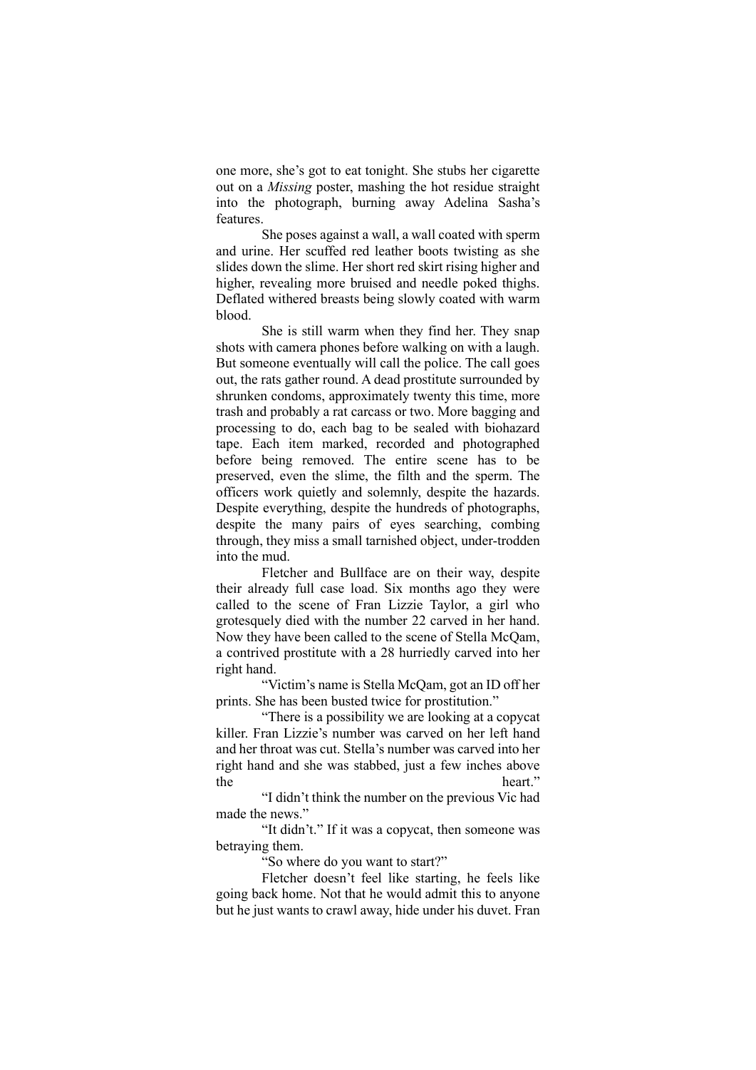one more, she's got to eat tonight. She stubs her cigarette out on a *Missing* poster, mashing the hot residue straight into the photograph, burning away Adelina Sasha's features.

She poses against a wall, a wall coated with sperm and urine. Her scuffed red leather boots twisting as she slides down the slime. Her short red skirt rising higher and higher, revealing more bruised and needle poked thighs. Deflated withered breasts being slowly coated with warm blood.

She is still warm when they find her. They snap shots with camera phones before walking on with a laugh. But someone eventually will call the police. The call goes out, the rats gather round. A dead prostitute surrounded by shrunken condoms, approximately twenty this time, more trash and probably a rat carcass or two. More bagging and processing to do, each bag to be sealed with biohazard tape. Each item marked, recorded and photographed before being removed. The entire scene has to be preserved, even the slime, the filth and the sperm. The officers work quietly and solemnly, despite the hazards. Despite everything, despite the hundreds of photographs, despite the many pairs of eyes searching, combing through, they miss a small tarnished object, under-trodden into the mud.

Fletcher and Bullface are on their way, despite their already full case load. Six months ago they were called to the scene of Fran Lizzie Taylor, a girl who grotesquely died with the number 22 carved in her hand. Now they have been called to the scene of Stella McQam, a contrived prostitute with a 28 hurriedly carved into her right hand.

"Victim's name is Stella McQam, got an ID off her prints. She has been busted twice for prostitution."

"There is a possibility we are looking at a copycat killer. Fran Lizzie's number was carved on her left hand and her throat was cut. Stella's number was carved into her right hand and she was stabbed, just a few inches above the heart."

"I didn't think the number on the previous Vic had made the news."

"It didn't." If it was a copycat, then someone was betraying them.

"So where do you want to start?"

Fletcher doesn't feel like starting, he feels like going back home. Not that he would admit this to anyone but he just wants to crawl away, hide under his duvet. Fran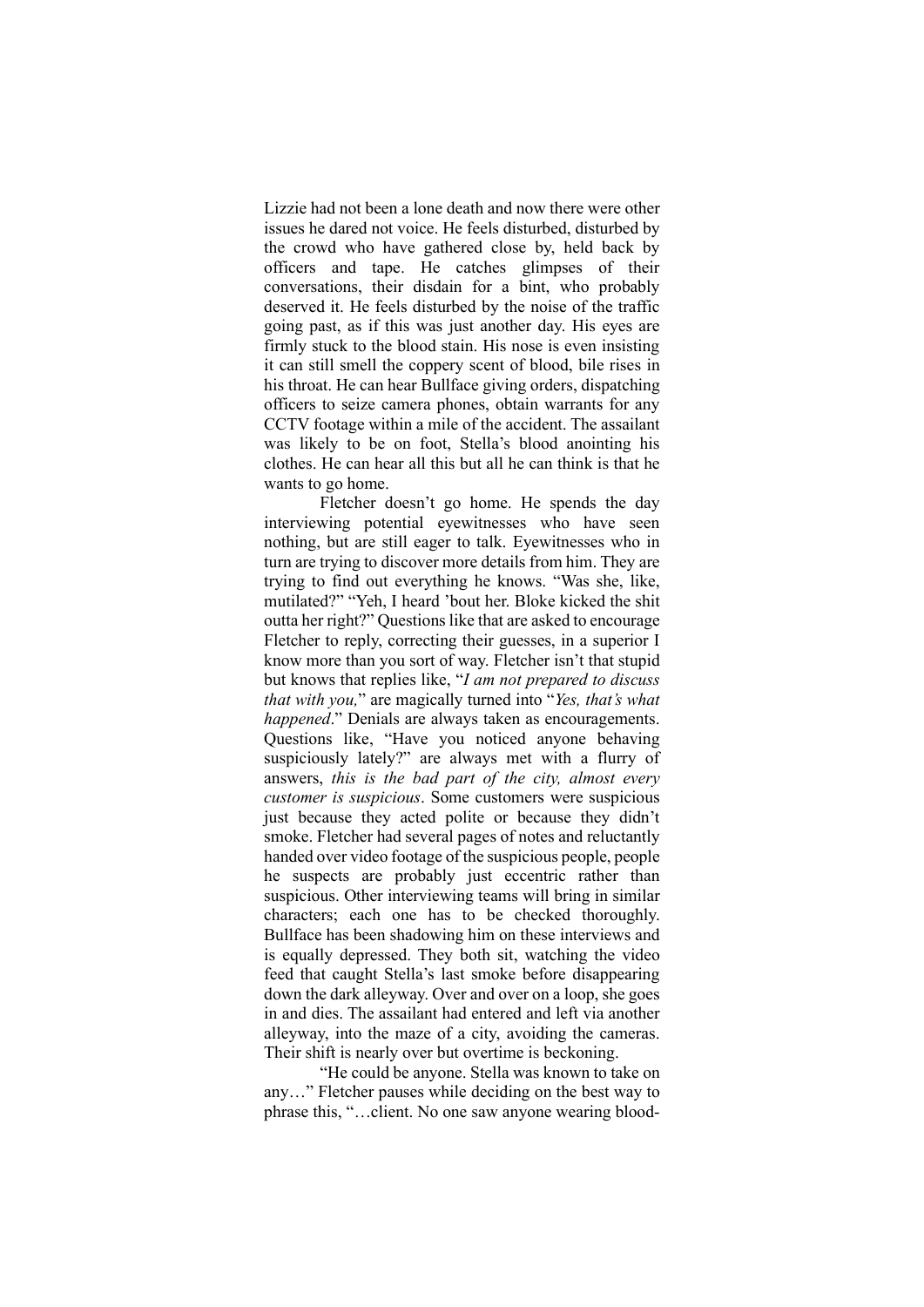Lizzie had not been a lone death and now there were other issues he dared not voice. He feels disturbed, disturbed by the crowd who have gathered close by, held back by officers and tape. He catches glimpses of their conversations, their disdain for a bint, who probably deserved it. He feels disturbed by the noise of the traffic going past, as if this was just another day. His eyes are firmly stuck to the blood stain. His nose is even insisting it can still smell the coppery scent of blood, bile rises in his throat. He can hear Bullface giving orders, dispatching officers to seize camera phones, obtain warrants for any CCTV footage within a mile of the accident. The assailant was likely to be on foot, Stella's blood anointing his clothes. He can hear all this but all he can think is that he wants to go home.

Fletcher doesn't go home. He spends the day interviewing potential eyewitnesses who have seen nothing, but are still eager to talk. Eyewitnesses who in turn are trying to discover more details from him. They are trying to find out everything he knows. "Was she, like, mutilated?" "Yeh, I heard 'bout her. Bloke kicked the shit outta her right?" Questions like that are asked to encourage Fletcher to reply, correcting their guesses, in a superior I know more than you sort of way. Fletcher isn't that stupid but knows that replies like, "*I am not prepared to discuss that with you,*" are magically turned into "*Yes, that's what happened*." Denials are always taken as encouragements. Questions like, "Have you noticed anyone behaving suspiciously lately?" are always met with a flurry of answers, *this is the bad part of the city, almost every customer is suspicious*. Some customers were suspicious just because they acted polite or because they didn't smoke. Fletcher had several pages of notes and reluctantly handed over video footage of the suspicious people, people he suspects are probably just eccentric rather than suspicious. Other interviewing teams will bring in similar characters; each one has to be checked thoroughly. Bullface has been shadowing him on these interviews and is equally depressed. They both sit, watching the video feed that caught Stella's last smoke before disappearing down the dark alleyway. Over and over on a loop, she goes in and dies. The assailant had entered and left via another alleyway, into the maze of a city, avoiding the cameras. Their shift is nearly over but overtime is beckoning.

"He could be anyone. Stella was known to take on any…" Fletcher pauses while deciding on the best way to phrase this, "…client. No one saw anyone wearing blood-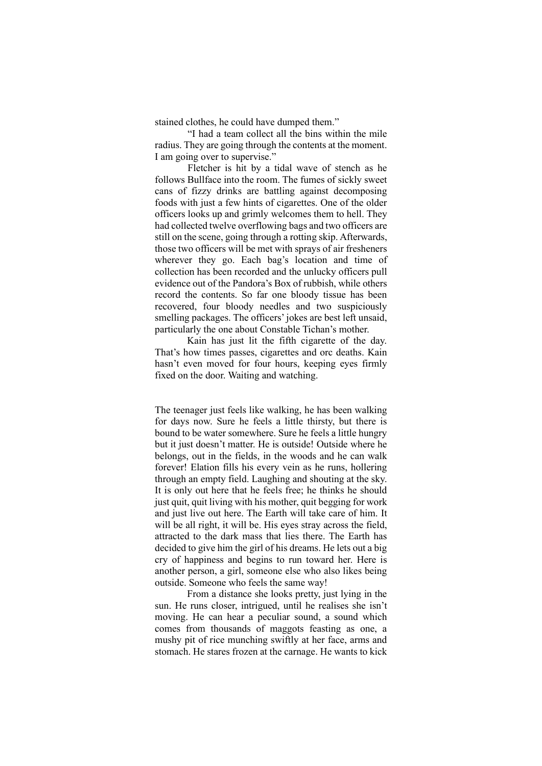stained clothes, he could have dumped them."

"I had a team collect all the bins within the mile radius. They are going through the contents at the moment. I am going over to supervise."

Fletcher is hit by a tidal wave of stench as he follows Bullface into the room. The fumes of sickly sweet cans of fizzy drinks are battling against decomposing foods with just a few hints of cigarettes. One of the older officers looks up and grimly welcomes them to hell. They had collected twelve overflowing bags and two officers are still on the scene, going through a rotting skip. Afterwards, those two officers will be met with sprays of air fresheners wherever they go. Each bag's location and time of collection has been recorded and the unlucky officers pull evidence out of the Pandora's Box of rubbish, while others record the contents. So far one bloody tissue has been recovered, four bloody needles and two suspiciously smelling packages. The officers' jokes are best left unsaid, particularly the one about Constable Tichan's mother.

Kain has just lit the fifth cigarette of the day. That's how times passes, cigarettes and orc deaths. Kain hasn't even moved for four hours, keeping eyes firmly fixed on the door. Waiting and watching.

The teenager just feels like walking, he has been walking for days now. Sure he feels a little thirsty, but there is bound to be water somewhere. Sure he feels a little hungry but it just doesn't matter. He is outside! Outside where he belongs, out in the fields, in the woods and he can walk forever! Elation fills his every vein as he runs, hollering through an empty field. Laughing and shouting at the sky. It is only out here that he feels free; he thinks he should just quit, quit living with his mother, quit begging for work and just live out here. The Earth will take care of him. It will be all right, it will be. His eyes stray across the field, attracted to the dark mass that lies there. The Earth has decided to give him the girl of his dreams. He lets out a big cry of happiness and begins to run toward her. Here is another person, a girl, someone else who also likes being outside. Someone who feels the same way!

From a distance she looks pretty, just lying in the sun. He runs closer, intrigued, until he realises she isn't moving. He can hear a peculiar sound, a sound which comes from thousands of maggots feasting as one, a mushy pit of rice munching swiftly at her face, arms and stomach. He stares frozen at the carnage. He wants to kick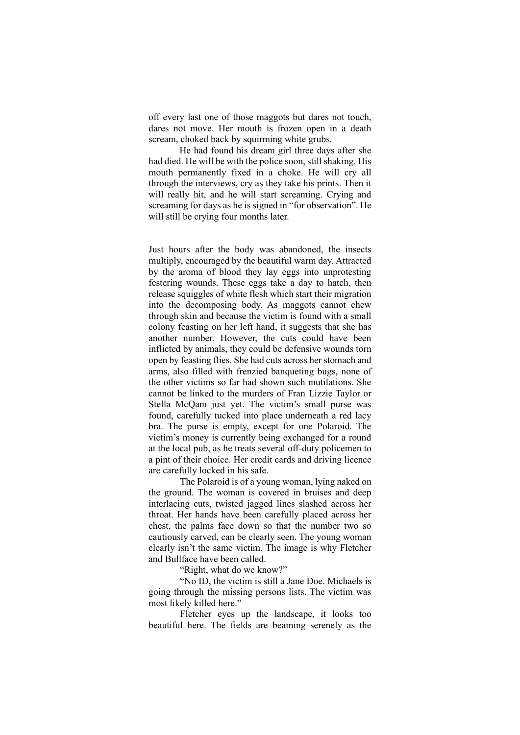off every last one of those maggots but dares not touch, dares not move. Her mouth is frozen open in a death scream, choked back by squirming white grubs.

He had found his dream girl three days after she had died. He will be with the police soon, still shaking. His mouth permanently fixed in a choke. He will cry all through the interviews, cry as they take his prints. Then it will really hit, and he will start screaming. Crying and screaming for days as he is signed in "for observation". He will still be crying four months later.

Just hours after the body was abandoned, the insects multiply, encouraged by the beautiful warm day. Attracted by the aroma of blood they lay eggs into unprotesting festering wounds. These eggs take a day to hatch, then release squiggles of white flesh which start their migration into the decomposing body. As maggots cannot chew through skin and because the victim is found with a small colony feasting on her left hand, it suggests that she has another number. However, the cuts could have been inflicted by animals, they could be defensive wounds torn open by feasting flies. She had cuts across her stomach and arms, also filled with frenzied banqueting bugs, none of the other victims so far had shown such mutilations. She cannot be linked to the murders of Fran Lizzie Taylor or Stella McQam just yet. The victim's small purse was found, carefully tucked into place underneath a red lacy bra. The purse is empty, except for one Polaroid. The victim's money is currently being exchanged for a round at the local pub, as he treats several off-duty policemen to a pint of their choice. Her credit cards and driving licence are carefully locked in his safe.

The Polaroid is of a young woman, lying naked on the ground. The woman is covered in bruises and deep interlacing cuts, twisted jagged lines slashed across her throat. Her hands have been carefully placed across her chest, the palms face down so that the number two so cautiously carved, can be clearly seen. The young woman clearly isn't the same victim. The image is why Fletcher and Bullface have been called.

"Right, what do we know?"

"No ID, the victim is still a Jane Doe. Michaels is going through the missing persons lists. The victim was most likely killed here."

Fletcher eyes up the landscape, it looks too beautiful here. The fields are beaming serenely as the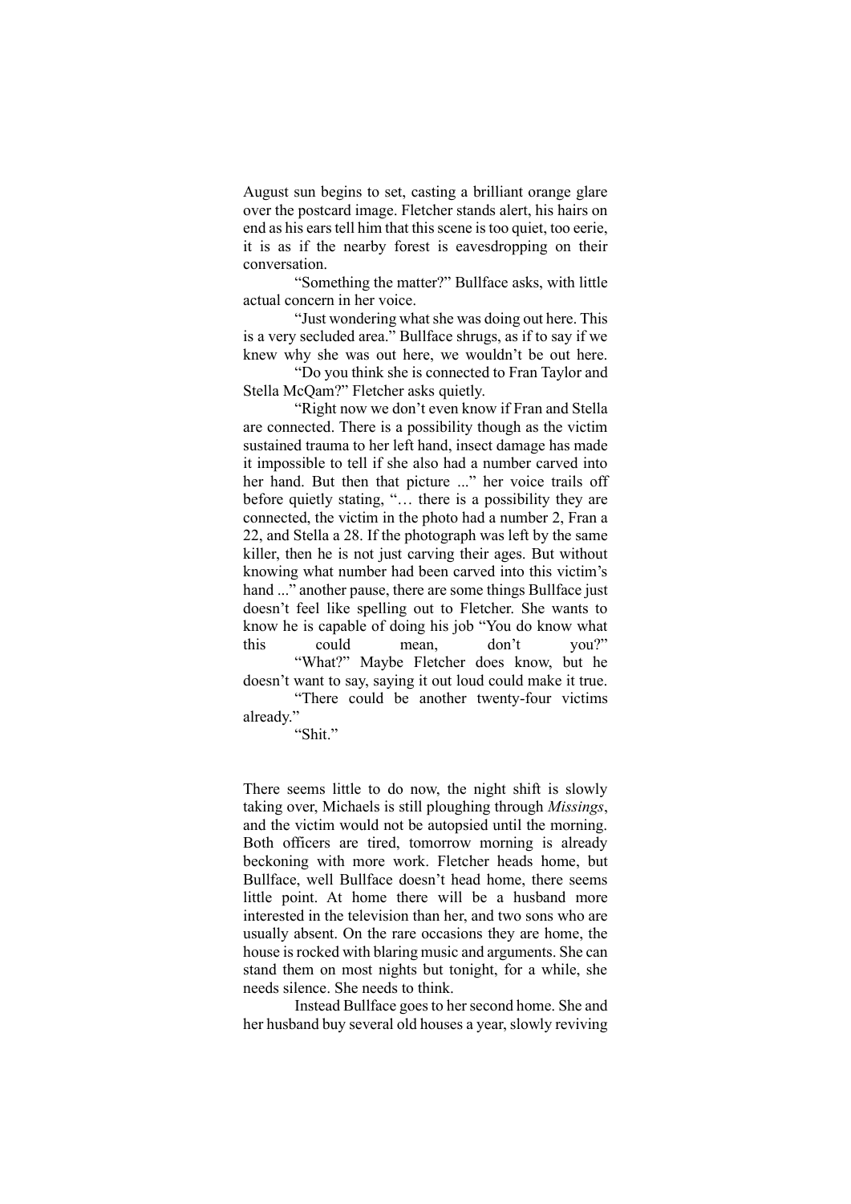August sun begins to set, casting a brilliant orange glare over the postcard image. Fletcher stands alert, his hairs on end as his ears tell him that this scene is too quiet, too eerie, it is as if the nearby forest is eavesdropping on their conversation.

"Something the matter?" Bullface asks, with little actual concern in her voice.

"Just wondering what she was doing out here. This is a very secluded area." Bullface shrugs, as if to say if we knew why she was out here, we wouldn't be out here.

"Do you think she is connected to Fran Taylor and Stella McQam?" Fletcher asks quietly.

"Right now we don't even know if Fran and Stella are connected. There is a possibility though as the victim sustained trauma to her left hand, insect damage has made it impossible to tell if she also had a number carved into her hand. But then that picture ..." her voice trails off before quietly stating, "… there is a possibility they are connected, the victim in the photo had a number 2, Fran a 22, and Stella a 28. If the photograph was left by the same killer, then he is not just carving their ages. But without knowing what number had been carved into this victim's hand ..." another pause, there are some things Bullface just doesn't feel like spelling out to Fletcher. She wants to know he is capable of doing his job "You do know what this could mean, don't you?"

"What?" Maybe Fletcher does know, but he doesn't want to say, saying it out loud could make it true.

"There could be another twenty-four victims already."

"Shit."

There seems little to do now, the night shift is slowly taking over, Michaels is still ploughing through *Missings*, and the victim would not be autopsied until the morning. Both officers are tired, tomorrow morning is already beckoning with more work. Fletcher heads home, but Bullface, well Bullface doesn't head home, there seems little point. At home there will be a husband more interested in the television than her, and two sons who are usually absent. On the rare occasions they are home, the house is rocked with blaring music and arguments. She can stand them on most nights but tonight, for a while, she needs silence. She needs to think.

Instead Bullface goes to her second home. She and her husband buy several old houses a year, slowly reviving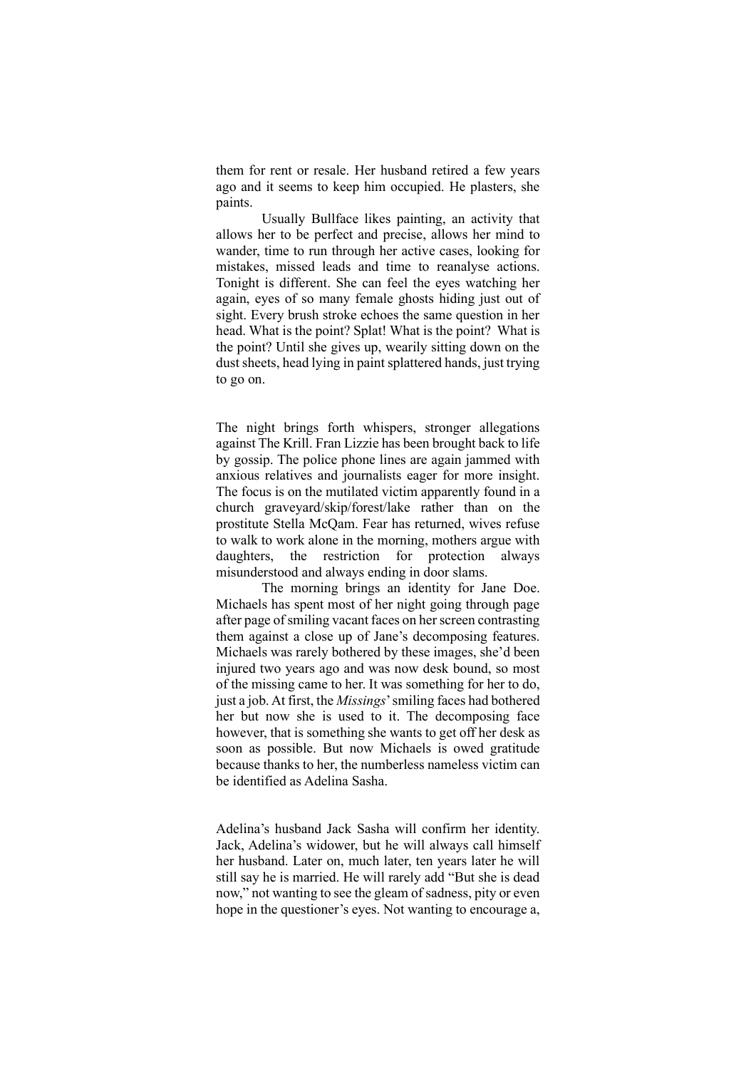them for rent or resale. Her husband retired a few years ago and it seems to keep him occupied. He plasters, she paints.

Usually Bullface likes painting, an activity that allows her to be perfect and precise, allows her mind to wander, time to run through her active cases, looking for mistakes, missed leads and time to reanalyse actions. Tonight is different. She can feel the eyes watching her again, eyes of so many female ghosts hiding just out of sight. Every brush stroke echoes the same question in her head. What is the point? Splat! What is the point? What is the point? Until she gives up, wearily sitting down on the dust sheets, head lying in paint splattered hands, just trying to go on.

The night brings forth whispers, stronger allegations against The Krill. Fran Lizzie has been brought back to life by gossip. The police phone lines are again jammed with anxious relatives and journalists eager for more insight. The focus is on the mutilated victim apparently found in a church graveyard/skip/forest/lake rather than on the prostitute Stella McQam. Fear has returned, wives refuse to walk to work alone in the morning, mothers argue with daughters, the restriction for protection always misunderstood and always ending in door slams.

The morning brings an identity for Jane Doe. Michaels has spent most of her night going through page after page of smiling vacant faces on her screen contrasting them against a close up of Jane's decomposing features. Michaels was rarely bothered by these images, she'd been injured two years ago and was now desk bound, so most of the missing came to her. It was something for her to do, just a job. At first, the *Missings*' smiling faces had bothered her but now she is used to it. The decomposing face however, that is something she wants to get off her desk as soon as possible. But now Michaels is owed gratitude because thanks to her, the numberless nameless victim can be identified as Adelina Sasha.

Adelina's husband Jack Sasha will confirm her identity. Jack, Adelina's widower, but he will always call himself her husband. Later on, much later, ten years later he will still say he is married. He will rarely add "But she is dead now," not wanting to see the gleam of sadness, pity or even hope in the questioner's eyes. Not wanting to encourage a,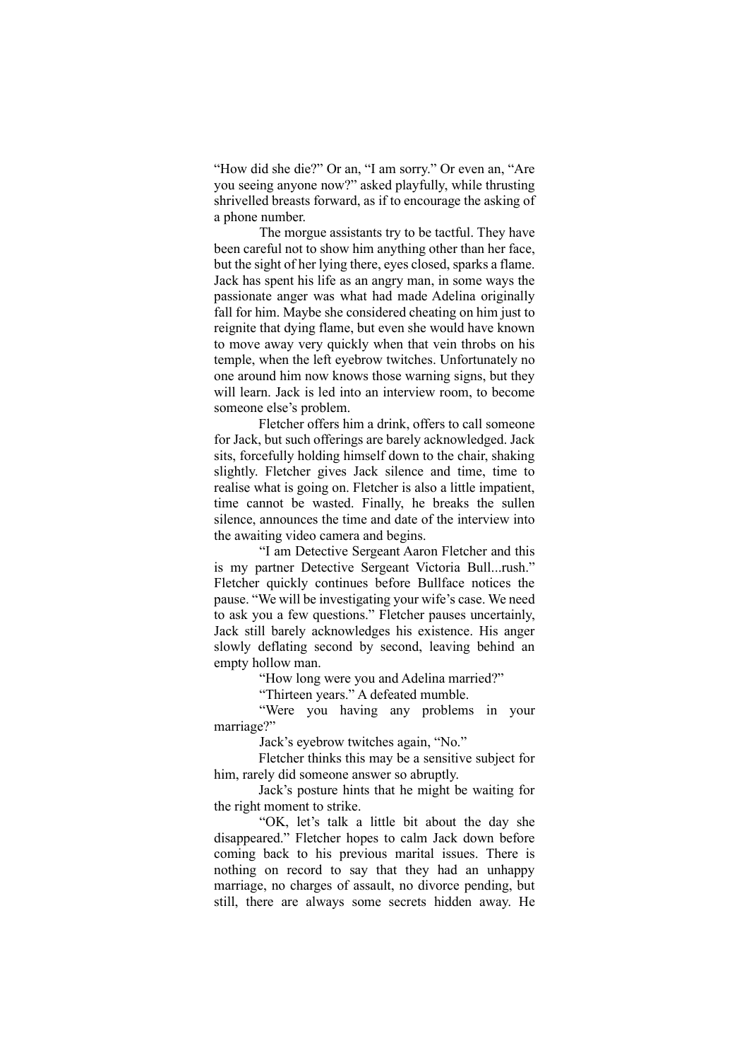"How did she die?" Or an, "I am sorry." Or even an, "Are you seeing anyone now?" asked playfully, while thrusting shrivelled breasts forward, as if to encourage the asking of a phone number.

The morgue assistants try to be tactful. They have been careful not to show him anything other than her face, but the sight of her lying there, eyes closed, sparks a flame. Jack has spent his life as an angry man, in some ways the passionate anger was what had made Adelina originally fall for him. Maybe she considered cheating on him just to reignite that dying flame, but even she would have known to move away very quickly when that vein throbs on his temple, when the left eyebrow twitches. Unfortunately no one around him now knows those warning signs, but they will learn. Jack is led into an interview room, to become someone else's problem.

Fletcher offers him a drink, offers to call someone for Jack, but such offerings are barely acknowledged. Jack sits, forcefully holding himself down to the chair, shaking slightly. Fletcher gives Jack silence and time, time to realise what is going on. Fletcher is also a little impatient, time cannot be wasted. Finally, he breaks the sullen silence, announces the time and date of the interview into the awaiting video camera and begins.

"I am Detective Sergeant Aaron Fletcher and this is my partner Detective Sergeant Victoria Bull...rush." Fletcher quickly continues before Bullface notices the pause. "We will be investigating your wife's case. We need to ask you a few questions." Fletcher pauses uncertainly, Jack still barely acknowledges his existence. His anger slowly deflating second by second, leaving behind an empty hollow man.

"How long were you and Adelina married?"

"Thirteen years." A defeated mumble.

"Were you having any problems in your marriage?"

Jack's eyebrow twitches again, "No."

Fletcher thinks this may be a sensitive subject for him, rarely did someone answer so abruptly.

Jack's posture hints that he might be waiting for the right moment to strike.

"OK, let's talk a little bit about the day she disappeared." Fletcher hopes to calm Jack down before coming back to his previous marital issues. There is nothing on record to say that they had an unhappy marriage, no charges of assault, no divorce pending, but still, there are always some secrets hidden away. He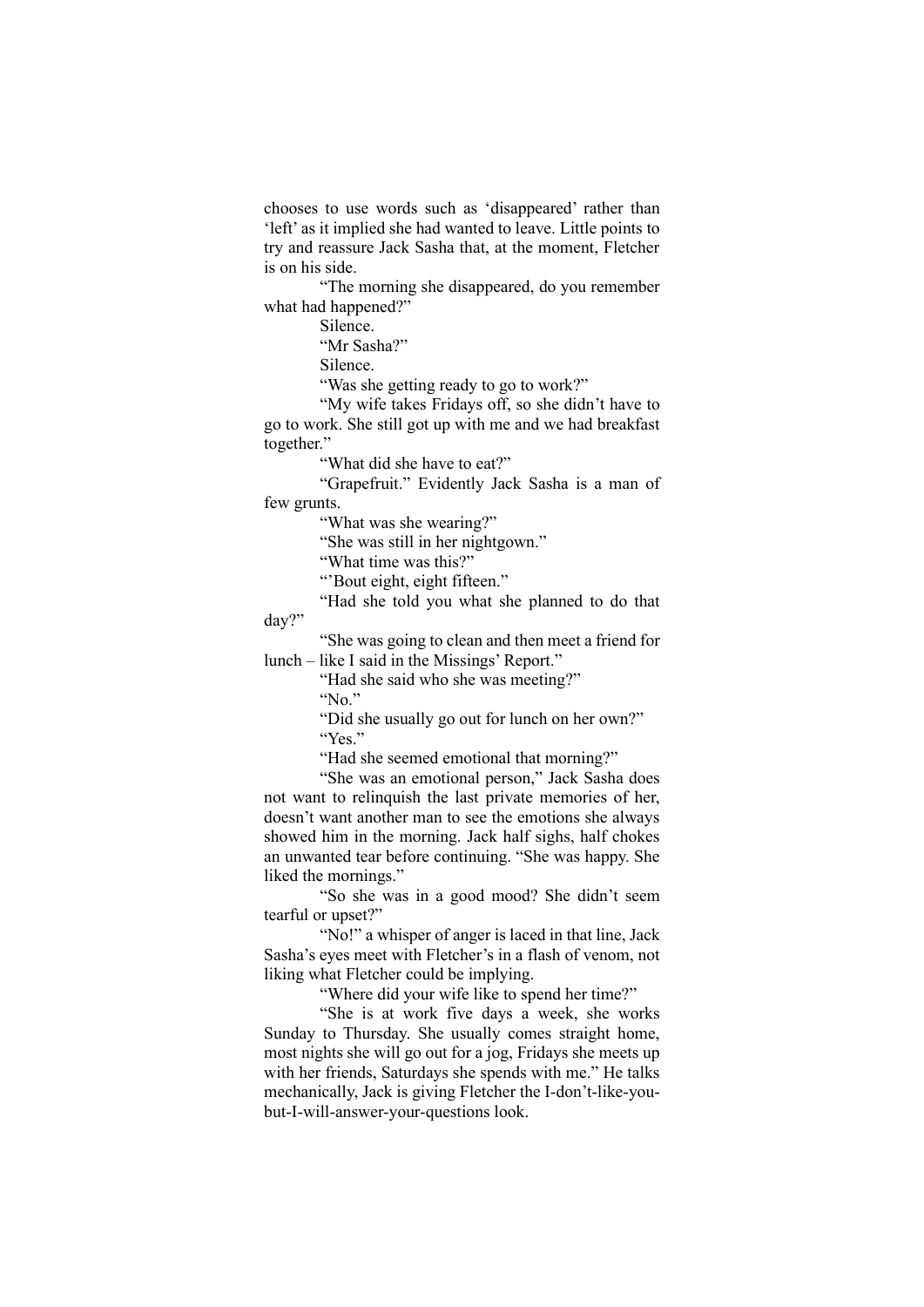chooses to use words such as 'disappeared' rather than 'left' as it implied she had wanted to leave. Little points to try and reassure Jack Sasha that, at the moment, Fletcher is on his side.

"The morning she disappeared, do you remember what had happened?"

Silence.

"Mr Sasha?"

Silence.

"Was she getting ready to go to work?"

"My wife takes Fridays off, so she didn't have to go to work. She still got up with me and we had breakfast together."

"What did she have to eat?"

"Grapefruit." Evidently Jack Sasha is a man of few grunts.

"What was she wearing?"

"She was still in her nightgown."

"What time was this?"

"'Bout eight, eight fifteen."

"Had she told you what she planned to do that day?"

"She was going to clean and then meet a friend for lunch – like I said in the Missings' Report."

"Had she said who she was meeting?"

"No."

"Did she usually go out for lunch on her own?"

"Yes."

"Had she seemed emotional that morning?"

"She was an emotional person," Jack Sasha does not want to relinquish the last private memories of her, doesn't want another man to see the emotions she always showed him in the morning. Jack half sighs, half chokes an unwanted tear before continuing. "She was happy. She liked the mornings."

"So she was in a good mood? She didn't seem tearful or upset?"

"No!" a whisper of anger is laced in that line, Jack Sasha's eyes meet with Fletcher's in a flash of venom, not liking what Fletcher could be implying.

"Where did your wife like to spend her time?"

"She is at work five days a week, she works Sunday to Thursday. She usually comes straight home, most nights she will go out for a jog, Fridays she meets up with her friends, Saturdays she spends with me." He talks mechanically, Jack is giving Fletcher the I-don't-like-you-but-I-will-answer-your-questions look.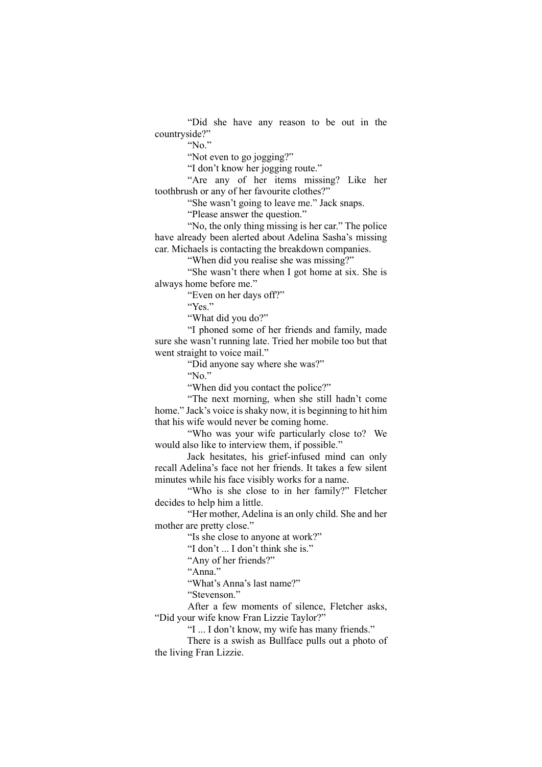"Did she have any reason to be out in the countryside?"

"No."

"Not even to go jogging?"

"I don't know her jogging route."

"Are any of her items missing? Like her toothbrush or any of her favourite clothes?"

"She wasn't going to leave me." Jack snaps.

"Please answer the question."

"No, the only thing missing is her car." The police have already been alerted about Adelina Sasha's missing car. Michaels is contacting the breakdown companies.

"When did you realise she was missing?"

"She wasn't there when I got home at six. She is always home before me."

"Even on her days off?"

"Yes."

"What did you do?"

"I phoned some of her friends and family, made sure she wasn't running late. Tried her mobile too but that went straight to voice mail."

"Did anyone say where she was?"

"No."

"When did you contact the police?"

"The next morning, when she still hadn't come home." Jack's voice is shaky now, it is beginning to hit him that his wife would never be coming home.

"Who was your wife particularly close to? We would also like to interview them, if possible."

Jack hesitates, his grief-infused mind can only recall Adelina's face not her friends. It takes a few silent minutes while his face visibly works for a name.

"Who is she close to in her family?" Fletcher decides to help him a little.

"Her mother, Adelina is an only child. She and her mother are pretty close."

"Is she close to anyone at work?"

"I don't ... I don't think she is."

"Any of her friends?"

"Anna."

"What's Anna's last name?"

"Stevenson."

After a few moments of silence, Fletcher asks, "Did your wife know Fran Lizzie Taylor?"

"I ... I don't know, my wife has many friends."

There is a swish as Bullface pulls out a photo of the living Fran Lizzie.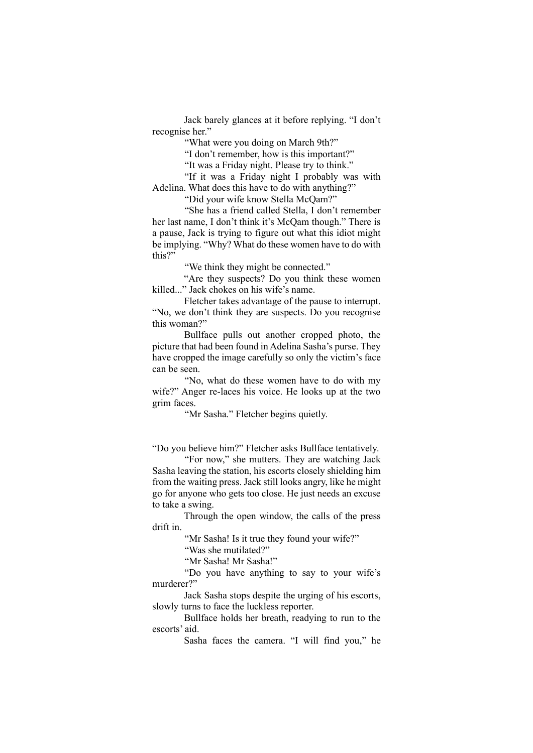Jack barely glances at it before replying. "I don't recognise her."

"What were you doing on March 9th?"

"I don't remember, how is this important?"

"It was a Friday night. Please try to think."

"If it was a Friday night I probably was with Adelina. What does this have to do with anything?"

"Did your wife know Stella McQam?"

"She has a friend called Stella, I don't remember her last name, I don't think it's McQam though." There is a pause, Jack is trying to figure out what this idiot might be implying. "Why? What do these women have to do with this?"

"We think they might be connected."

"Are they suspects? Do you think these women killed..." Jack chokes on his wife's name.

Fletcher takes advantage of the pause to interrupt. "No, we don't think they are suspects. Do you recognise this woman?"

Bullface pulls out another cropped photo, the picture that had been found in Adelina Sasha's purse. They have cropped the image carefully so only the victim's face can be seen.

"No, what do these women have to do with my wife?" Anger re-laces his voice. He looks up at the two grim faces.

"Mr Sasha." Fletcher begins quietly.

"Do you believe him?" Fletcher asks Bullface tentatively.

"For now," she mutters. They are watching Jack Sasha leaving the station, his escorts closely shielding him from the waiting press. Jack still looks angry, like he might go for anyone who gets too close. He just needs an excuse to take a swing.

Through the open window, the calls of the press drift in.

"Mr Sasha! Is it true they found your wife?"

"Was she mutilated?"

"Mr Sasha! Mr Sasha!"

"Do you have anything to say to your wife's murderer?"

Jack Sasha stops despite the urging of his escorts, slowly turns to face the luckless reporter.

Bullface holds her breath, readying to run to the escorts' aid.

Sasha faces the camera. "I will find you," he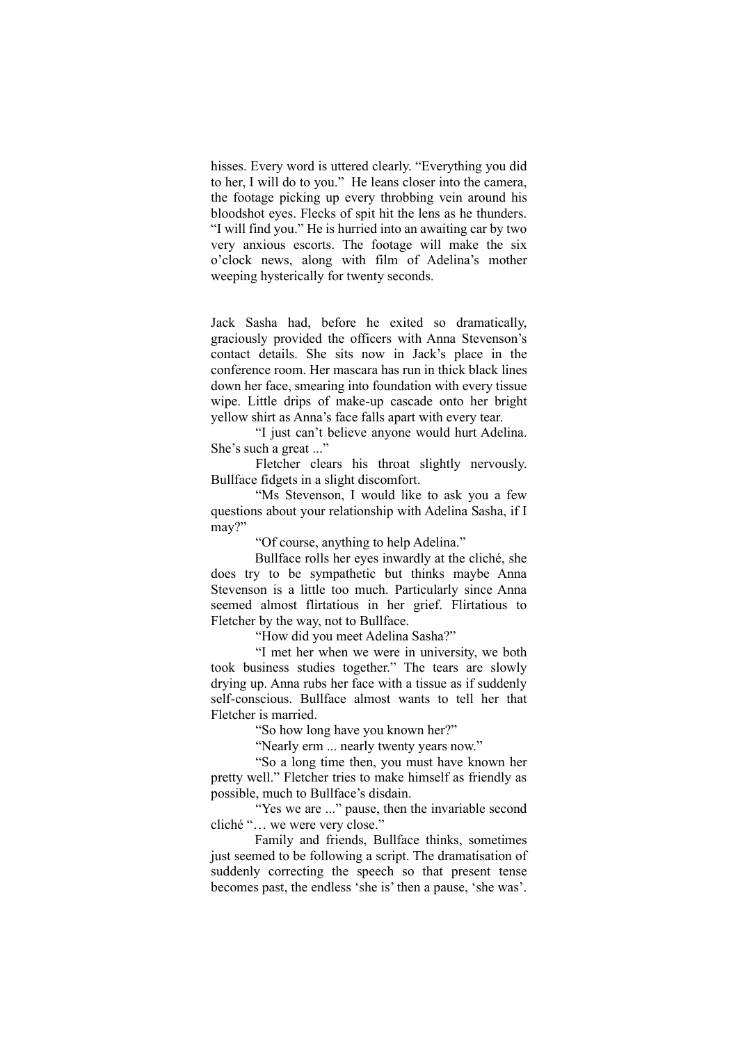hisses. Every word is uttered clearly. “Everything you did to her, I will do to you.” He leans closer into the camera, the footage picking up every throbbing vein around his bloodshot eyes. Flecks of spit hit the lens as he thunders. “I will find you.” He is hurried into an awaiting car by two very anxious escorts. The footage will make the six o’clock news, along with film of Adelina’s mother weeping hysterically for twenty seconds.

Jack Sasha had, before he exited so dramatically, graciously provided the officers with Anna Stevenson’s contact details. She sits now in Jack’s place in the conference room. Her mascara has run in thick black lines down her face, smearing into foundation with every tissue wipe. Little drips of make-up cascade onto her bright yellow shirt as Anna’s face falls apart with every tear.

“I just can’t believe anyone would hurt Adelina. She’s such a great ...”

Fletcher clears his throat slightly nervously. Bullface fidgets in a slight discomfort.

“Ms Stevenson, I would like to ask you a few questions about your relationship with Adelina Sasha, if I may?”

“Of course, anything to help Adelina.”

Bullface rolls her eyes inwardly at the cliché, she does try to be sympathetic but thinks maybe Anna Stevenson is a little too much. Particularly since Anna seemed almost flirtatious in her grief. Flirtatious to Fletcher by the way, not to Bullface.

“How did you meet Adelina Sasha?”

“I met her when we were in university, we both took business studies together.” The tears are slowly drying up. Anna rubs her face with a tissue as if suddenly self-conscious. Bullface almost wants to tell her that Fletcher is married.

“So how long have you known her?”

“Nearly erm ... nearly twenty years now.”

“So a long time then, you must have known her pretty well.” Fletcher tries to make himself as friendly as possible, much to Bullface’s disdain.

“Yes we are ...” pause, then the invariable second cliché “… we were very close.”

Family and friends, Bullface thinks, sometimes just seemed to be following a script. The dramatisation of suddenly correcting the speech so that present tense becomes past, the endless ‘she is’ then a pause, ‘she was’.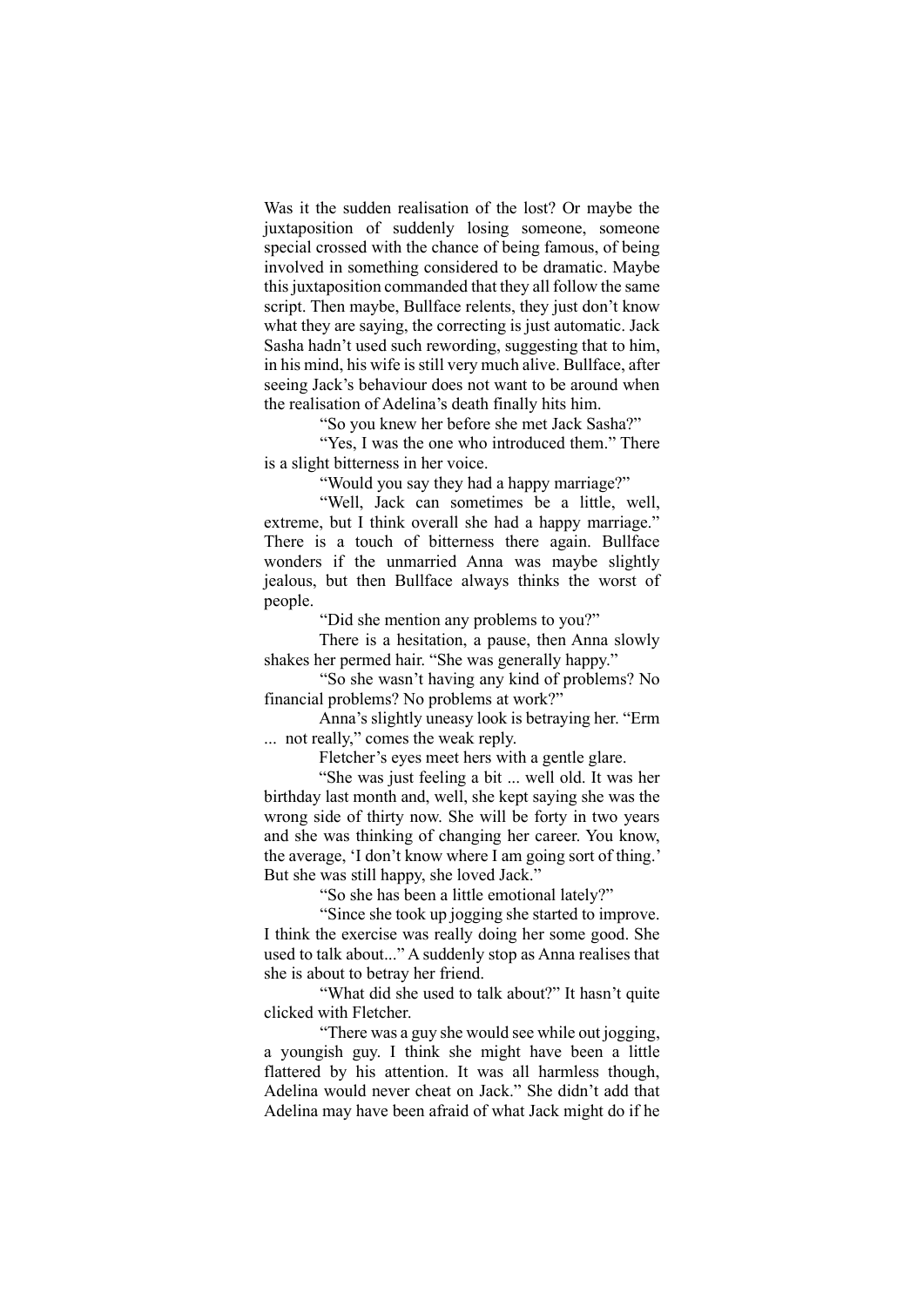Was it the sudden realisation of the lost? Or maybe the juxtaposition of suddenly losing someone, someone special crossed with the chance of being famous, of being involved in something considered to be dramatic. Maybe this juxtaposition commanded that they all follow the same script. Then maybe, Bullface relents, they just don't know what they are saying, the correcting is just automatic. Jack Sasha hadn't used such rewording, suggesting that to him, in his mind, his wife is still very much alive. Bullface, after seeing Jack's behaviour does not want to be around when the realisation of Adelina's death finally hits him.

"So you knew her before she met Jack Sasha?"

"Yes, I was the one who introduced them." There is a slight bitterness in her voice.

"Would you say they had a happy marriage?"

"Well, Jack can sometimes be a little, well, extreme, but I think overall she had a happy marriage." There is a touch of bitterness there again. Bullface wonders if the unmarried Anna was maybe slightly jealous, but then Bullface always thinks the worst of people.

"Did she mention any problems to you?"

There is a hesitation, a pause, then Anna slowly shakes her permed hair. "She was generally happy."

"So she wasn't having any kind of problems? No financial problems? No problems at work?"

Anna's slightly uneasy look is betraying her. "Erm ... not really," comes the weak reply.

Fletcher's eyes meet hers with a gentle glare.

"She was just feeling a bit ... well old. It was her birthday last month and, well, she kept saying she was the wrong side of thirty now. She will be forty in two years and she was thinking of changing her career. You know, the average, 'I don't know where I am going sort of thing.' But she was still happy, she loved Jack."

"So she has been a little emotional lately?"

"Since she took up jogging she started to improve. I think the exercise was really doing her some good. She used to talk about..." A suddenly stop as Anna realises that she is about to betray her friend.

"What did she used to talk about?" It hasn't quite clicked with Fletcher.

"There was a guy she would see while out jogging, a youngish guy. I think she might have been a little flattered by his attention. It was all harmless though, Adelina would never cheat on Jack." She didn't add that Adelina may have been afraid of what Jack might do if he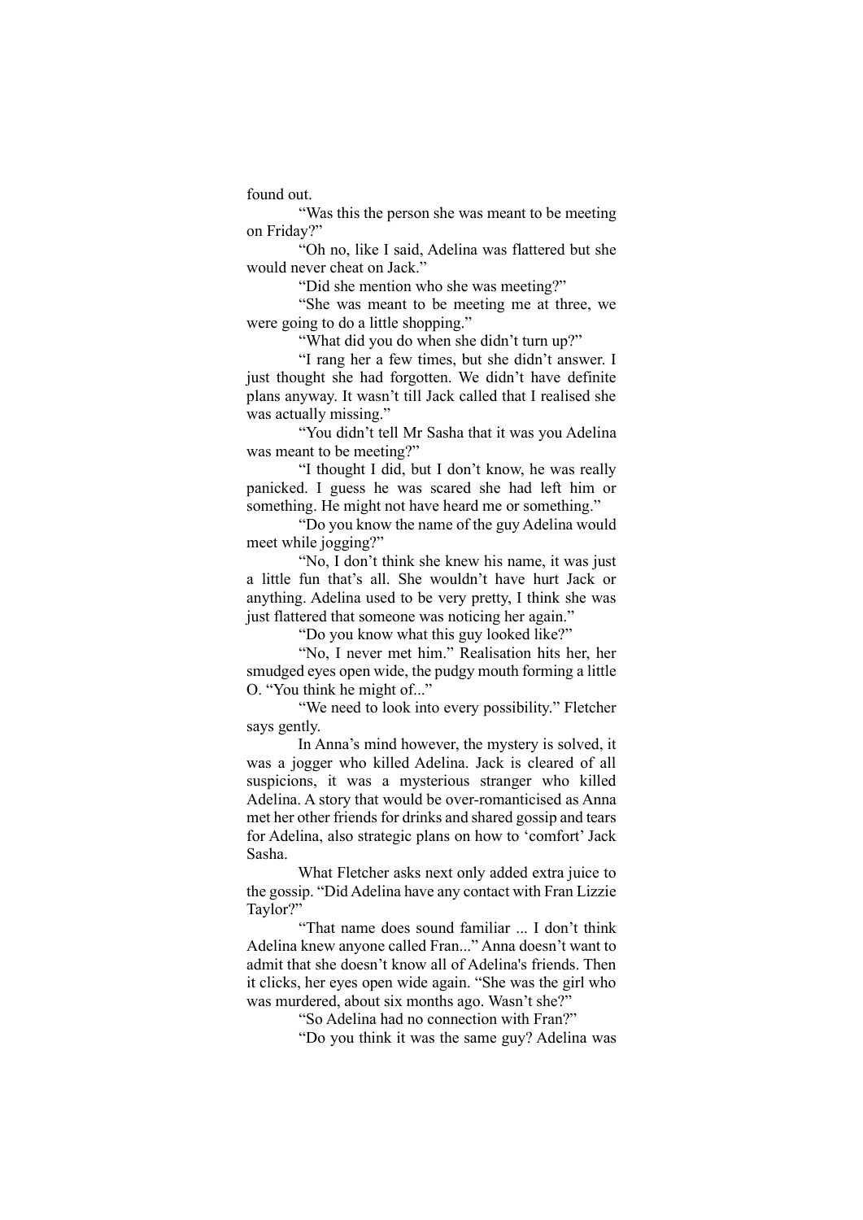found out.

“Was this the person she was meant to be meeting on Friday?”

“Oh no, like I said, Adelina was flattered but she would never cheat on Jack.”

“Did she mention who she was meeting?”

“She was meant to be meeting me at three, we were going to do a little shopping.”

“What did you do when she didn’t turn up?”

“I rang her a few times, but she didn’t answer. I just thought she had forgotten. We didn’t have definite plans anyway. It wasn’t till Jack called that I realised she was actually missing.”

“You didn’t tell Mr Sasha that it was you Adelina was meant to be meeting?”

“I thought I did, but I don’t know, he was really panicked. I guess he was scared she had left him or something. He might not have heard me or something.”

“Do you know the name of the guy Adelina would meet while jogging?”

“No, I don’t think she knew his name, it was just a little fun that’s all. She wouldn’t have hurt Jack or anything. Adelina used to be very pretty, I think she was just flattered that someone was noticing her again.”

“Do you know what this guy looked like?”

“No, I never met him.” Realisation hits her, her smudged eyes open wide, the pudgy mouth forming a little O. “You think he might of...”

“We need to look into every possibility.” Fletcher says gently.

In Anna’s mind however, the mystery is solved, it was a jogger who killed Adelina. Jack is cleared of all suspicions, it was a mysterious stranger who killed Adelina. A story that would be over-romanticised as Anna met her other friends for drinks and shared gossip and tears for Adelina, also strategic plans on how to ‘comfort’ Jack Sasha.

What Fletcher asks next only added extra juice to the gossip. “Did Adelina have any contact with Fran Lizzie Taylor?”

“That name does sound familiar ... I don’t think Adelina knew anyone called Fran...” Anna doesn’t want to admit that she doesn’t know all of Adelina's friends. Then it clicks, her eyes open wide again. “She was the girl who was murdered, about six months ago. Wasn’t she?”

“So Adelina had no connection with Fran?”

“Do you think it was the same guy? Adelina was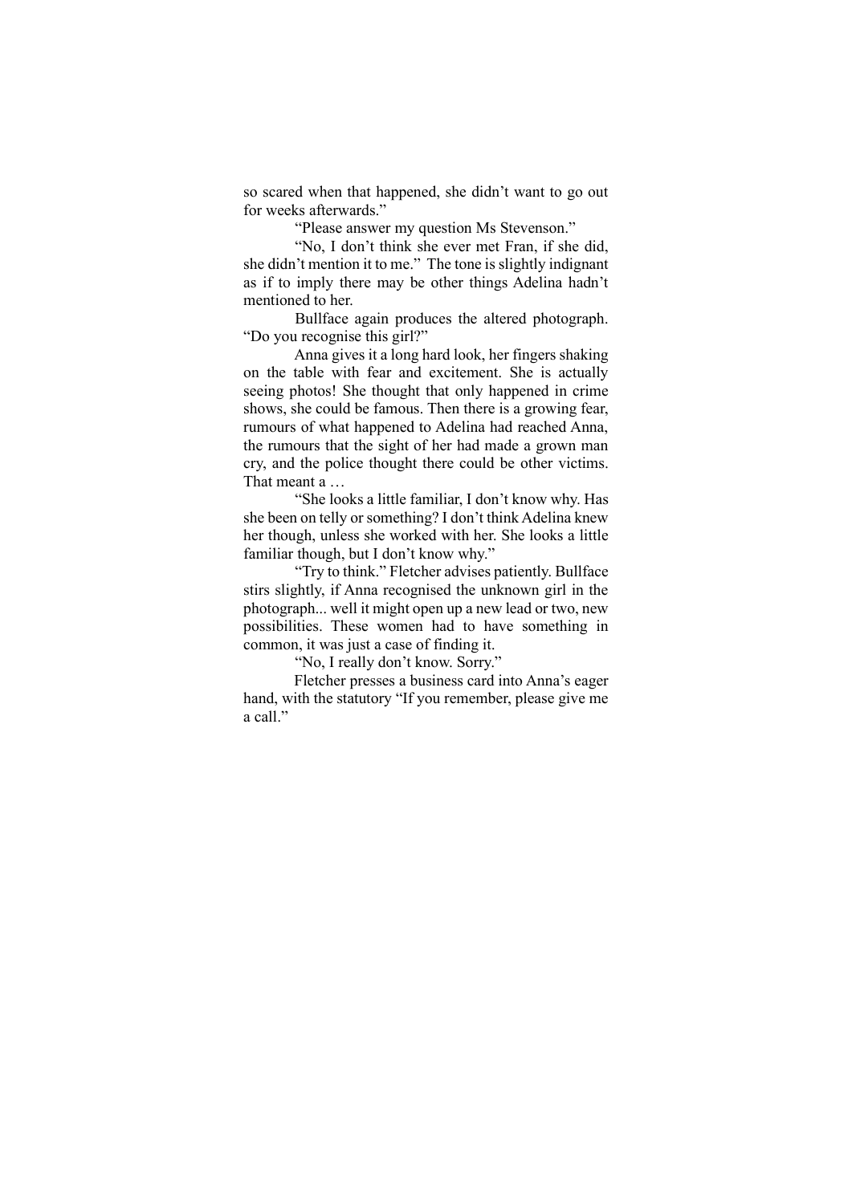so scared when that happened, she didn't want to go out for weeks afterwards."

"Please answer my question Ms Stevenson."

"No, I don't think she ever met Fran, if she did, she didn't mention it to me." The tone is slightly indignant as if to imply there may be other things Adelina hadn't mentioned to her.

Bullface again produces the altered photograph. "Do you recognise this girl?"

Anna gives it a long hard look, her fingers shaking on the table with fear and excitement. She is actually seeing photos! She thought that only happened in crime shows, she could be famous. Then there is a growing fear, rumours of what happened to Adelina had reached Anna, the rumours that the sight of her had made a grown man cry, and the police thought there could be other victims. That meant a …

"She looks a little familiar, I don't know why. Has she been on telly or something? I don't think Adelina knew her though, unless she worked with her. She looks a little familiar though, but I don't know why."

"Try to think." Fletcher advises patiently. Bullface stirs slightly, if Anna recognised the unknown girl in the photograph... well it might open up a new lead or two, new possibilities. These women had to have something in common, it was just a case of finding it.

"No, I really don't know. Sorry."

Fletcher presses a business card into Anna's eager hand, with the statutory "If you remember, please give me a call."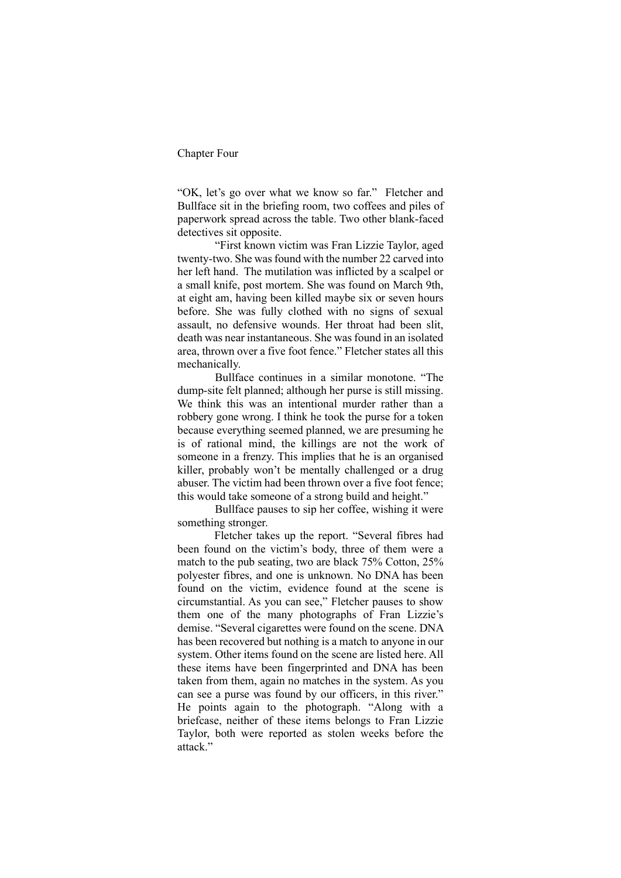# Chapter Four

"OK, let's go over what we know so far." Fletcher and Bullface sit in the briefing room, two coffees and piles of paperwork spread across the table. Two other blank-faced detectives sit opposite.

"First known victim was Fran Lizzie Taylor, aged twenty-two. She was found with the number 22 carved into her left hand. The mutilation was inflicted by a scalpel or a small knife, post mortem. She was found on March 9th, at eight am, having been killed maybe six or seven hours before. She was fully clothed with no signs of sexual assault, no defensive wounds. Her throat had been slit, death was near instantaneous. She was found in an isolated area, thrown over a five foot fence." Fletcher states all this mechanically.

Bullface continues in a similar monotone. "The dump-site felt planned; although her purse is still missing. We think this was an intentional murder rather than a robbery gone wrong. I think he took the purse for a token because everything seemed planned, we are presuming he is of rational mind, the killings are not the work of someone in a frenzy. This implies that he is an organised killer, probably won't be mentally challenged or a drug abuser. The victim had been thrown over a five foot fence; this would take someone of a strong build and height."

Bullface pauses to sip her coffee, wishing it were something stronger.

Fletcher takes up the report. "Several fibres had been found on the victim's body, three of them were a match to the pub seating, two are black 75% Cotton, 25% polyester fibres, and one is unknown. No DNA has been found on the victim, evidence found at the scene is circumstantial. As you can see," Fletcher pauses to show them one of the many photographs of Fran Lizzie's demise. "Several cigarettes were found on the scene. DNA has been recovered but nothing is a match to anyone in our system. Other items found on the scene are listed here. All these items have been fingerprinted and DNA has been taken from them, again no matches in the system. As you can see a purse was found by our officers, in this river." He points again to the photograph. "Along with a briefcase, neither of these items belongs to Fran Lizzie Taylor, both were reported as stolen weeks before the attack."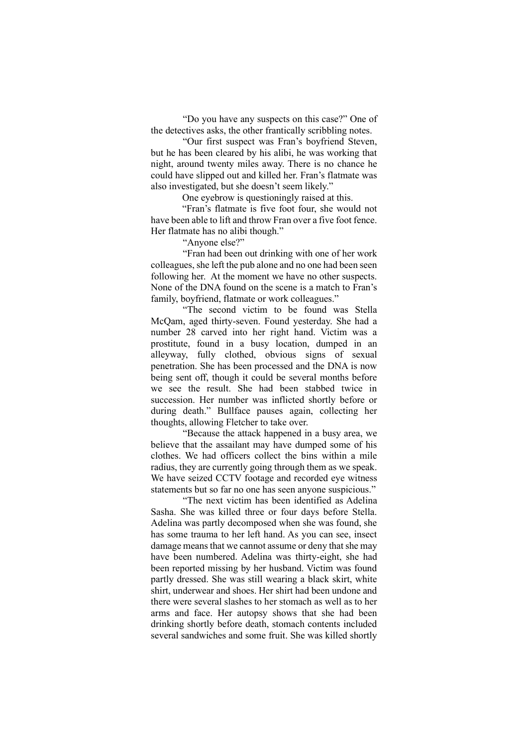"Do you have any suspects on this case?" One of the detectives asks, the other frantically scribbling notes.

"Our first suspect was Fran's boyfriend Steven, but he has been cleared by his alibi, he was working that night, around twenty miles away. There is no chance he could have slipped out and killed her. Fran's flatmate was also investigated, but she doesn't seem likely."

One eyebrow is questioningly raised at this.

"Fran's flatmate is five foot four, she would not have been able to lift and throw Fran over a five foot fence. Her flatmate has no alibi though."

"Anyone else?"

"Fran had been out drinking with one of her work colleagues, she left the pub alone and no one had been seen following her. At the moment we have no other suspects. None of the DNA found on the scene is a match to Fran's family, boyfriend, flatmate or work colleagues."

"The second victim to be found was Stella McQam, aged thirty-seven. Found yesterday. She had a number 28 carved into her right hand. Victim was a prostitute, found in a busy location, dumped in an alleyway, fully clothed, obvious signs of sexual penetration. She has been processed and the DNA is now being sent off, though it could be several months before we see the result. She had been stabbed twice in succession. Her number was inflicted shortly before or during death." Bullface pauses again, collecting her thoughts, allowing Fletcher to take over.

"Because the attack happened in a busy area, we believe that the assailant may have dumped some of his clothes. We had officers collect the bins within a mile radius, they are currently going through them as we speak. We have seized CCTV footage and recorded eye witness statements but so far no one has seen anyone suspicious."

"The next victim has been identified as Adelina Sasha. She was killed three or four days before Stella. Adelina was partly decomposed when she was found, she has some trauma to her left hand. As you can see, insect damage means that we cannot assume or deny that she may have been numbered. Adelina was thirty-eight, she had been reported missing by her husband. Victim was found partly dressed. She was still wearing a black skirt, white shirt, underwear and shoes. Her shirt had been undone and there were several slashes to her stomach as well as to her arms and face. Her autopsy shows that she had been drinking shortly before death, stomach contents included several sandwiches and some fruit. She was killed shortly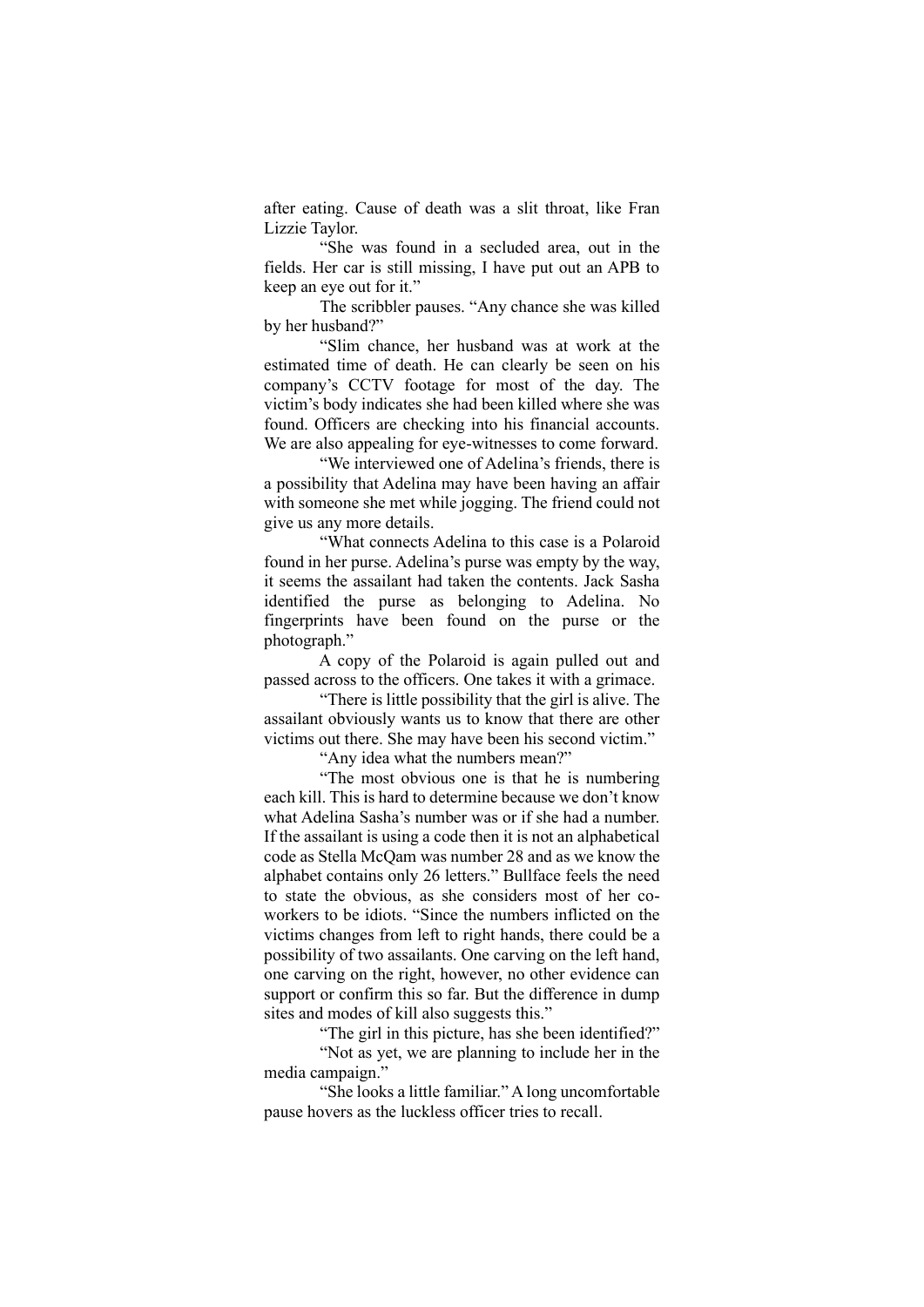after eating. Cause of death was a slit throat, like Fran Lizzie Taylor.

"She was found in a secluded area, out in the fields. Her car is still missing, I have put out an APB to keep an eye out for it."

The scribbler pauses. "Any chance she was killed by her husband?"

"Slim chance, her husband was at work at the estimated time of death. He can clearly be seen on his company's CCTV footage for most of the day. The victim's body indicates she had been killed where she was found. Officers are checking into his financial accounts. We are also appealing for eye-witnesses to come forward.

"We interviewed one of Adelina's friends, there is a possibility that Adelina may have been having an affair with someone she met while jogging. The friend could not give us any more details.

"What connects Adelina to this case is a Polaroid found in her purse. Adelina's purse was empty by the way, it seems the assailant had taken the contents. Jack Sasha identified the purse as belonging to Adelina. No fingerprints have been found on the purse or the photograph."

A copy of the Polaroid is again pulled out and passed across to the officers. One takes it with a grimace.

"There is little possibility that the girl is alive. The assailant obviously wants us to know that there are other victims out there. She may have been his second victim."

"Any idea what the numbers mean?"

"The most obvious one is that he is numbering each kill. This is hard to determine because we don't know what Adelina Sasha's number was or if she had a number. If the assailant is using a code then it is not an alphabetical code as Stella McQam was number 28 and as we know the alphabet contains only 26 letters." Bullface feels the need to state the obvious, as she considers most of her co-workers to be idiots. "Since the numbers inflicted on the victims changes from left to right hands, there could be a possibility of two assailants. One carving on the left hand, one carving on the right, however, no other evidence can support or confirm this so far. But the difference in dump sites and modes of kill also suggests this."

"The girl in this picture, has she been identified?"

"Not as yet, we are planning to include her in the media campaign."

"She looks a little familiar." A long uncomfortable pause hovers as the luckless officer tries to recall.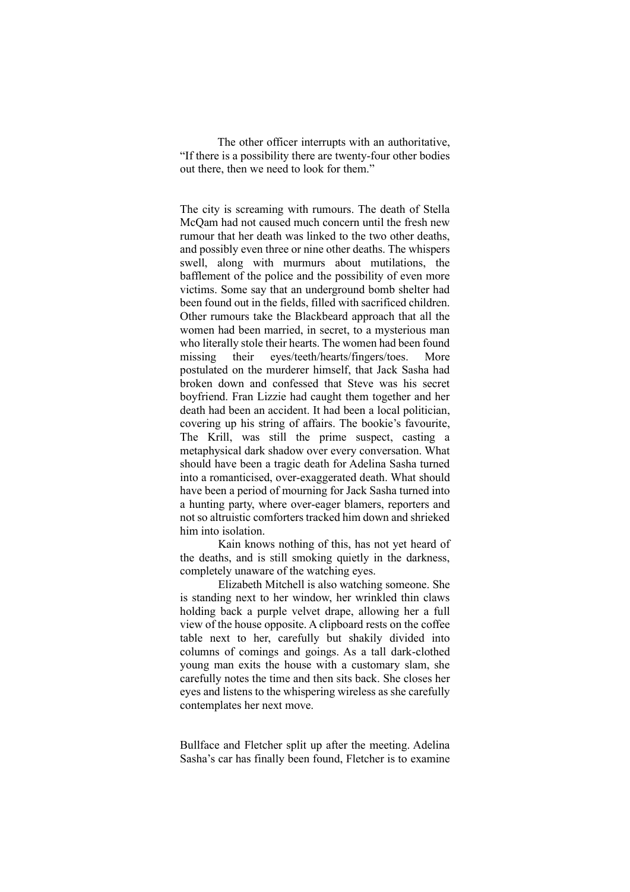The other officer interrupts with an authoritative, "If there is a possibility there are twenty-four other bodies out there, then we need to look for them."

The city is screaming with rumours. The death of Stella McQam had not caused much concern until the fresh new rumour that her death was linked to the two other deaths, and possibly even three or nine other deaths. The whispers swell, along with murmurs about mutilations, the bafflement of the police and the possibility of even more victims. Some say that an underground bomb shelter had been found out in the fields, filled with sacrificed children. Other rumours take the Blackbeard approach that all the women had been married, in secret, to a mysterious man who literally stole their hearts. The women had been found missing their eyes/teeth/hearts/fingers/toes. More postulated on the murderer himself, that Jack Sasha had broken down and confessed that Steve was his secret boyfriend. Fran Lizzie had caught them together and her death had been an accident. It had been a local politician, covering up his string of affairs. The bookie's favourite, The Krill, was still the prime suspect, casting a metaphysical dark shadow over every conversation. What should have been a tragic death for Adelina Sasha turned into a romanticised, over-exaggerated death. What should have been a period of mourning for Jack Sasha turned into a hunting party, where over-eager blamers, reporters and not so altruistic comforters tracked him down and shrieked him into isolation.

Kain knows nothing of this, has not yet heard of the deaths, and is still smoking quietly in the darkness, completely unaware of the watching eyes.

Elizabeth Mitchell is also watching someone. She is standing next to her window, her wrinkled thin claws holding back a purple velvet drape, allowing her a full view of the house opposite. A clipboard rests on the coffee table next to her, carefully but shakily divided into columns of comings and goings. As a tall dark-clothed young man exits the house with a customary slam, she carefully notes the time and then sits back. She closes her eyes and listens to the whispering wireless as she carefully contemplates her next move.

Bullface and Fletcher split up after the meeting. Adelina Sasha's car has finally been found, Fletcher is to examine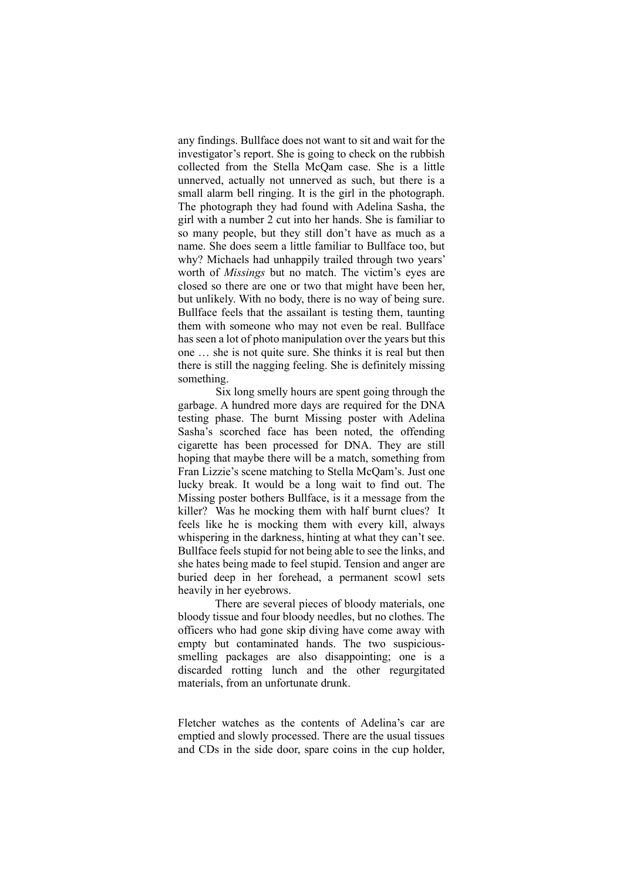any findings. Bullface does not want to sit and wait for the investigator's report. She is going to check on the rubbish collected from the Stella McQam case. She is a little unnerved, actually not unnerved as such, but there is a small alarm bell ringing. It is the girl in the photograph. The photograph they had found with Adelina Sasha, the girl with a number 2 cut into her hands. She is familiar to so many people, but they still don't have as much as a name. She does seem a little familiar to Bullface too, but why? Michaels had unhappily trailed through two years' worth of *Missings* but no match. The victim's eyes are closed so there are one or two that might have been her, but unlikely. With no body, there is no way of being sure. Bullface feels that the assailant is testing them, taunting them with someone who may not even be real. Bullface has seen a lot of photo manipulation over the years but this one … she is not quite sure. She thinks it is real but then there is still the nagging feeling. She is definitely missing something.

Six long smelly hours are spent going through the garbage. A hundred more days are required for the DNA testing phase. The burnt Missing poster with Adelina Sasha's scorched face has been noted, the offending cigarette has been processed for DNA. They are still hoping that maybe there will be a match, something from Fran Lizzie's scene matching to Stella McQam's. Just one lucky break. It would be a long wait to find out. The Missing poster bothers Bullface, is it a message from the killer? Was he mocking them with half burnt clues? It feels like he is mocking them with every kill, always whispering in the darkness, hinting at what they can't see. Bullface feels stupid for not being able to see the links, and she hates being made to feel stupid. Tension and anger are buried deep in her forehead, a permanent scowl sets heavily in her eyebrows.

There are several pieces of bloody materials, one bloody tissue and four bloody needles, but no clothes. The officers who had gone skip diving have come away with empty but contaminated hands. The two suspicious-smelling packages are also disappointing; one is a discarded rotting lunch and the other regurgitated materials, from an unfortunate drunk.

Fletcher watches as the contents of Adelina's car are emptied and slowly processed. There are the usual tissues and CDs in the side door, spare coins in the cup holder,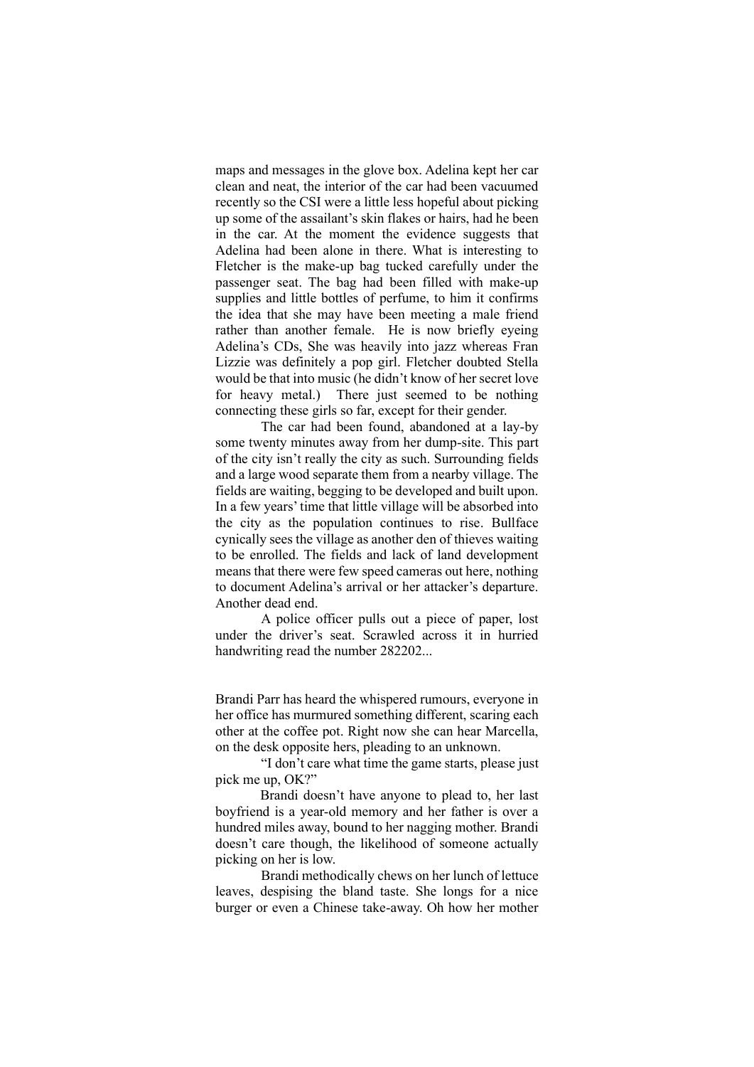maps and messages in the glove box. Adelina kept her car clean and neat, the interior of the car had been vacuumed recently so the CSI were a little less hopeful about picking up some of the assailant's skin flakes or hairs, had he been in the car. At the moment the evidence suggests that Adelina had been alone in there. What is interesting to Fletcher is the make-up bag tucked carefully under the passenger seat. The bag had been filled with make-up supplies and little bottles of perfume, to him it confirms the idea that she may have been meeting a male friend rather than another female. He is now briefly eyeing Adelina's CDs, She was heavily into jazz whereas Fran Lizzie was definitely a pop girl. Fletcher doubted Stella would be that into music (he didn't know of her secret love for heavy metal.) There just seemed to be nothing connecting these girls so far, except for their gender.

The car had been found, abandoned at a lay-by some twenty minutes away from her dump-site. This part of the city isn't really the city as such. Surrounding fields and a large wood separate them from a nearby village. The fields are waiting, begging to be developed and built upon. In a few years' time that little village will be absorbed into the city as the population continues to rise. Bullface cynically sees the village as another den of thieves waiting to be enrolled. The fields and lack of land development means that there were few speed cameras out here, nothing to document Adelina's arrival or her attacker's departure. Another dead end.

A police officer pulls out a piece of paper, lost under the driver's seat. Scrawled across it in hurried handwriting read the number 282202...

Brandi Parr has heard the whispered rumours, everyone in her office has murmured something different, scaring each other at the coffee pot. Right now she can hear Marcella, on the desk opposite hers, pleading to an unknown.

"I don't care what time the game starts, please just pick me up, OK?"

Brandi doesn't have anyone to plead to, her last boyfriend is a year-old memory and her father is over a hundred miles away, bound to her nagging mother. Brandi doesn't care though, the likelihood of someone actually picking on her is low.

Brandi methodically chews on her lunch of lettuce leaves, despising the bland taste. She longs for a nice burger or even a Chinese take-away. Oh how her mother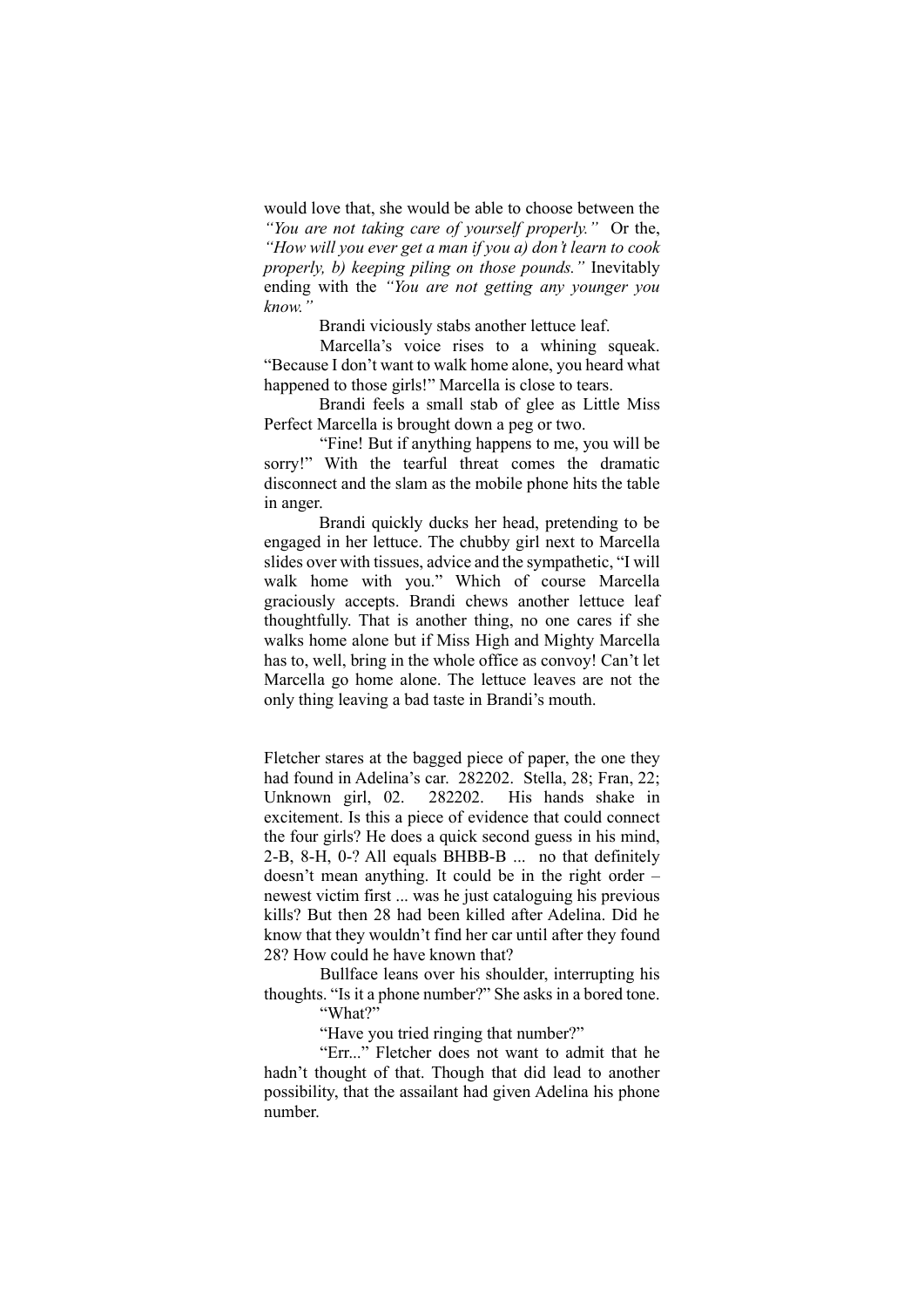would love that, she would be able to choose between the *"You are not taking care of yourself properly."* Or the, *"How will you ever get a man if you a) don't learn to cook properly, b) keeping piling on those pounds."* Inevitably ending with the *"You are not getting any younger you know."*

Brandi viciously stabs another lettuce leaf.

Marcella's voice rises to a whining squeak. "Because I don't want to walk home alone, you heard what happened to those girls!" Marcella is close to tears.

Brandi feels a small stab of glee as Little Miss Perfect Marcella is brought down a peg or two.

"Fine! But if anything happens to me, you will be sorry!" With the tearful threat comes the dramatic disconnect and the slam as the mobile phone hits the table in anger.

Brandi quickly ducks her head, pretending to be engaged in her lettuce. The chubby girl next to Marcella slides over with tissues, advice and the sympathetic, "I will walk home with you." Which of course Marcella graciously accepts. Brandi chews another lettuce leaf thoughtfully. That is another thing, no one cares if she walks home alone but if Miss High and Mighty Marcella has to, well, bring in the whole office as convoy! Can't let Marcella go home alone. The lettuce leaves are not the only thing leaving a bad taste in Brandi's mouth.

Fletcher stares at the bagged piece of paper, the one they had found in Adelina's car. 282202. Stella, 28; Fran, 22; Unknown girl, 02. 282202. His hands shake in excitement. Is this a piece of evidence that could connect the four girls? He does a quick second guess in his mind, 2-B, 8-H, 0-? All equals BHBB-B ... no that definitely doesn't mean anything. It could be in the right order – newest victim first ... was he just cataloguing his previous kills? But then 28 had been killed after Adelina. Did he know that they wouldn't find her car until after they found 28? How could he have known that?

Bullface leans over his shoulder, interrupting his thoughts. "Is it a phone number?" She asks in a bored tone.

"What?"

"Have you tried ringing that number?"

"Err..." Fletcher does not want to admit that he hadn't thought of that. Though that did lead to another possibility, that the assailant had given Adelina his phone number.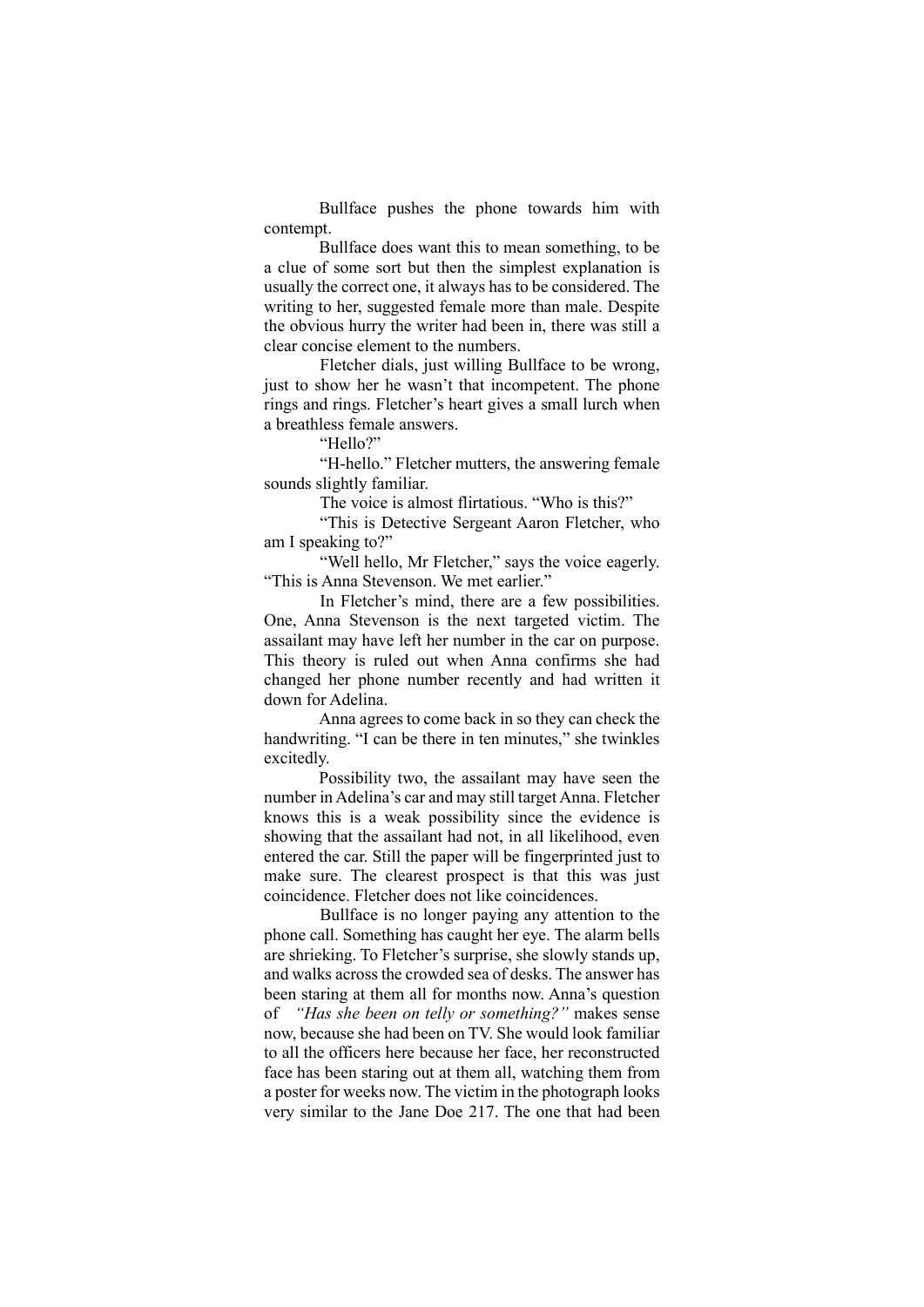Bullface pushes the phone towards him with contempt.

Bullface does want this to mean something, to be a clue of some sort but then the simplest explanation is usually the correct one, it always has to be considered. The writing to her, suggested female more than male. Despite the obvious hurry the writer had been in, there was still a clear concise element to the numbers.

Fletcher dials, just willing Bullface to be wrong, just to show her he wasn't that incompetent. The phone rings and rings. Fletcher's heart gives a small lurch when a breathless female answers.

"Hello?"

"H-hello." Fletcher mutters, the answering female sounds slightly familiar.

The voice is almost flirtatious. "Who is this?"

"This is Detective Sergeant Aaron Fletcher, who am I speaking to?"

"Well hello, Mr Fletcher," says the voice eagerly. "This is Anna Stevenson. We met earlier."

In Fletcher's mind, there are a few possibilities. One, Anna Stevenson is the next targeted victim. The assailant may have left her number in the car on purpose. This theory is ruled out when Anna confirms she had changed her phone number recently and had written it down for Adelina.

Anna agrees to come back in so they can check the handwriting. "I can be there in ten minutes," she twinkles excitedly.

Possibility two, the assailant may have seen the number in Adelina's car and may still target Anna. Fletcher knows this is a weak possibility since the evidence is showing that the assailant had not, in all likelihood, even entered the car. Still the paper will be fingerprinted just to make sure. The clearest prospect is that this was just coincidence. Fletcher does not like coincidences.

Bullface is no longer paying any attention to the phone call. Something has caught her eye. The alarm bells are shrieking. To Fletcher's surprise, she slowly stands up, and walks across the crowded sea of desks. The answer has been staring at them all for months now. Anna's question of *"Has she been on telly or something?"* makes sense now, because she had been on TV. She would look familiar to all the officers here because her face, her reconstructed face has been staring out at them all, watching them from a poster for weeks now. The victim in the photograph looks very similar to the Jane Doe 217. The one that had been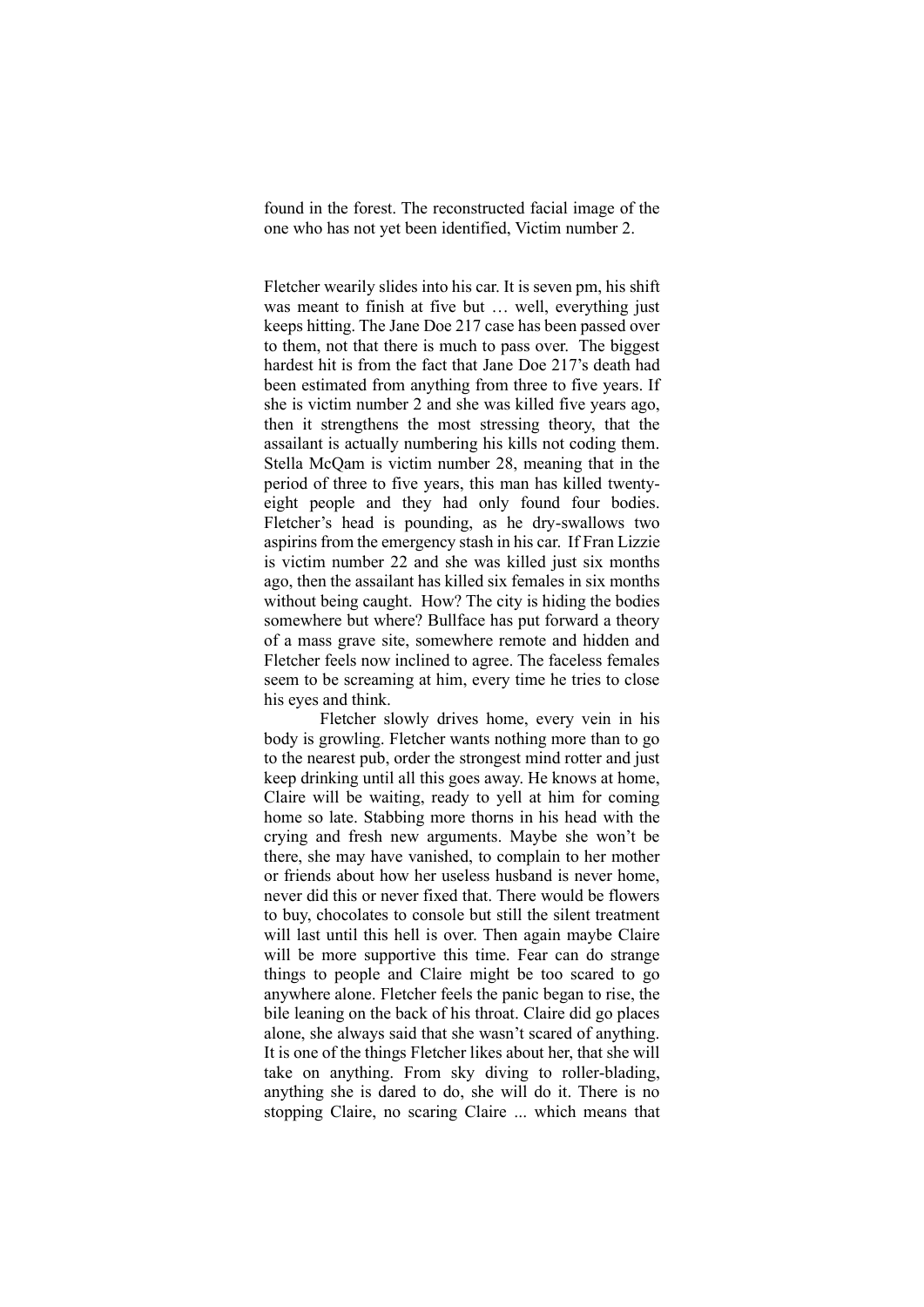found in the forest. The reconstructed facial image of the one who has not yet been identified, Victim number 2.

Fletcher wearily slides into his car. It is seven pm, his shift was meant to finish at five but … well, everything just keeps hitting. The Jane Doe 217 case has been passed over to them, not that there is much to pass over. The biggest hardest hit is from the fact that Jane Doe 217's death had been estimated from anything from three to five years. If she is victim number 2 and she was killed five years ago, then it strengthens the most stressing theory, that the assailant is actually numbering his kills not coding them. Stella McQam is victim number 28, meaning that in the period of three to five years, this man has killed twenty-eight people and they had only found four bodies. Fletcher's head is pounding, as he dry-swallows two aspirins from the emergency stash in his car. If Fran Lizzie is victim number 22 and she was killed just six months ago, then the assailant has killed six females in six months without being caught. How? The city is hiding the bodies somewhere but where? Bullface has put forward a theory of a mass grave site, somewhere remote and hidden and Fletcher feels now inclined to agree. The faceless females seem to be screaming at him, every time he tries to close his eyes and think.

Fletcher slowly drives home, every vein in his body is growling. Fletcher wants nothing more than to go to the nearest pub, order the strongest mind rotter and just keep drinking until all this goes away. He knows at home, Claire will be waiting, ready to yell at him for coming home so late. Stabbing more thorns in his head with the crying and fresh new arguments. Maybe she won't be there, she may have vanished, to complain to her mother or friends about how her useless husband is never home, never did this or never fixed that. There would be flowers to buy, chocolates to console but still the silent treatment will last until this hell is over. Then again maybe Claire will be more supportive this time. Fear can do strange things to people and Claire might be too scared to go anywhere alone. Fletcher feels the panic began to rise, the bile leaning on the back of his throat. Claire did go places alone, she always said that she wasn't scared of anything. It is one of the things Fletcher likes about her, that she will take on anything. From sky diving to roller-blading, anything she is dared to do, she will do it. There is no stopping Claire, no scaring Claire ... which means that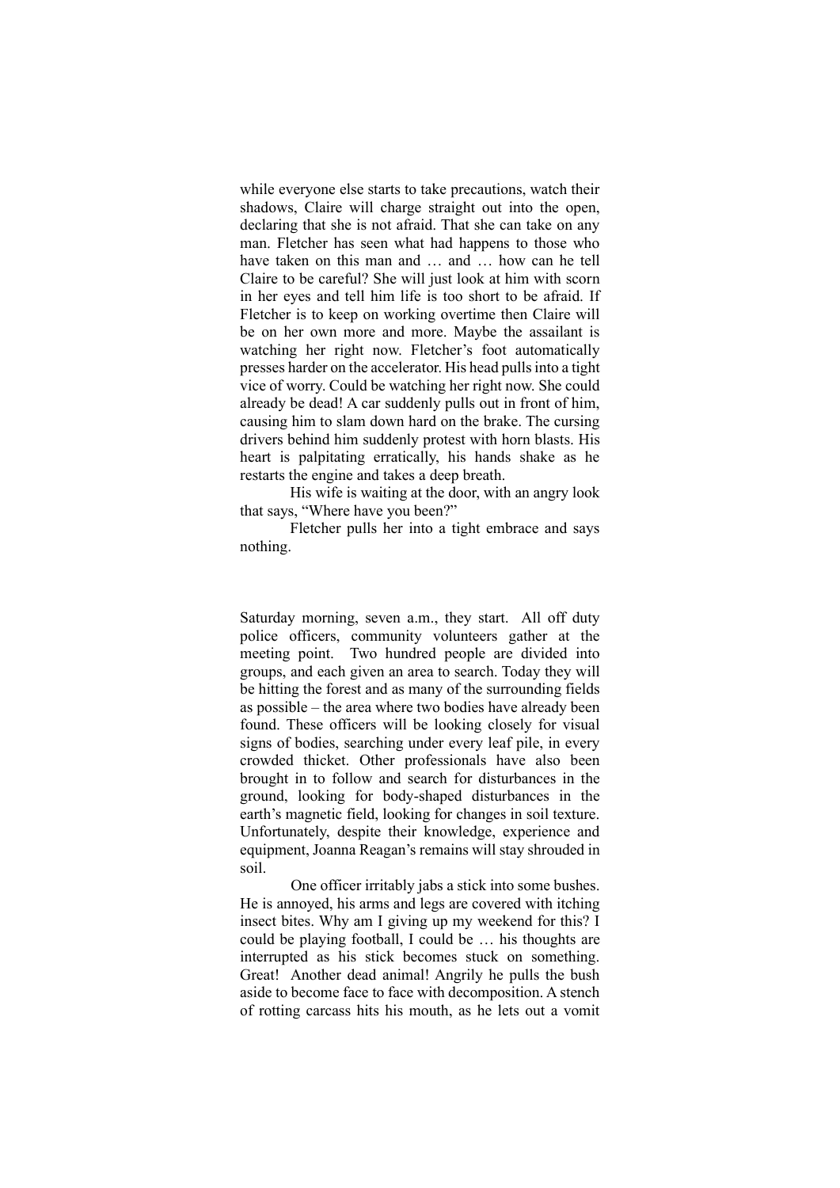while everyone else starts to take precautions, watch their shadows, Claire will charge straight out into the open, declaring that she is not afraid. That she can take on any man. Fletcher has seen what had happens to those who have taken on this man and … and … how can he tell Claire to be careful? She will just look at him with scorn in her eyes and tell him life is too short to be afraid. If Fletcher is to keep on working overtime then Claire will be on her own more and more. Maybe the assailant is watching her right now. Fletcher's foot automatically presses harder on the accelerator. His head pulls into a tight vice of worry. Could be watching her right now. She could already be dead! A car suddenly pulls out in front of him, causing him to slam down hard on the brake. The cursing drivers behind him suddenly protest with horn blasts. His heart is palpitating erratically, his hands shake as he restarts the engine and takes a deep breath.

His wife is waiting at the door, with an angry look that says, "Where have you been?"

Fletcher pulls her into a tight embrace and says nothing.

Saturday morning, seven a.m., they start. All off duty police officers, community volunteers gather at the meeting point. Two hundred people are divided into groups, and each given an area to search. Today they will be hitting the forest and as many of the surrounding fields as possible – the area where two bodies have already been found. These officers will be looking closely for visual signs of bodies, searching under every leaf pile, in every crowded thicket. Other professionals have also been brought in to follow and search for disturbances in the ground, looking for body-shaped disturbances in the earth's magnetic field, looking for changes in soil texture. Unfortunately, despite their knowledge, experience and equipment, Joanna Reagan's remains will stay shrouded in soil.

One officer irritably jabs a stick into some bushes. He is annoyed, his arms and legs are covered with itching insect bites. Why am I giving up my weekend for this? I could be playing football, I could be … his thoughts are interrupted as his stick becomes stuck on something. Great! Another dead animal! Angrily he pulls the bush aside to become face to face with decomposition. A stench of rotting carcass hits his mouth, as he lets out a vomit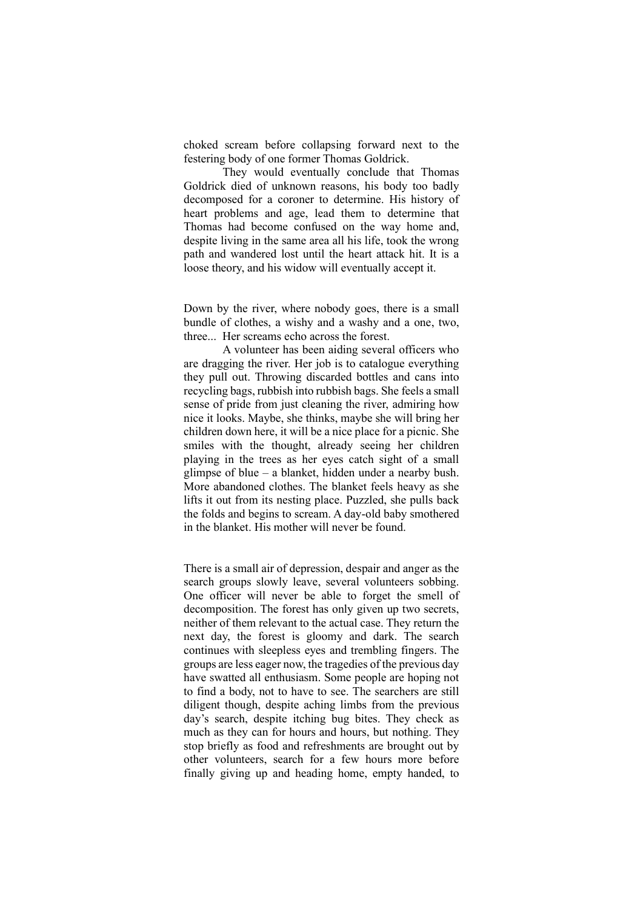choked scream before collapsing forward next to the festering body of one former Thomas Goldrick.

They would eventually conclude that Thomas Goldrick died of unknown reasons, his body too badly decomposed for a coroner to determine. His history of heart problems and age, lead them to determine that Thomas had become confused on the way home and, despite living in the same area all his life, took the wrong path and wandered lost until the heart attack hit. It is a loose theory, and his widow will eventually accept it.

Down by the river, where nobody goes, there is a small bundle of clothes, a wishy and a washy and a one, two, three... Her screams echo across the forest.

A volunteer has been aiding several officers who are dragging the river. Her job is to catalogue everything they pull out. Throwing discarded bottles and cans into recycling bags, rubbish into rubbish bags. She feels a small sense of pride from just cleaning the river, admiring how nice it looks. Maybe, she thinks, maybe she will bring her children down here, it will be a nice place for a picnic. She smiles with the thought, already seeing her children playing in the trees as her eyes catch sight of a small glimpse of blue – a blanket, hidden under a nearby bush. More abandoned clothes. The blanket feels heavy as she lifts it out from its nesting place. Puzzled, she pulls back the folds and begins to scream. A day-old baby smothered in the blanket. His mother will never be found.

There is a small air of depression, despair and anger as the search groups slowly leave, several volunteers sobbing. One officer will never be able to forget the smell of decomposition. The forest has only given up two secrets, neither of them relevant to the actual case. They return the next day, the forest is gloomy and dark. The search continues with sleepless eyes and trembling fingers. The groups are less eager now, the tragedies of the previous day have swatted all enthusiasm. Some people are hoping not to find a body, not to have to see. The searchers are still diligent though, despite aching limbs from the previous day's search, despite itching bug bites. They check as much as they can for hours and hours, but nothing. They stop briefly as food and refreshments are brought out by other volunteers, search for a few hours more before finally giving up and heading home, empty handed, to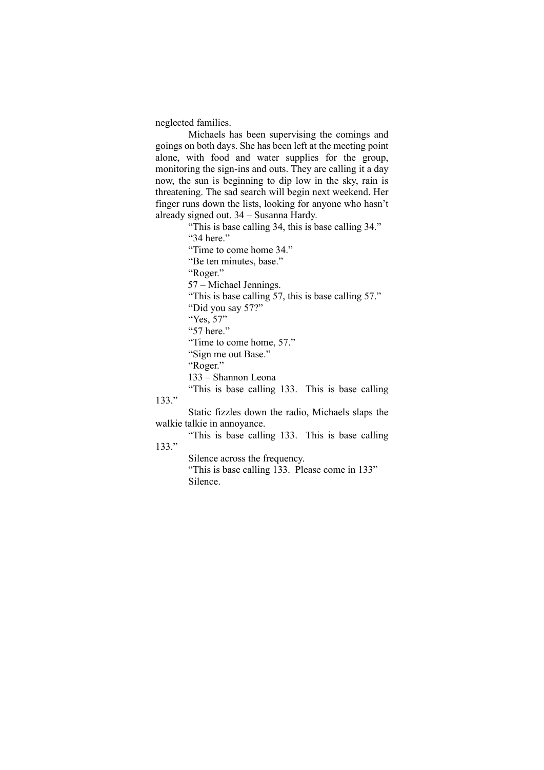neglected families.

Michaels has been supervising the comings and goings on both days. She has been left at the meeting point alone, with food and water supplies for the group, monitoring the sign-ins and outs. They are calling it a day now, the sun is beginning to dip low in the sky, rain is threatening. The sad search will begin next weekend. Her finger runs down the lists, looking for anyone who hasn't already signed out. 34 – Susanna Hardy.

"This is base calling 34, this is base calling 34."

"34 here."

"Time to come home 34."

"Be ten minutes, base."

"Roger."

57 – Michael Jennings.

"This is base calling 57, this is base calling 57."

"Did you say 57?"

"Yes, 57"

"57 here."

"Time to come home, 57."

"Sign me out Base."

"Roger."

133 – Shannon Leona

"This is base calling 133. This is base calling 133."

Static fizzles down the radio, Michaels slaps the walkie talkie in annoyance.

"This is base calling 133. This is base calling 133."

Silence across the frequency.

"This is base calling 133. Please come in 133"

Silence.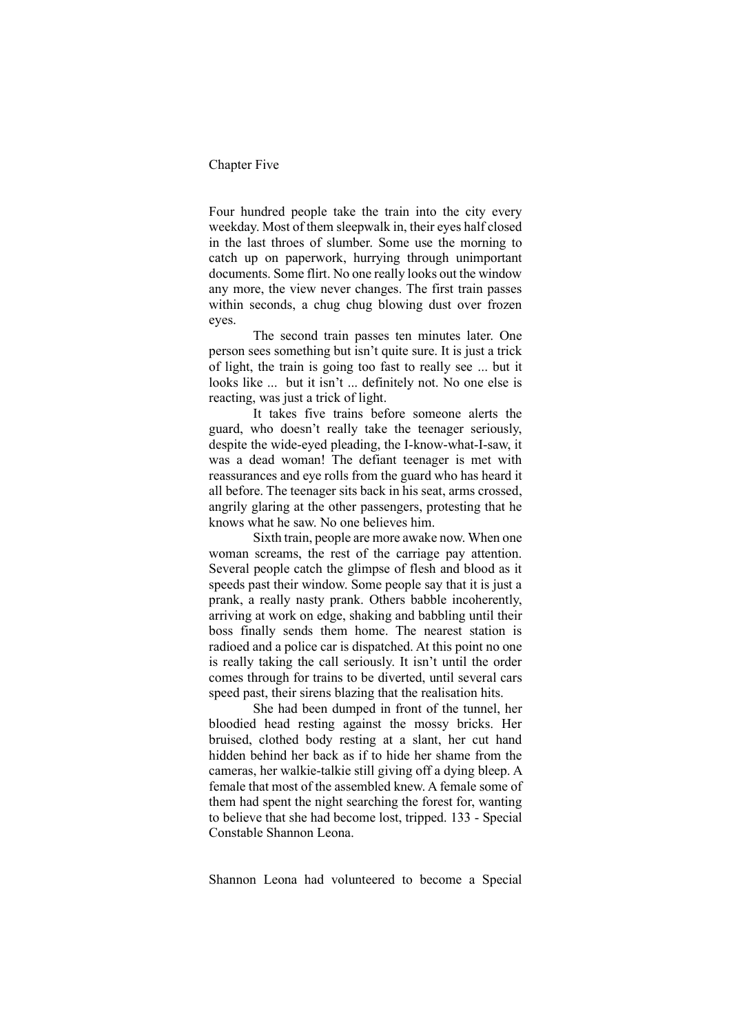# Chapter Five

Four hundred people take the train into the city every weekday. Most of them sleepwalk in, their eyes half closed in the last throes of slumber. Some use the morning to catch up on paperwork, hurrying through unimportant documents. Some flirt. No one really looks out the window any more, the view never changes. The first train passes within seconds, a chug chug blowing dust over frozen eyes.

The second train passes ten minutes later. One person sees something but isn't quite sure. It is just a trick of light, the train is going too fast to really see ... but it looks like ... but it isn't ... definitely not. No one else is reacting, was just a trick of light.

It takes five trains before someone alerts the guard, who doesn't really take the teenager seriously, despite the wide-eyed pleading, the I-know-what-I-saw, it was a dead woman! The defiant teenager is met with reassurances and eye rolls from the guard who has heard it all before. The teenager sits back in his seat, arms crossed, angrily glaring at the other passengers, protesting that he knows what he saw. No one believes him.

Sixth train, people are more awake now. When one woman screams, the rest of the carriage pay attention. Several people catch the glimpse of flesh and blood as it speeds past their window. Some people say that it is just a prank, a really nasty prank. Others babble incoherently, arriving at work on edge, shaking and babbling until their boss finally sends them home. The nearest station is radioed and a police car is dispatched. At this point no one is really taking the call seriously. It isn't until the order comes through for trains to be diverted, until several cars speed past, their sirens blazing that the realisation hits.

She had been dumped in front of the tunnel, her bloodied head resting against the mossy bricks. Her bruised, clothed body resting at a slant, her cut hand hidden behind her back as if to hide her shame from the cameras, her walkie-talkie still giving off a dying bleep. A female that most of the assembled knew. A female some of them had spent the night searching the forest for, wanting to believe that she had become lost, tripped. 133 - Special Constable Shannon Leona.

Shannon Leona had volunteered to become a Special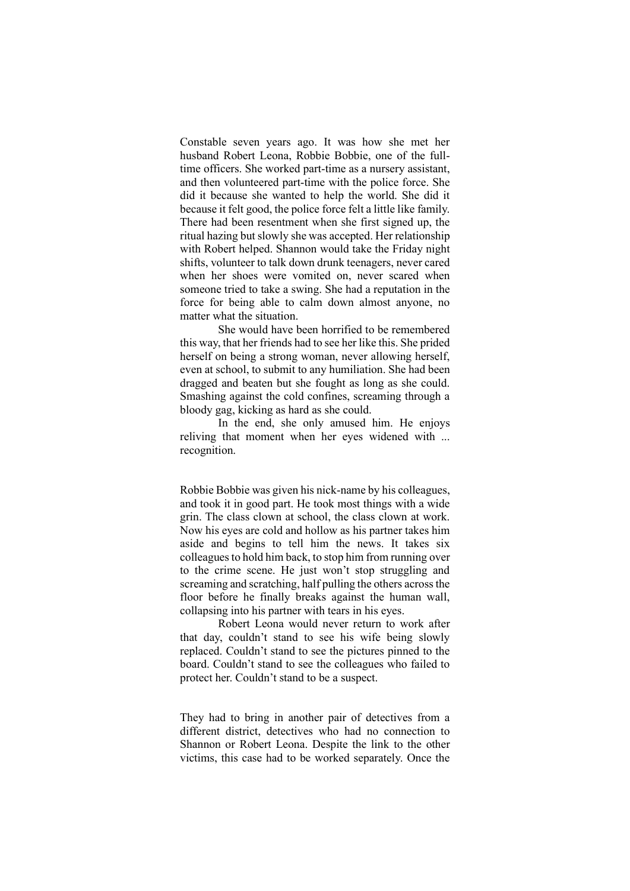Constable seven years ago. It was how she met her husband Robert Leona, Robbie Bobbie, one of the full-time officers. She worked part-time as a nursery assistant, and then volunteered part-time with the police force. She did it because she wanted to help the world. She did it because it felt good, the police force felt a little like family. There had been resentment when she first signed up, the ritual hazing but slowly she was accepted. Her relationship with Robert helped. Shannon would take the Friday night shifts, volunteer to talk down drunk teenagers, never cared when her shoes were vomited on, never scared when someone tried to take a swing. She had a reputation in the force for being able to calm down almost anyone, no matter what the situation.

She would have been horrified to be remembered this way, that her friends had to see her like this. She prided herself on being a strong woman, never allowing herself, even at school, to submit to any humiliation. She had been dragged and beaten but she fought as long as she could. Smashing against the cold confines, screaming through a bloody gag, kicking as hard as she could.

In the end, she only amused him. He enjoys reliving that moment when her eyes widened with ... recognition.

Robbie Bobbie was given his nick-name by his colleagues, and took it in good part. He took most things with a wide grin. The class clown at school, the class clown at work. Now his eyes are cold and hollow as his partner takes him aside and begins to tell him the news. It takes six colleagues to hold him back, to stop him from running over to the crime scene. He just won't stop struggling and screaming and scratching, half pulling the others across the floor before he finally breaks against the human wall, collapsing into his partner with tears in his eyes.

Robert Leona would never return to work after that day, couldn't stand to see his wife being slowly replaced. Couldn't stand to see the pictures pinned to the board. Couldn't stand to see the colleagues who failed to protect her. Couldn't stand to be a suspect.

They had to bring in another pair of detectives from a different district, detectives who had no connection to Shannon or Robert Leona. Despite the link to the other victims, this case had to be worked separately. Once the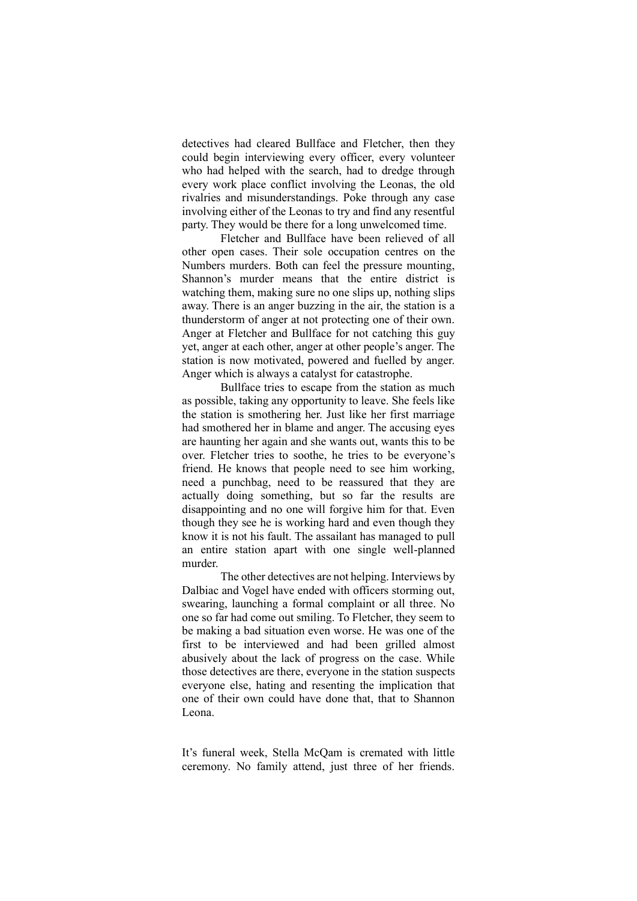detectives had cleared Bullface and Fletcher, then they could begin interviewing every officer, every volunteer who had helped with the search, had to dredge through every work place conflict involving the Leonas, the old rivalries and misunderstandings. Poke through any case involving either of the Leonas to try and find any resentful party. They would be there for a long unwelcomed time.

Fletcher and Bullface have been relieved of all other open cases. Their sole occupation centres on the Numbers murders. Both can feel the pressure mounting, Shannon's murder means that the entire district is watching them, making sure no one slips up, nothing slips away. There is an anger buzzing in the air, the station is a thunderstorm of anger at not protecting one of their own. Anger at Fletcher and Bullface for not catching this guy yet, anger at each other, anger at other people's anger. The station is now motivated, powered and fuelled by anger. Anger which is always a catalyst for catastrophe.

Bullface tries to escape from the station as much as possible, taking any opportunity to leave. She feels like the station is smothering her. Just like her first marriage had smothered her in blame and anger. The accusing eyes are haunting her again and she wants out, wants this to be over. Fletcher tries to soothe, he tries to be everyone's friend. He knows that people need to see him working, need a punchbag, need to be reassured that they are actually doing something, but so far the results are disappointing and no one will forgive him for that. Even though they see he is working hard and even though they know it is not his fault. The assailant has managed to pull an entire station apart with one single well-planned murder.

The other detectives are not helping. Interviews by Dalbiac and Vogel have ended with officers storming out, swearing, launching a formal complaint or all three. No one so far had come out smiling. To Fletcher, they seem to be making a bad situation even worse. He was one of the first to be interviewed and had been grilled almost abusively about the lack of progress on the case. While those detectives are there, everyone in the station suspects everyone else, hating and resenting the implication that one of their own could have done that, that to Shannon Leona.

It's funeral week, Stella McQam is cremated with little ceremony. No family attend, just three of her friends.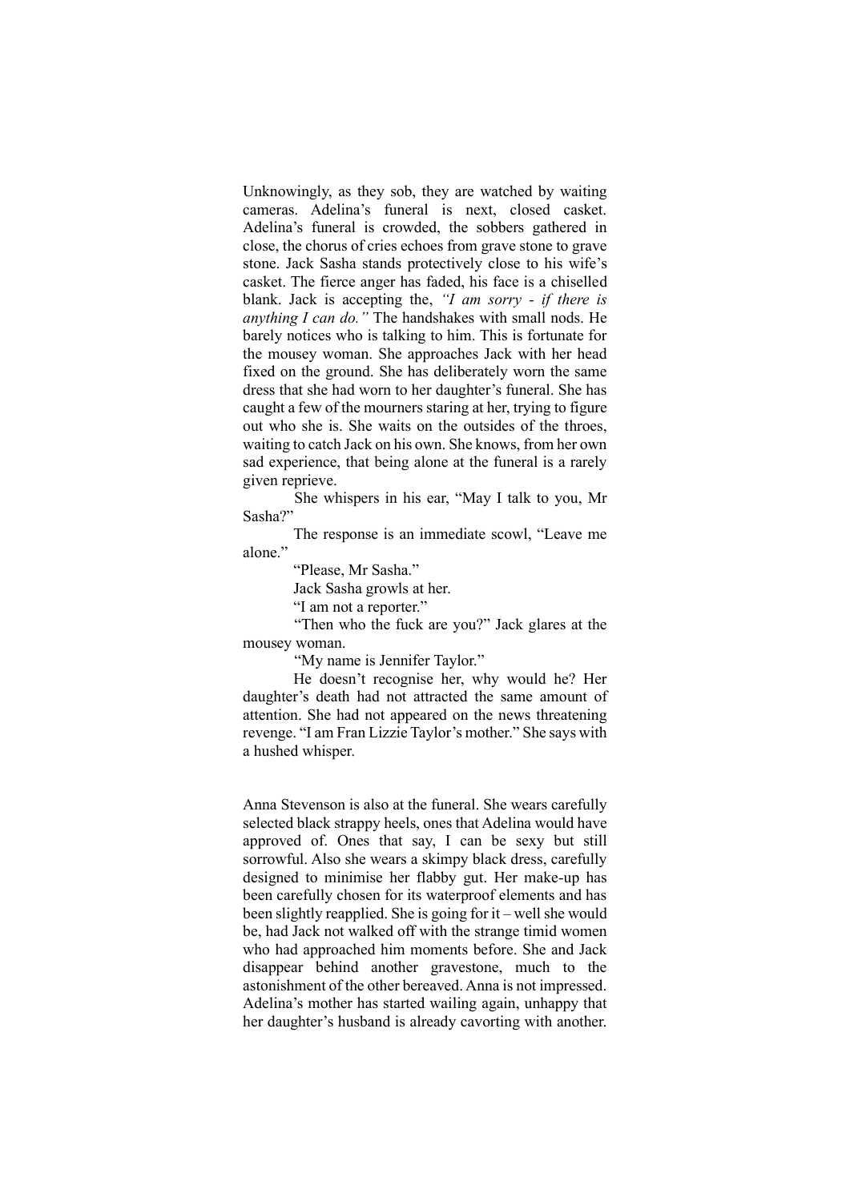Unknowingly, as they sob, they are watched by waiting cameras. Adelina's funeral is next, closed casket. Adelina's funeral is crowded, the sobbers gathered in close, the chorus of cries echoes from grave stone to grave stone. Jack Sasha stands protectively close to his wife's casket. The fierce anger has faded, his face is a chiselled blank. Jack is accepting the, *"I am sorry - if there is anything I can do."* The handshakes with small nods. He barely notices who is talking to him. This is fortunate for the mousey woman. She approaches Jack with her head fixed on the ground. She has deliberately worn the same dress that she had worn to her daughter's funeral. She has caught a few of the mourners staring at her, trying to figure out who she is. She waits on the outsides of the throes, waiting to catch Jack on his own. She knows, from her own sad experience, that being alone at the funeral is a rarely given reprieve.

She whispers in his ear, "May I talk to you, Mr Sasha?"

The response is an immediate scowl, "Leave me alone."

"Please, Mr Sasha."

Jack Sasha growls at her.

"I am not a reporter."

"Then who the fuck are you?" Jack glares at the mousey woman.

"My name is Jennifer Taylor."

He doesn't recognise her, why would he? Her daughter's death had not attracted the same amount of attention. She had not appeared on the news threatening revenge. "I am Fran Lizzie Taylor's mother." She says with a hushed whisper.

Anna Stevenson is also at the funeral. She wears carefully selected black strappy heels, ones that Adelina would have approved of. Ones that say, I can be sexy but still sorrowful. Also she wears a skimpy black dress, carefully designed to minimise her flabby gut. Her make-up has been carefully chosen for its waterproof elements and has been slightly reapplied. She is going for it – well she would be, had Jack not walked off with the strange timid women who had approached him moments before. She and Jack disappear behind another gravestone, much to the astonishment of the other bereaved. Anna is not impressed. Adelina's mother has started wailing again, unhappy that her daughter's husband is already cavorting with another.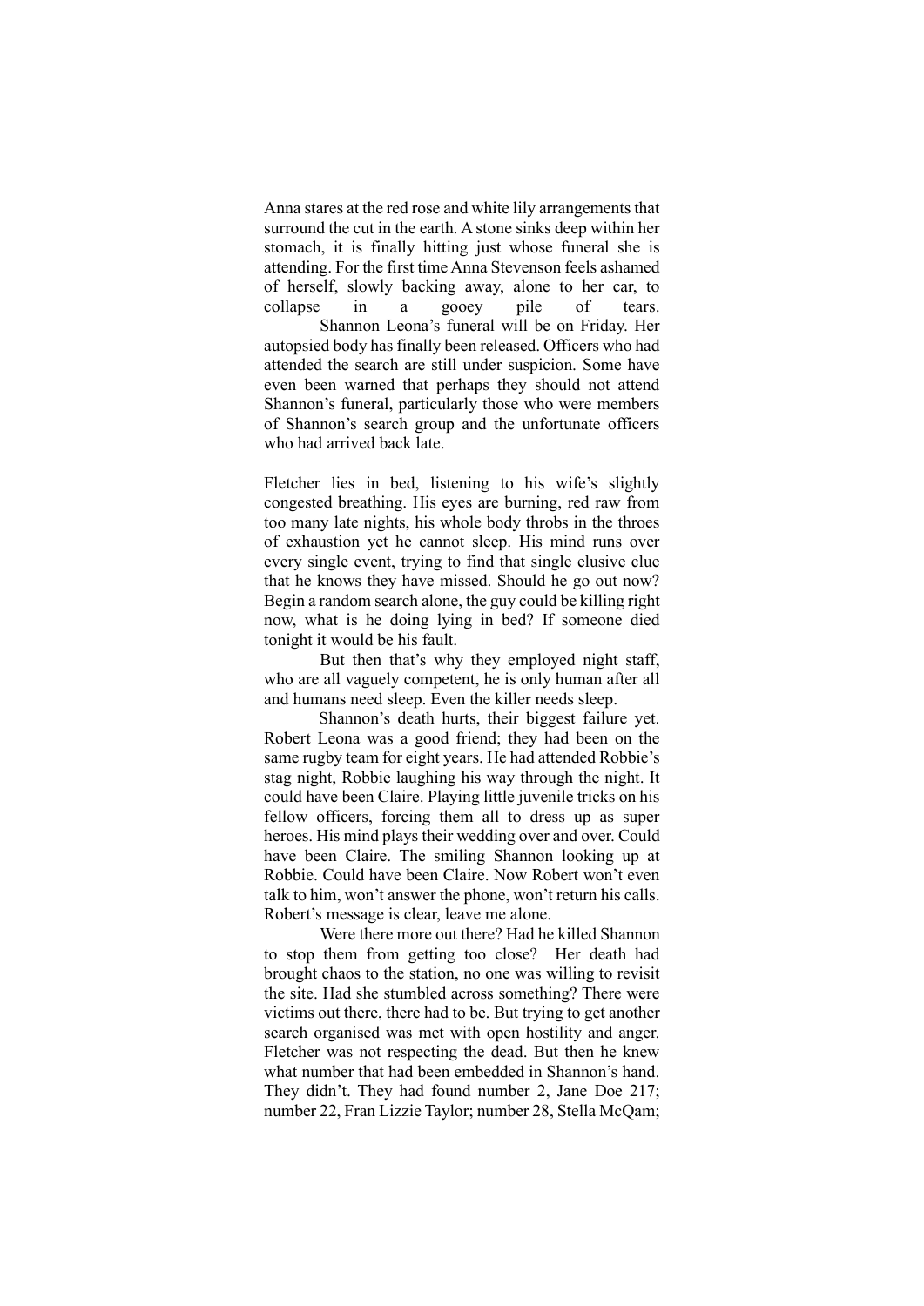Anna stares at the red rose and white lily arrangements that surround the cut in the earth. A stone sinks deep within her stomach, it is finally hitting just whose funeral she is attending. For the first time Anna Stevenson feels ashamed of herself, slowly backing away, alone to her car, to collapse in a gooey pile of tears.

Shannon Leona's funeral will be on Friday. Her autopsied body has finally been released. Officers who had attended the search are still under suspicion. Some have even been warned that perhaps they should not attend Shannon's funeral, particularly those who were members of Shannon's search group and the unfortunate officers who had arrived back late.

Fletcher lies in bed, listening to his wife's slightly congested breathing. His eyes are burning, red raw from too many late nights, his whole body throbs in the throes of exhaustion yet he cannot sleep. His mind runs over every single event, trying to find that single elusive clue that he knows they have missed. Should he go out now? Begin a random search alone, the guy could be killing right now, what is he doing lying in bed? If someone died tonight it would be his fault.

But then that's why they employed night staff, who are all vaguely competent, he is only human after all and humans need sleep. Even the killer needs sleep.

Shannon's death hurts, their biggest failure yet. Robert Leona was a good friend; they had been on the same rugby team for eight years. He had attended Robbie's stag night, Robbie laughing his way through the night. It could have been Claire. Playing little juvenile tricks on his fellow officers, forcing them all to dress up as super heroes. His mind plays their wedding over and over. Could have been Claire. The smiling Shannon looking up at Robbie. Could have been Claire. Now Robert won't even talk to him, won't answer the phone, won't return his calls. Robert's message is clear, leave me alone.

Were there more out there? Had he killed Shannon to stop them from getting too close? Her death had brought chaos to the station, no one was willing to revisit the site. Had she stumbled across something? There were victims out there, there had to be. But trying to get another search organised was met with open hostility and anger. Fletcher was not respecting the dead. But then he knew what number that had been embedded in Shannon's hand. They didn't. They had found number 2, Jane Doe 217; number 22, Fran Lizzie Taylor; number 28, Stella McQam;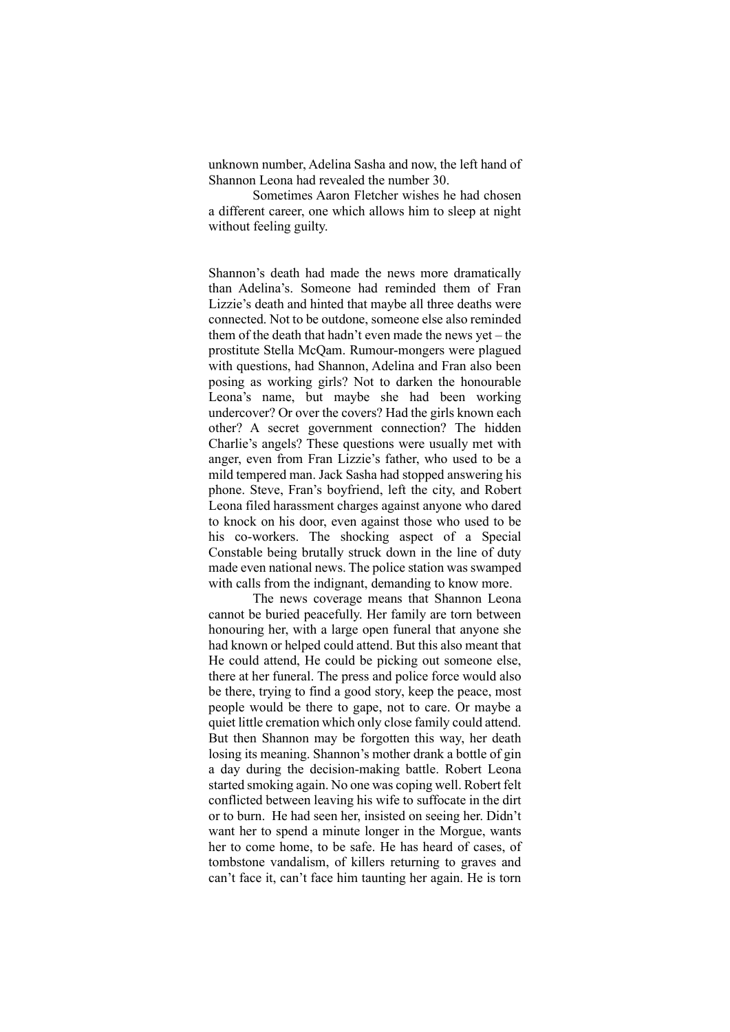unknown number, Adelina Sasha and now, the left hand of Shannon Leona had revealed the number 30.

Sometimes Aaron Fletcher wishes he had chosen a different career, one which allows him to sleep at night without feeling guilty.

Shannon's death had made the news more dramatically than Adelina's. Someone had reminded them of Fran Lizzie's death and hinted that maybe all three deaths were connected. Not to be outdone, someone else also reminded them of the death that hadn't even made the news yet – the prostitute Stella McQam. Rumour-mongers were plagued with questions, had Shannon, Adelina and Fran also been posing as working girls? Not to darken the honourable Leona's name, but maybe she had been working undercover? Or over the covers? Had the girls known each other? A secret government connection? The hidden Charlie's angels? These questions were usually met with anger, even from Fran Lizzie's father, who used to be a mild tempered man. Jack Sasha had stopped answering his phone. Steve, Fran's boyfriend, left the city, and Robert Leona filed harassment charges against anyone who dared to knock on his door, even against those who used to be his co-workers. The shocking aspect of a Special Constable being brutally struck down in the line of duty made even national news. The police station was swamped with calls from the indignant, demanding to know more.

The news coverage means that Shannon Leona cannot be buried peacefully. Her family are torn between honouring her, with a large open funeral that anyone she had known or helped could attend. But this also meant that He could attend, He could be picking out someone else, there at her funeral. The press and police force would also be there, trying to find a good story, keep the peace, most people would be there to gape, not to care. Or maybe a quiet little cremation which only close family could attend. But then Shannon may be forgotten this way, her death losing its meaning. Shannon's mother drank a bottle of gin a day during the decision-making battle. Robert Leona started smoking again. No one was coping well. Robert felt conflicted between leaving his wife to suffocate in the dirt or to burn. He had seen her, insisted on seeing her. Didn't want her to spend a minute longer in the Morgue, wants her to come home, to be safe. He has heard of cases, of tombstone vandalism, of killers returning to graves and can't face it, can't face him taunting her again. He is torn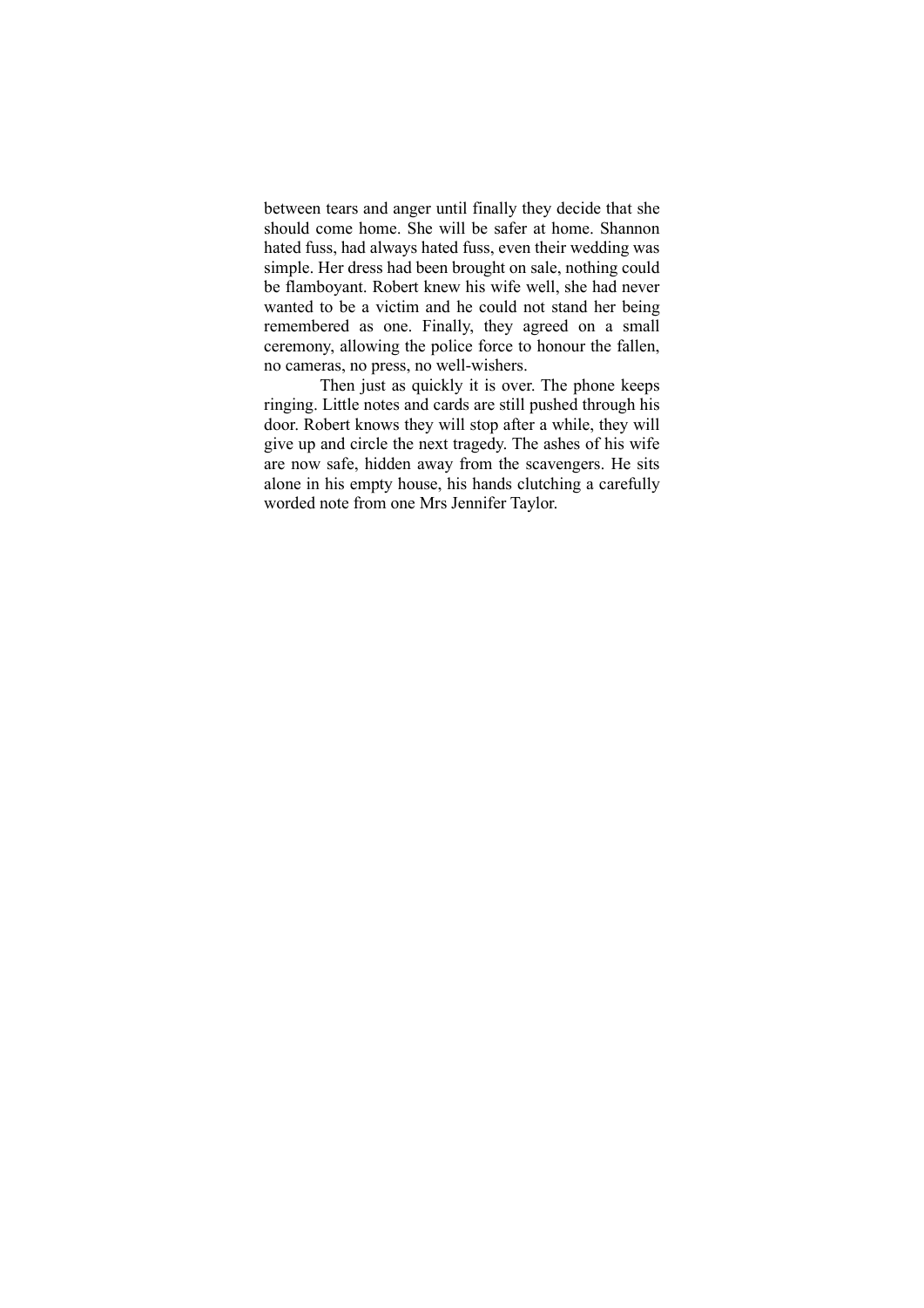between tears and anger until finally they decide that she should come home. She will be safer at home. Shannon hated fuss, had always hated fuss, even their wedding was simple. Her dress had been brought on sale, nothing could be flamboyant. Robert knew his wife well, she had never wanted to be a victim and he could not stand her being remembered as one. Finally, they agreed on a small ceremony, allowing the police force to honour the fallen, no cameras, no press, no well-wishers.

Then just as quickly it is over. The phone keeps ringing. Little notes and cards are still pushed through his door. Robert knows they will stop after a while, they will give up and circle the next tragedy. The ashes of his wife are now safe, hidden away from the scavengers. He sits alone in his empty house, his hands clutching a carefully worded note from one Mrs Jennifer Taylor.